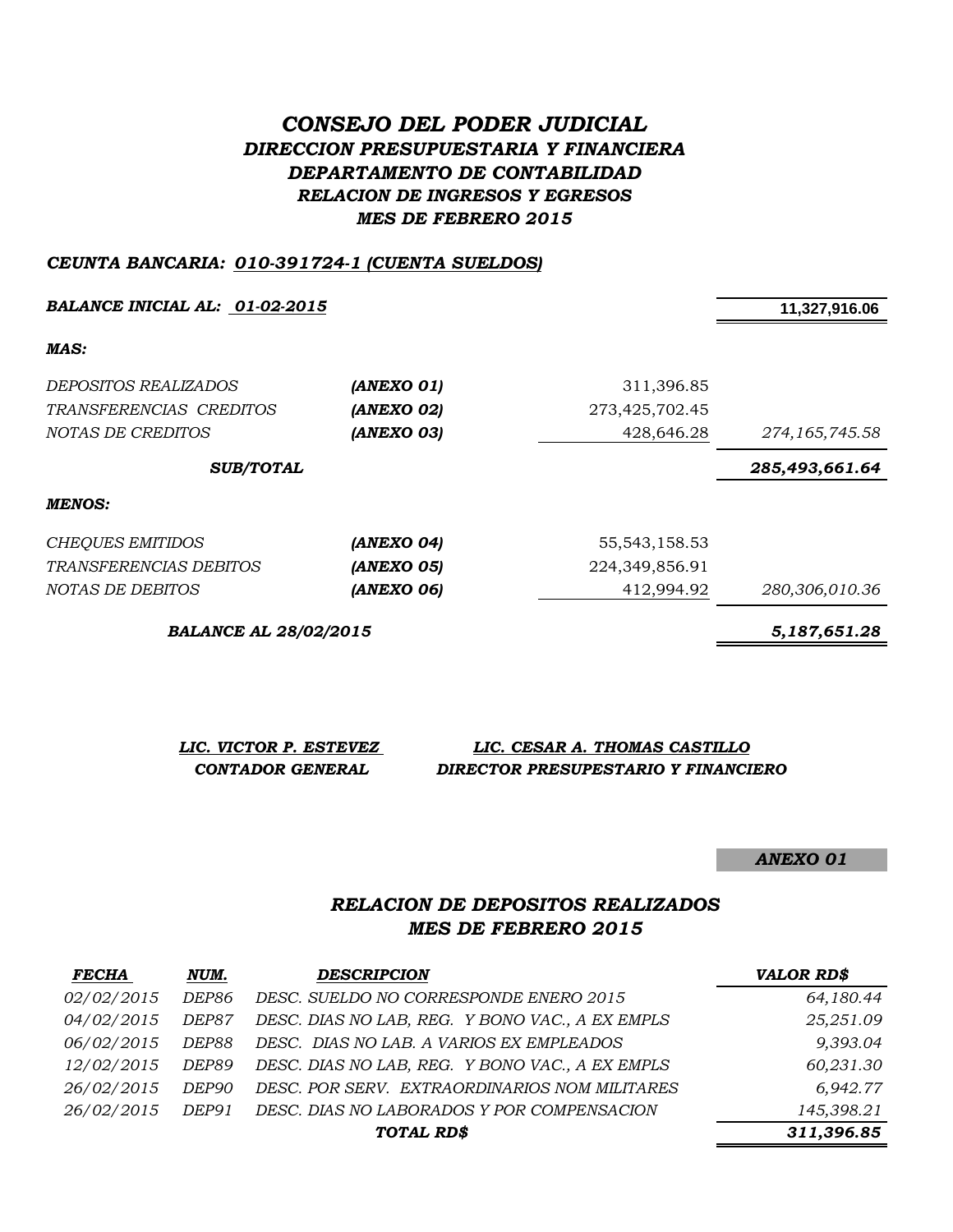# *CONSEJO DEL PODER JUDICIAL*
## *DIRECCION PRESUPUESTARIA Y FINANCIERA*
## *DEPARTAMENTO DE CONTABILIDAD*
### *RELACION DE INGRESOS Y EGRESOS*
### *MES DE FEBRERO 2015*

***CEUNTA BANCARIA: 010-391724-1 (CUENTA SUELDOS)***

| | | | |
|---|---|---|---|
| ***BALANCE INICIAL AL: 01-02-2015*** | | | **11,327,916.06** |
| ***MAS:*** | | | |
| *DEPOSITOS REALIZADOS* | ***(ANEXO 01)*** | 311,396.85 | |
| *TRANSFERENCIAS CREDITOS* | ***(ANEXO 02)*** | 273,425,702.45 | |
| *NOTAS DE CREDITOS* | ***(ANEXO 03)*** | 428,646.28 | *274,165,745.58* |
| ***SUB/TOTAL*** | | | ***285,493,661.64*** |
| ***MENOS:*** | | | |
| *CHEQUES EMITIDOS* | ***(ANEXO 04)*** | 55,543,158.53 | |
| *TRANSFERENCIAS DEBITOS* | ***(ANEXO 05)*** | 224,349,856.91 | |
| *NOTAS DE DEBITOS* | ***(ANEXO 06)*** | 412,994.92 | *280,306,010.36* |
| ***BALANCE AL 28/02/2015*** | | | ***5,187,651.28*** |

***LIC. VICTOR P. ESTEVEZ***
***CONTADOR GENERAL***

***LIC. CESAR A. THOMAS CASTILLO***
***DIRECTOR PRESUPESTARIO Y FINANCIERO***

***ANEXO 01***

## *RELACION DE DEPOSITOS REALIZADOS*
## *MES DE FEBRERO 2015*

| *FECHA* | *NUM.* | *DESCRIPCION* | *VALOR RD$* |
|---|---|---|---|
| *02/02/2015* | *DEP86* | *DESC. SUELDO NO CORRESPONDE ENERO 2015* | *64,180.44* |
| *04/02/2015* | *DEP87* | *DESC. DIAS NO LAB, REG. Y BONO VAC., A EX EMPLS* | *25,251.09* |
| *06/02/2015* | *DEP88* | *DESC. DIAS NO LAB. A VARIOS EX EMPLEADOS* | *9,393.04* |
| *12/02/2015* | *DEP89* | *DESC. DIAS NO LAB, REG. Y BONO VAC., A EX EMPLS* | *60,231.30* |
| *26/02/2015* | *DEP90* | *DESC. POR SERV. EXTRAORDINARIOS NOM MILITARES* | *6,942.77* |
| *26/02/2015* | *DEP91* | *DESC. DIAS NO LABORADOS Y POR COMPENSACION* | *145,398.21* |
| | | ***TOTAL RD$*** | ***311,396.85*** |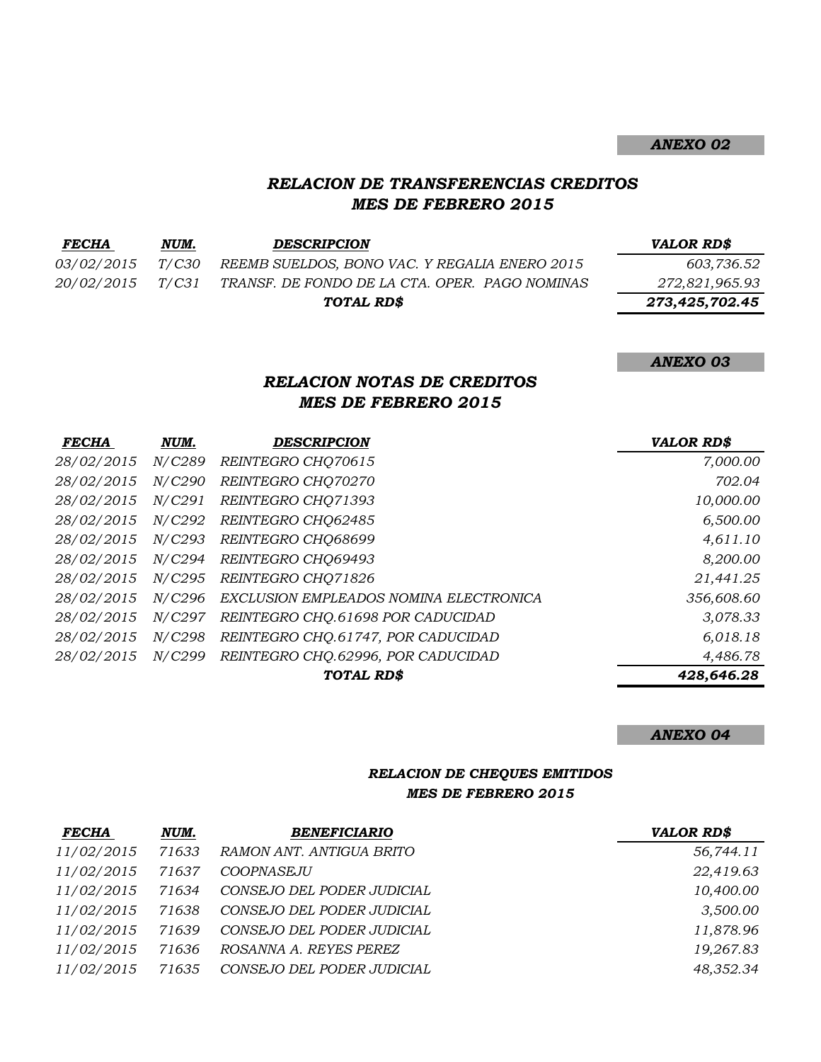***ANEXO 02***

## *RELACION DE TRANSFERENCIAS CREDITOS*
## *MES DE FEBRERO 2015*

| FECHA | NUM. | DESCRIPCION | VALOR RD$ |
|---|---|---|---|
| 03/02/2015 | T/C30 | REEMB SUELDOS, BONO VAC. Y REGALIA ENERO 2015 | 603,736.52 |
| 20/02/2015 | T/C31 | TRANSF. DE FONDO DE LA CTA. OPER. PAGO NOMINAS | 272,821,965.93 |
| | | **TOTAL RD$** | **273,425,702.45** |

***ANEXO 03***

## *RELACION NOTAS DE CREDITOS*
## *MES DE FEBRERO 2015*

| FECHA | NUM. | DESCRIPCION | VALOR RD$ |
|---|---|---|---|
| 28/02/2015 | N/C289 | REINTEGRO CHQ70615 | 7,000.00 |
| 28/02/2015 | N/C290 | REINTEGRO CHQ70270 | 702.04 |
| 28/02/2015 | N/C291 | REINTEGRO CHQ71393 | 10,000.00 |
| 28/02/2015 | N/C292 | REINTEGRO CHQ62485 | 6,500.00 |
| 28/02/2015 | N/C293 | REINTEGRO CHQ68699 | 4,611.10 |
| 28/02/2015 | N/C294 | REINTEGRO CHQ69493 | 8,200.00 |
| 28/02/2015 | N/C295 | REINTEGRO CHQ71826 | 21,441.25 |
| 28/02/2015 | N/C296 | EXCLUSION EMPLEADOS NOMINA ELECTRONICA | 356,608.60 |
| 28/02/2015 | N/C297 | REINTEGRO CHQ.61698 POR CADUCIDAD | 3,078.33 |
| 28/02/2015 | N/C298 | REINTEGRO CHQ.61747, POR CADUCIDAD | 6,018.18 |
| 28/02/2015 | N/C299 | REINTEGRO CHQ.62996, POR CADUCIDAD | 4,486.78 |
| | | **TOTAL RD$** | **428,646.28** |

***ANEXO 04***

### *RELACION DE CHEQUES EMITIDOS*
### *MES DE FEBRERO 2015*

| FECHA | NUM. | BENEFICIARIO | VALOR RD$ |
|---|---|---|---|
| 11/02/2015 | 71633 | RAMON ANT. ANTIGUA BRITO | 56,744.11 |
| 11/02/2015 | 71637 | COOPNASEJU | 22,419.63 |
| 11/02/2015 | 71634 | CONSEJO DEL PODER JUDICIAL | 10,400.00 |
| 11/02/2015 | 71638 | CONSEJO DEL PODER JUDICIAL | 3,500.00 |
| 11/02/2015 | 71639 | CONSEJO DEL PODER JUDICIAL | 11,878.96 |
| 11/02/2015 | 71636 | ROSANNA A. REYES PEREZ | 19,267.83 |
| 11/02/2015 | 71635 | CONSEJO DEL PODER JUDICIAL | 48,352.34 |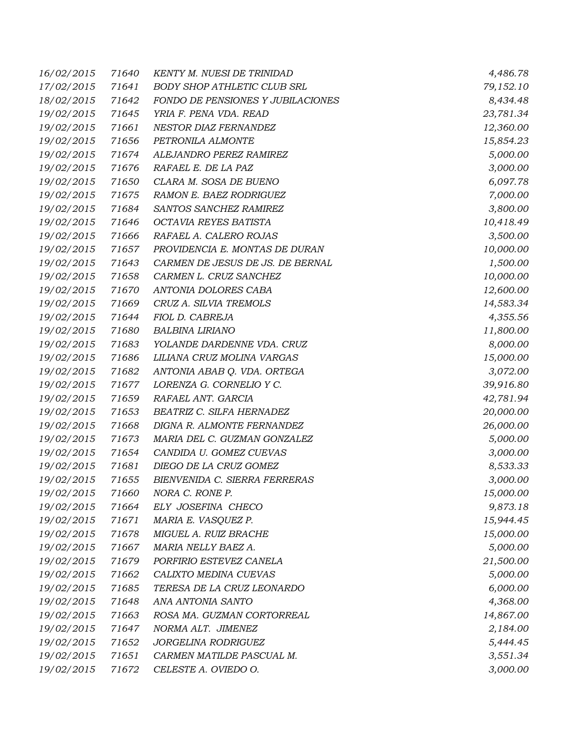| | | | |
|---|---|---|---|
| 16/02/2015 | 71640 | KENTY M. NUESI DE TRINIDAD | 4,486.78 |
| 17/02/2015 | 71641 | BODY SHOP ATHLETIC CLUB SRL | 79,152.10 |
| 18/02/2015 | 71642 | FONDO DE PENSIONES Y JUBILACIONES | 8,434.48 |
| 19/02/2015 | 71645 | YRIA F. PENA VDA. READ | 23,781.34 |
| 19/02/2015 | 71661 | NESTOR DIAZ FERNANDEZ | 12,360.00 |
| 19/02/2015 | 71656 | PETRONILA ALMONTE | 15,854.23 |
| 19/02/2015 | 71674 | ALEJANDRO PEREZ RAMIREZ | 5,000.00 |
| 19/02/2015 | 71676 | RAFAEL E. DE LA PAZ | 3,000.00 |
| 19/02/2015 | 71650 | CLARA M. SOSA DE BUENO | 6,097.78 |
| 19/02/2015 | 71675 | RAMON E. BAEZ RODRIGUEZ | 7,000.00 |
| 19/02/2015 | 71684 | SANTOS SANCHEZ RAMIREZ | 3,800.00 |
| 19/02/2015 | 71646 | OCTAVIA REYES BATISTA | 10,418.49 |
| 19/02/2015 | 71666 | RAFAEL A. CALERO ROJAS | 3,500.00 |
| 19/02/2015 | 71657 | PROVIDENCIA E. MONTAS DE DURAN | 10,000.00 |
| 19/02/2015 | 71643 | CARMEN DE JESUS DE JS. DE BERNAL | 1,500.00 |
| 19/02/2015 | 71658 | CARMEN L. CRUZ SANCHEZ | 10,000.00 |
| 19/02/2015 | 71670 | ANTONIA DOLORES CABA | 12,600.00 |
| 19/02/2015 | 71669 | CRUZ A. SILVIA TREMOLS | 14,583.34 |
| 19/02/2015 | 71644 | FIOL D. CABREJA | 4,355.56 |
| 19/02/2015 | 71680 | BALBINA LIRIANO | 11,800.00 |
| 19/02/2015 | 71683 | YOLANDE DARDENNE VDA. CRUZ | 8,000.00 |
| 19/02/2015 | 71686 | LILIANA CRUZ MOLINA VARGAS | 15,000.00 |
| 19/02/2015 | 71682 | ANTONIA ABAB Q. VDA. ORTEGA | 3,072.00 |
| 19/02/2015 | 71677 | LORENZA G. CORNELIO Y C. | 39,916.80 |
| 19/02/2015 | 71659 | RAFAEL ANT. GARCIA | 42,781.94 |
| 19/02/2015 | 71653 | BEATRIZ C. SILFA HERNADEZ | 20,000.00 |
| 19/02/2015 | 71668 | DIGNA R. ALMONTE FERNANDEZ | 26,000.00 |
| 19/02/2015 | 71673 | MARIA DEL C. GUZMAN GONZALEZ | 5,000.00 |
| 19/02/2015 | 71654 | CANDIDA U. GOMEZ CUEVAS | 3,000.00 |
| 19/02/2015 | 71681 | DIEGO DE LA CRUZ GOMEZ | 8,533.33 |
| 19/02/2015 | 71655 | BIENVENIDA C. SIERRA FERRERAS | 3,000.00 |
| 19/02/2015 | 71660 | NORA C. RONE P. | 15,000.00 |
| 19/02/2015 | 71664 | ELY JOSEFINA CHECO | 9,873.18 |
| 19/02/2015 | 71671 | MARIA E. VASQUEZ P. | 15,944.45 |
| 19/02/2015 | 71678 | MIGUEL A. RUIZ BRACHE | 15,000.00 |
| 19/02/2015 | 71667 | MARIA NELLY BAEZ A. | 5,000.00 |
| 19/02/2015 | 71679 | PORFIRIO ESTEVEZ CANELA | 21,500.00 |
| 19/02/2015 | 71662 | CALIXTO MEDINA CUEVAS | 5,000.00 |
| 19/02/2015 | 71685 | TERESA DE LA CRUZ LEONARDO | 6,000.00 |
| 19/02/2015 | 71648 | ANA ANTONIA SANTO | 4,368.00 |
| 19/02/2015 | 71663 | ROSA MA. GUZMAN CORTORREAL | 14,867.00 |
| 19/02/2015 | 71647 | NORMA ALT. JIMENEZ | 2,184.00 |
| 19/02/2015 | 71652 | JORGELINA RODRIGUEZ | 5,444.45 |
| 19/02/2015 | 71651 | CARMEN MATILDE PASCUAL M. | 3,551.34 |
| 19/02/2015 | 71672 | CELESTE A. OVIEDO O. | 3,000.00 |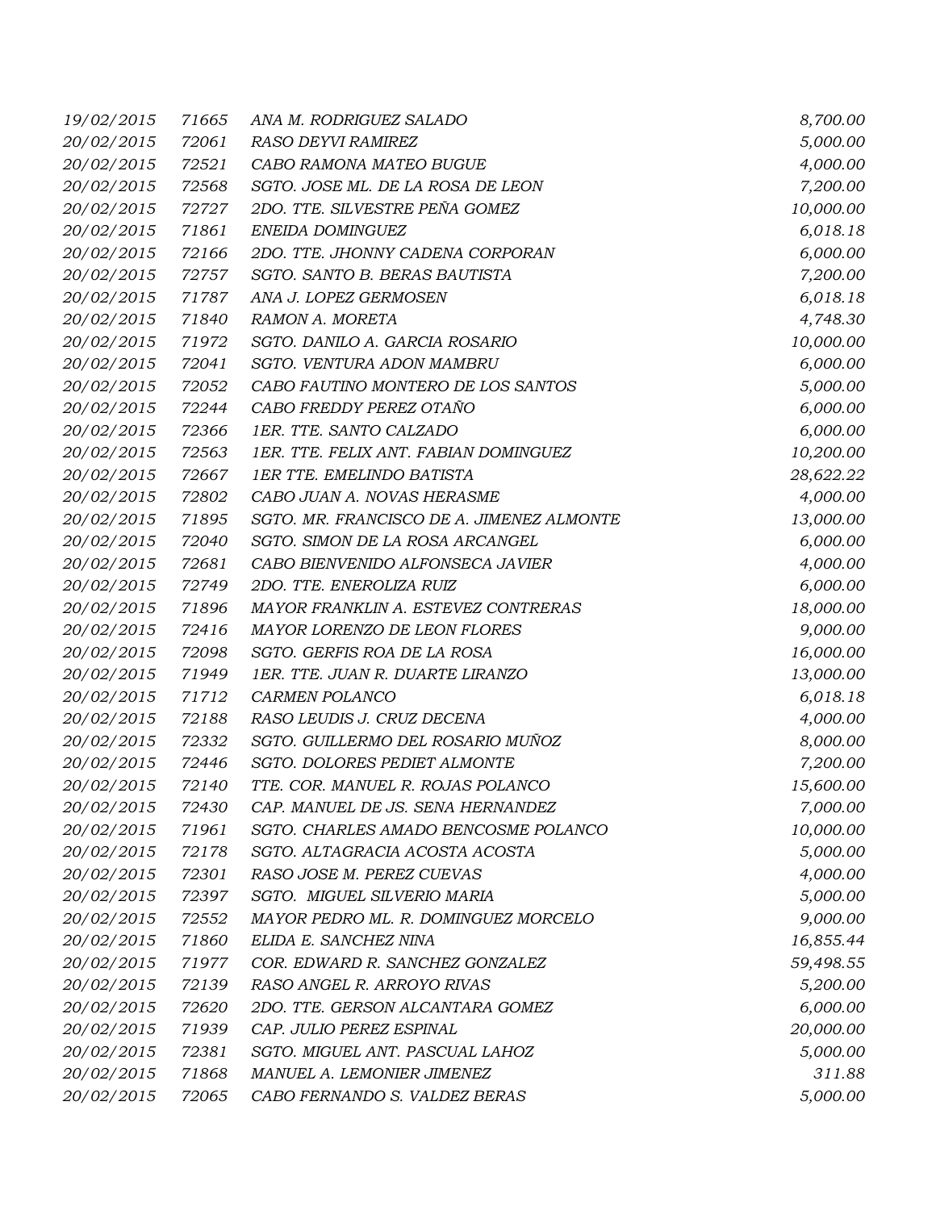| | | | |
|---|---|---|---|
| 19/02/2015 | 71665 | ANA M. RODRIGUEZ SALADO | 8,700.00 |
| 20/02/2015 | 72061 | RASO DEYVI RAMIREZ | 5,000.00 |
| 20/02/2015 | 72521 | CABO RAMONA MATEO BUGUE | 4,000.00 |
| 20/02/2015 | 72568 | SGTO. JOSE ML. DE LA ROSA DE LEON | 7,200.00 |
| 20/02/2015 | 72727 | 2DO. TTE. SILVESTRE PEÑA GOMEZ | 10,000.00 |
| 20/02/2015 | 71861 | ENEIDA DOMINGUEZ | 6,018.18 |
| 20/02/2015 | 72166 | 2DO. TTE. JHONNY CADENA CORPORAN | 6,000.00 |
| 20/02/2015 | 72757 | SGTO. SANTO B. BERAS BAUTISTA | 7,200.00 |
| 20/02/2015 | 71787 | ANA J. LOPEZ GERMOSEN | 6,018.18 |
| 20/02/2015 | 71840 | RAMON A. MORETA | 4,748.30 |
| 20/02/2015 | 71972 | SGTO. DANILO A. GARCIA ROSARIO | 10,000.00 |
| 20/02/2015 | 72041 | SGTO. VENTURA ADON MAMBRU | 6,000.00 |
| 20/02/2015 | 72052 | CABO FAUTINO MONTERO DE LOS SANTOS | 5,000.00 |
| 20/02/2015 | 72244 | CABO FREDDY PEREZ OTAÑO | 6,000.00 |
| 20/02/2015 | 72366 | 1ER. TTE. SANTO CALZADO | 6,000.00 |
| 20/02/2015 | 72563 | 1ER. TTE. FELIX ANT. FABIAN DOMINGUEZ | 10,200.00 |
| 20/02/2015 | 72667 | 1ER TTE. EMELINDO BATISTA | 28,622.22 |
| 20/02/2015 | 72802 | CABO JUAN A. NOVAS HERASME | 4,000.00 |
| 20/02/2015 | 71895 | SGTO. MR. FRANCISCO DE A. JIMENEZ ALMONTE | 13,000.00 |
| 20/02/2015 | 72040 | SGTO. SIMON DE LA ROSA ARCANGEL | 6,000.00 |
| 20/02/2015 | 72681 | CABO BIENVENIDO ALFONSECA JAVIER | 4,000.00 |
| 20/02/2015 | 72749 | 2DO. TTE. ENEROLIZA RUIZ | 6,000.00 |
| 20/02/2015 | 71896 | MAYOR FRANKLIN A. ESTEVEZ CONTRERAS | 18,000.00 |
| 20/02/2015 | 72416 | MAYOR LORENZO DE LEON FLORES | 9,000.00 |
| 20/02/2015 | 72098 | SGTO. GERFIS ROA DE LA ROSA | 16,000.00 |
| 20/02/2015 | 71949 | 1ER. TTE. JUAN R. DUARTE LIRANZO | 13,000.00 |
| 20/02/2015 | 71712 | CARMEN POLANCO | 6,018.18 |
| 20/02/2015 | 72188 | RASO LEUDIS J. CRUZ DECENA | 4,000.00 |
| 20/02/2015 | 72332 | SGTO. GUILLERMO DEL ROSARIO MUÑOZ | 8,000.00 |
| 20/02/2015 | 72446 | SGTO. DOLORES PEDIET ALMONTE | 7,200.00 |
| 20/02/2015 | 72140 | TTE. COR. MANUEL R. ROJAS POLANCO | 15,600.00 |
| 20/02/2015 | 72430 | CAP. MANUEL DE JS. SENA HERNANDEZ | 7,000.00 |
| 20/02/2015 | 71961 | SGTO. CHARLES AMADO BENCOSME POLANCO | 10,000.00 |
| 20/02/2015 | 72178 | SGTO. ALTAGRACIA ACOSTA ACOSTA | 5,000.00 |
| 20/02/2015 | 72301 | RASO JOSE M. PEREZ CUEVAS | 4,000.00 |
| 20/02/2015 | 72397 | SGTO. MIGUEL SILVERIO MARIA | 5,000.00 |
| 20/02/2015 | 72552 | MAYOR PEDRO ML. R. DOMINGUEZ MORCELO | 9,000.00 |
| 20/02/2015 | 71860 | ELIDA E. SANCHEZ NINA | 16,855.44 |
| 20/02/2015 | 71977 | COR. EDWARD R. SANCHEZ GONZALEZ | 59,498.55 |
| 20/02/2015 | 72139 | RASO ANGEL R. ARROYO RIVAS | 5,200.00 |
| 20/02/2015 | 72620 | 2DO. TTE. GERSON ALCANTARA GOMEZ | 6,000.00 |
| 20/02/2015 | 71939 | CAP. JULIO PEREZ ESPINAL | 20,000.00 |
| 20/02/2015 | 72381 | SGTO. MIGUEL ANT. PASCUAL LAHOZ | 5,000.00 |
| 20/02/2015 | 71868 | MANUEL A. LEMONIER JIMENEZ | 311.88 |
| 20/02/2015 | 72065 | CABO FERNANDO S. VALDEZ BERAS | 5,000.00 |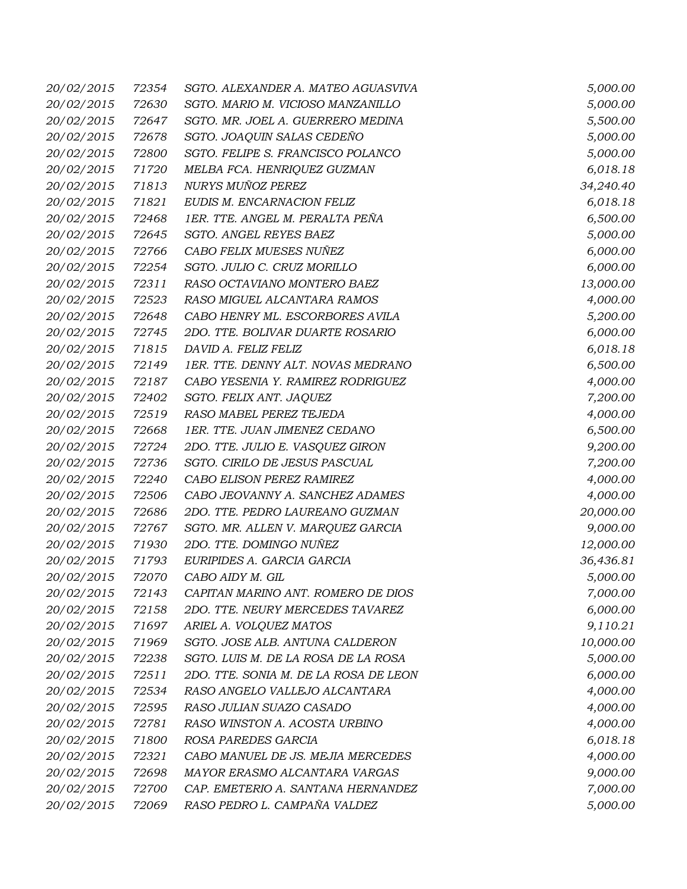| | | | |
|---|---|---|---|
| 20/02/2015 | 72354 | SGTO. ALEXANDER A. MATEO AGUASVIVA | 5,000.00 |
| 20/02/2015 | 72630 | SGTO. MARIO M. VICIOSO MANZANILLO | 5,000.00 |
| 20/02/2015 | 72647 | SGTO. MR. JOEL A. GUERRERO MEDINA | 5,500.00 |
| 20/02/2015 | 72678 | SGTO. JOAQUIN SALAS CEDEÑO | 5,000.00 |
| 20/02/2015 | 72800 | SGTO. FELIPE S. FRANCISCO POLANCO | 5,000.00 |
| 20/02/2015 | 71720 | MELBA FCA. HENRIQUEZ GUZMAN | 6,018.18 |
| 20/02/2015 | 71813 | NURYS MUÑOZ PEREZ | 34,240.40 |
| 20/02/2015 | 71821 | EUDIS M. ENCARNACION FELIZ | 6,018.18 |
| 20/02/2015 | 72468 | 1ER. TTE. ANGEL M. PERALTA PEÑA | 6,500.00 |
| 20/02/2015 | 72645 | SGTO. ANGEL REYES BAEZ | 5,000.00 |
| 20/02/2015 | 72766 | CABO FELIX MUESES NUÑEZ | 6,000.00 |
| 20/02/2015 | 72254 | SGTO. JULIO C. CRUZ MORILLO | 6,000.00 |
| 20/02/2015 | 72311 | RASO OCTAVIANO MONTERO BAEZ | 13,000.00 |
| 20/02/2015 | 72523 | RASO MIGUEL ALCANTARA RAMOS | 4,000.00 |
| 20/02/2015 | 72648 | CABO HENRY ML. ESCORBORES AVILA | 5,200.00 |
| 20/02/2015 | 72745 | 2DO. TTE. BOLIVAR DUARTE ROSARIO | 6,000.00 |
| 20/02/2015 | 71815 | DAVID A. FELIZ FELIZ | 6,018.18 |
| 20/02/2015 | 72149 | 1ER. TTE. DENNY ALT. NOVAS MEDRANO | 6,500.00 |
| 20/02/2015 | 72187 | CABO YESENIA Y. RAMIREZ RODRIGUEZ | 4,000.00 |
| 20/02/2015 | 72402 | SGTO. FELIX ANT. JAQUEZ | 7,200.00 |
| 20/02/2015 | 72519 | RASO MABEL PEREZ TEJEDA | 4,000.00 |
| 20/02/2015 | 72668 | 1ER. TTE. JUAN JIMENEZ CEDANO | 6,500.00 |
| 20/02/2015 | 72724 | 2DO. TTE. JULIO E. VASQUEZ GIRON | 9,200.00 |
| 20/02/2015 | 72736 | SGTO. CIRILO DE JESUS PASCUAL | 7,200.00 |
| 20/02/2015 | 72240 | CABO ELISON PEREZ RAMIREZ | 4,000.00 |
| 20/02/2015 | 72506 | CABO JEOVANNY A. SANCHEZ ADAMES | 4,000.00 |
| 20/02/2015 | 72686 | 2DO. TTE. PEDRO LAUREANO GUZMAN | 20,000.00 |
| 20/02/2015 | 72767 | SGTO. MR. ALLEN V. MARQUEZ GARCIA | 9,000.00 |
| 20/02/2015 | 71930 | 2DO. TTE. DOMINGO NUÑEZ | 12,000.00 |
| 20/02/2015 | 71793 | EURIPIDES A. GARCIA GARCIA | 36,436.81 |
| 20/02/2015 | 72070 | CABO AIDY M. GIL | 5,000.00 |
| 20/02/2015 | 72143 | CAPITAN MARINO ANT. ROMERO DE DIOS | 7,000.00 |
| 20/02/2015 | 72158 | 2DO. TTE. NEURY MERCEDES TAVAREZ | 6,000.00 |
| 20/02/2015 | 71697 | ARIEL A. VOLQUEZ MATOS | 9,110.21 |
| 20/02/2015 | 71969 | SGTO. JOSE ALB. ANTUNA CALDERON | 10,000.00 |
| 20/02/2015 | 72238 | SGTO. LUIS M. DE LA ROSA DE LA ROSA | 5,000.00 |
| 20/02/2015 | 72511 | 2DO. TTE. SONIA M. DE LA ROSA DE LEON | 6,000.00 |
| 20/02/2015 | 72534 | RASO ANGELO VALLEJO ALCANTARA | 4,000.00 |
| 20/02/2015 | 72595 | RASO JULIAN SUAZO CASADO | 4,000.00 |
| 20/02/2015 | 72781 | RASO WINSTON A. ACOSTA URBINO | 4,000.00 |
| 20/02/2015 | 71800 | ROSA PAREDES GARCIA | 6,018.18 |
| 20/02/2015 | 72321 | CABO MANUEL DE JS. MEJIA MERCEDES | 4,000.00 |
| 20/02/2015 | 72698 | MAYOR ERASMO ALCANTARA VARGAS | 9,000.00 |
| 20/02/2015 | 72700 | CAP. EMETERIO A. SANTANA HERNANDEZ | 7,000.00 |
| 20/02/2015 | 72069 | RASO PEDRO L. CAMPAÑA VALDEZ | 5,000.00 |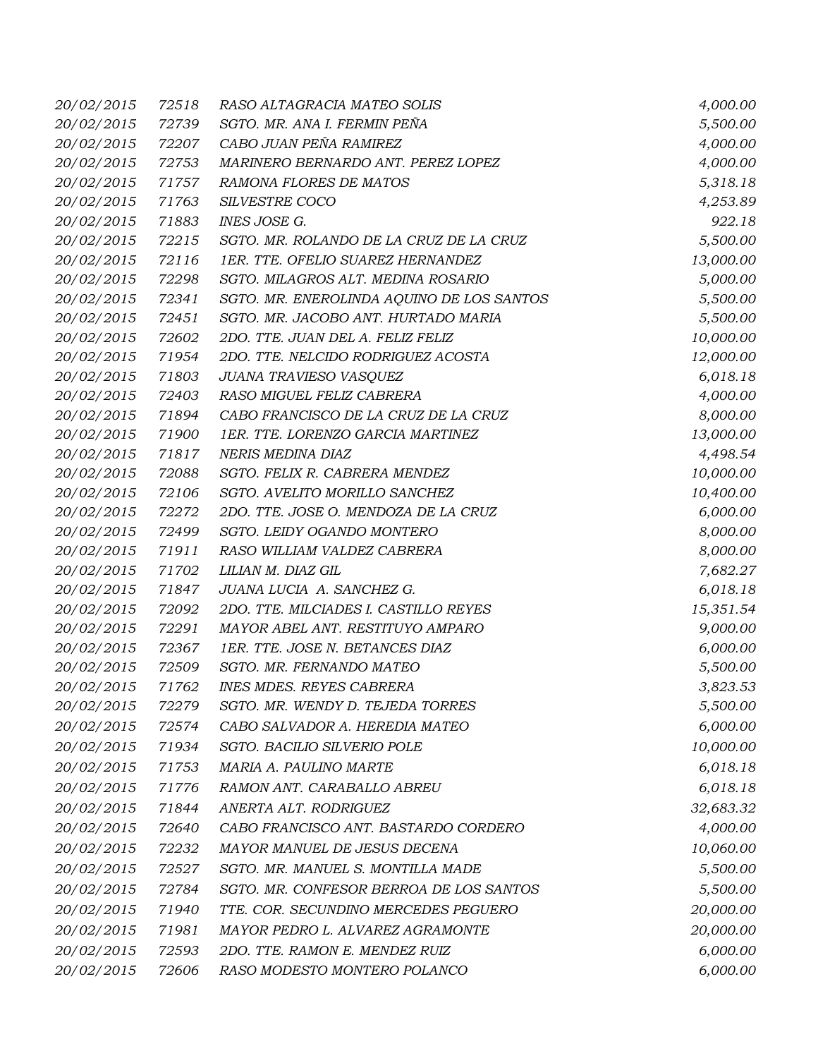| | | | |
|---|---|---|---|
| *20/02/2015* | *72518* | *RASO ALTAGRACIA MATEO SOLIS* | *4,000.00* |
| *20/02/2015* | *72739* | *SGTO. MR. ANA I. FERMIN PEÑA* | *5,500.00* |
| *20/02/2015* | *72207* | *CABO JUAN PEÑA RAMIREZ* | *4,000.00* |
| *20/02/2015* | *72753* | *MARINERO BERNARDO ANT. PEREZ LOPEZ* | *4,000.00* |
| *20/02/2015* | *71757* | *RAMONA FLORES DE MATOS* | *5,318.18* |
| *20/02/2015* | *71763* | *SILVESTRE COCO* | *4,253.89* |
| *20/02/2015* | *71883* | *INES JOSE G.* | *922.18* |
| *20/02/2015* | *72215* | *SGTO. MR. ROLANDO DE LA CRUZ DE LA CRUZ* | *5,500.00* |
| *20/02/2015* | *72116* | *1ER. TTE. OFELIO SUAREZ HERNANDEZ* | *13,000.00* |
| *20/02/2015* | *72298* | *SGTO. MILAGROS ALT. MEDINA ROSARIO* | *5,000.00* |
| *20/02/2015* | *72341* | *SGTO. MR. ENEROLINDA AQUINO DE LOS SANTOS* | *5,500.00* |
| *20/02/2015* | *72451* | *SGTO. MR. JACOBO ANT. HURTADO MARIA* | *5,500.00* |
| *20/02/2015* | *72602* | *2DO. TTE. JUAN DEL A. FELIZ FELIZ* | *10,000.00* |
| *20/02/2015* | *71954* | *2DO. TTE. NELCIDO RODRIGUEZ ACOSTA* | *12,000.00* |
| *20/02/2015* | *71803* | *JUANA TRAVIESO VASQUEZ* | *6,018.18* |
| *20/02/2015* | *72403* | *RASO MIGUEL FELIZ CABRERA* | *4,000.00* |
| *20/02/2015* | *71894* | *CABO FRANCISCO DE LA CRUZ DE LA CRUZ* | *8,000.00* |
| *20/02/2015* | *71900* | *1ER. TTE. LORENZO GARCIA MARTINEZ* | *13,000.00* |
| *20/02/2015* | *71817* | *NERIS MEDINA DIAZ* | *4,498.54* |
| *20/02/2015* | *72088* | *SGTO. FELIX R. CABRERA MENDEZ* | *10,000.00* |
| *20/02/2015* | *72106* | *SGTO. AVELITO MORILLO SANCHEZ* | *10,400.00* |
| *20/02/2015* | *72272* | *2DO. TTE. JOSE O. MENDOZA DE LA CRUZ* | *6,000.00* |
| *20/02/2015* | *72499* | *SGTO. LEIDY OGANDO MONTERO* | *8,000.00* |
| *20/02/2015* | *71911* | *RASO WILLIAM VALDEZ CABRERA* | *8,000.00* |
| *20/02/2015* | *71702* | *LILIAN M. DIAZ GIL* | *7,682.27* |
| *20/02/2015* | *71847* | *JUANA LUCIA A. SANCHEZ G.* | *6,018.18* |
| *20/02/2015* | *72092* | *2DO. TTE. MILCIADES I. CASTILLO REYES* | *15,351.54* |
| *20/02/2015* | *72291* | *MAYOR ABEL ANT. RESTITUYO AMPARO* | *9,000.00* |
| *20/02/2015* | *72367* | *1ER. TTE. JOSE N. BETANCES DIAZ* | *6,000.00* |
| *20/02/2015* | *72509* | *SGTO. MR. FERNANDO MATEO* | *5,500.00* |
| *20/02/2015* | *71762* | *INES MDES. REYES CABRERA* | *3,823.53* |
| *20/02/2015* | *72279* | *SGTO. MR. WENDY D. TEJEDA TORRES* | *5,500.00* |
| *20/02/2015* | *72574* | *CABO SALVADOR A. HEREDIA MATEO* | *6,000.00* |
| *20/02/2015* | *71934* | *SGTO. BACILIO SILVERIO POLE* | *10,000.00* |
| *20/02/2015* | *71753* | *MARIA A. PAULINO MARTE* | *6,018.18* |
| *20/02/2015* | *71776* | *RAMON ANT. CARABALLO ABREU* | *6,018.18* |
| *20/02/2015* | *71844* | *ANERTA ALT. RODRIGUEZ* | *32,683.32* |
| *20/02/2015* | *72640* | *CABO FRANCISCO ANT. BASTARDO CORDERO* | *4,000.00* |
| *20/02/2015* | *72232* | *MAYOR MANUEL DE JESUS DECENA* | *10,060.00* |
| *20/02/2015* | *72527* | *SGTO. MR. MANUEL S. MONTILLA MADE* | *5,500.00* |
| *20/02/2015* | *72784* | *SGTO. MR. CONFESOR BERROA DE LOS SANTOS* | *5,500.00* |
| *20/02/2015* | *71940* | *TTE. COR. SECUNDINO MERCEDES PEGUERO* | *20,000.00* |
| *20/02/2015* | *71981* | *MAYOR PEDRO L. ALVAREZ AGRAMONTE* | *20,000.00* |
| *20/02/2015* | *72593* | *2DO. TTE. RAMON E. MENDEZ RUIZ* | *6,000.00* |
| *20/02/2015* | *72606* | *RASO MODESTO MONTERO POLANCO* | *6,000.00* |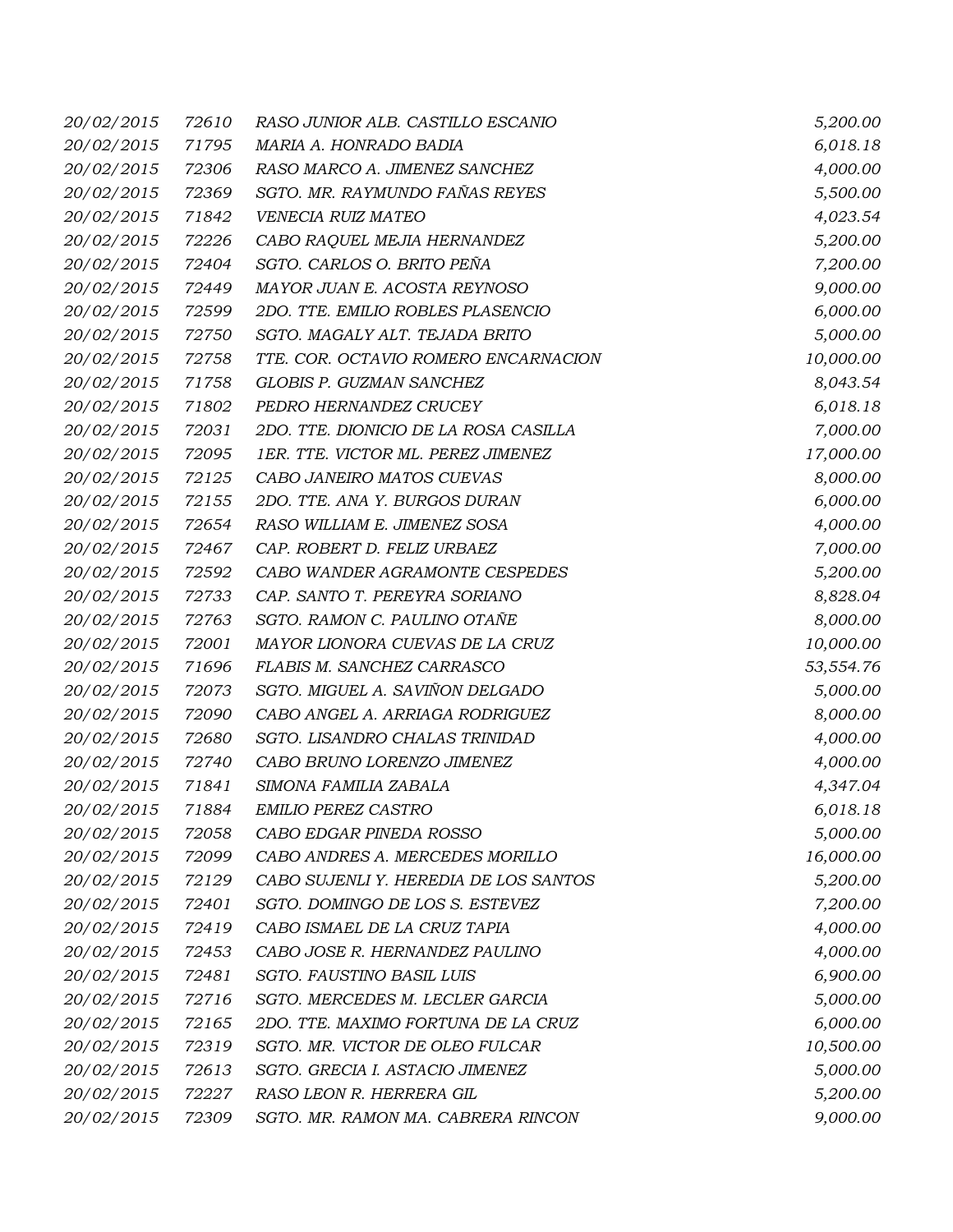| | | | |
|---|---|---|---|
| *20/02/2015* | *72610* | *RASO JUNIOR ALB. CASTILLO ESCANIO* | *5,200.00* |
| *20/02/2015* | *71795* | *MARIA A. HONRADO BADIA* | *6,018.18* |
| *20/02/2015* | *72306* | *RASO MARCO A. JIMENEZ SANCHEZ* | *4,000.00* |
| *20/02/2015* | *72369* | *SGTO. MR. RAYMUNDO FAÑAS REYES* | *5,500.00* |
| *20/02/2015* | *71842* | *VENECIA RUIZ MATEO* | *4,023.54* |
| *20/02/2015* | *72226* | *CABO RAQUEL MEJIA HERNANDEZ* | *5,200.00* |
| *20/02/2015* | *72404* | *SGTO. CARLOS O. BRITO PEÑA* | *7,200.00* |
| *20/02/2015* | *72449* | *MAYOR JUAN E. ACOSTA REYNOSO* | *9,000.00* |
| *20/02/2015* | *72599* | *2DO. TTE. EMILIO ROBLES PLASENCIO* | *6,000.00* |
| *20/02/2015* | *72750* | *SGTO. MAGALY ALT. TEJADA BRITO* | *5,000.00* |
| *20/02/2015* | *72758* | *TTE. COR. OCTAVIO ROMERO ENCARNACION* | *10,000.00* |
| *20/02/2015* | *71758* | *GLOBIS P. GUZMAN SANCHEZ* | *8,043.54* |
| *20/02/2015* | *71802* | *PEDRO HERNANDEZ CRUCEY* | *6,018.18* |
| *20/02/2015* | *72031* | *2DO. TTE. DIONICIO DE LA ROSA CASILLA* | *7,000.00* |
| *20/02/2015* | *72095* | *1ER. TTE. VICTOR ML. PEREZ JIMENEZ* | *17,000.00* |
| *20/02/2015* | *72125* | *CABO JANEIRO MATOS CUEVAS* | *8,000.00* |
| *20/02/2015* | *72155* | *2DO. TTE. ANA Y. BURGOS DURAN* | *6,000.00* |
| *20/02/2015* | *72654* | *RASO WILLIAM E. JIMENEZ SOSA* | *4,000.00* |
| *20/02/2015* | *72467* | *CAP. ROBERT D. FELIZ URBAEZ* | *7,000.00* |
| *20/02/2015* | *72592* | *CABO WANDER AGRAMONTE CESPEDES* | *5,200.00* |
| *20/02/2015* | *72733* | *CAP. SANTO T. PEREYRA SORIANO* | *8,828.04* |
| *20/02/2015* | *72763* | *SGTO. RAMON C. PAULINO OTAÑE* | *8,000.00* |
| *20/02/2015* | *72001* | *MAYOR LIONORA CUEVAS DE LA CRUZ* | *10,000.00* |
| *20/02/2015* | *71696* | *FLABIS M. SANCHEZ CARRASCO* | *53,554.76* |
| *20/02/2015* | *72073* | *SGTO. MIGUEL A. SAVIÑON DELGADO* | *5,000.00* |
| *20/02/2015* | *72090* | *CABO ANGEL A. ARRIAGA RODRIGUEZ* | *8,000.00* |
| *20/02/2015* | *72680* | *SGTO. LISANDRO CHALAS TRINIDAD* | *4,000.00* |
| *20/02/2015* | *72740* | *CABO BRUNO LORENZO JIMENEZ* | *4,000.00* |
| *20/02/2015* | *71841* | *SIMONA FAMILIA ZABALA* | *4,347.04* |
| *20/02/2015* | *71884* | *EMILIO PEREZ CASTRO* | *6,018.18* |
| *20/02/2015* | *72058* | *CABO EDGAR PINEDA ROSSO* | *5,000.00* |
| *20/02/2015* | *72099* | *CABO ANDRES A. MERCEDES MORILLO* | *16,000.00* |
| *20/02/2015* | *72129* | *CABO SUJENLI Y. HEREDIA DE LOS SANTOS* | *5,200.00* |
| *20/02/2015* | *72401* | *SGTO. DOMINGO DE LOS S. ESTEVEZ* | *7,200.00* |
| *20/02/2015* | *72419* | *CABO ISMAEL DE LA CRUZ TAPIA* | *4,000.00* |
| *20/02/2015* | *72453* | *CABO JOSE R. HERNANDEZ PAULINO* | *4,000.00* |
| *20/02/2015* | *72481* | *SGTO. FAUSTINO BASIL LUIS* | *6,900.00* |
| *20/02/2015* | *72716* | *SGTO. MERCEDES M. LECLER GARCIA* | *5,000.00* |
| *20/02/2015* | *72165* | *2DO. TTE. MAXIMO FORTUNA DE LA CRUZ* | *6,000.00* |
| *20/02/2015* | *72319* | *SGTO. MR. VICTOR DE OLEO FULCAR* | *10,500.00* |
| *20/02/2015* | *72613* | *SGTO. GRECIA I. ASTACIO JIMENEZ* | *5,000.00* |
| *20/02/2015* | *72227* | *RASO LEON R. HERRERA GIL* | *5,200.00* |
| *20/02/2015* | *72309* | *SGTO. MR. RAMON MA. CABRERA RINCON* | *9,000.00* |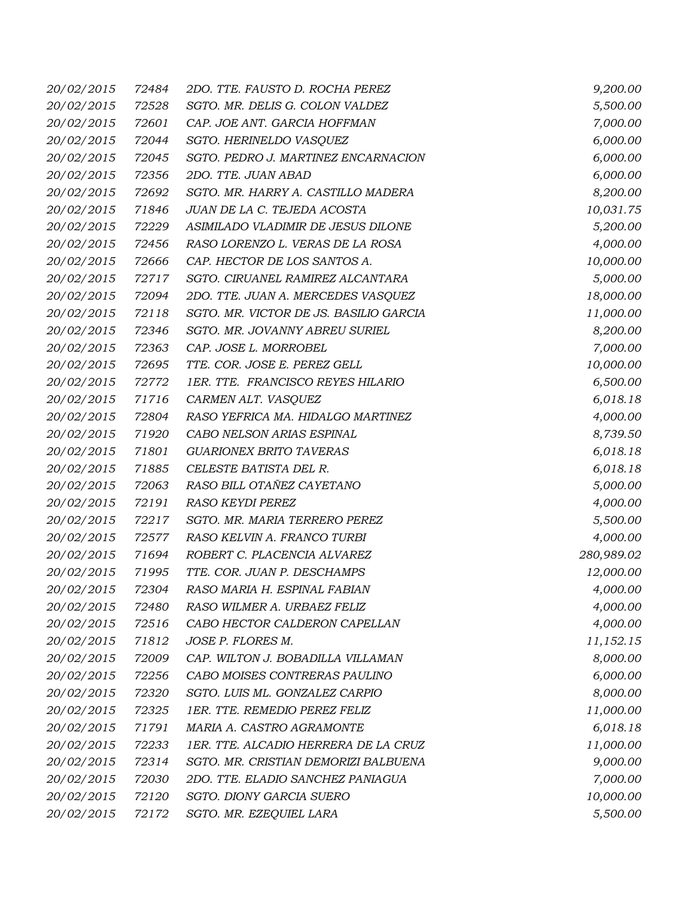| | | | |
|---|---|---|---|
| 20/02/2015 | 72484 | 2DO. TTE. FAUSTO D. ROCHA PEREZ | 9,200.00 |
| 20/02/2015 | 72528 | SGTO. MR. DELIS G. COLON VALDEZ | 5,500.00 |
| 20/02/2015 | 72601 | CAP. JOE ANT. GARCIA HOFFMAN | 7,000.00 |
| 20/02/2015 | 72044 | SGTO. HERINELDO VASQUEZ | 6,000.00 |
| 20/02/2015 | 72045 | SGTO. PEDRO J. MARTINEZ ENCARNACION | 6,000.00 |
| 20/02/2015 | 72356 | 2DO. TTE. JUAN ABAD | 6,000.00 |
| 20/02/2015 | 72692 | SGTO. MR. HARRY A. CASTILLO MADERA | 8,200.00 |
| 20/02/2015 | 71846 | JUAN DE LA C. TEJEDA ACOSTA | 10,031.75 |
| 20/02/2015 | 72229 | ASIMILADO VLADIMIR DE JESUS DILONE | 5,200.00 |
| 20/02/2015 | 72456 | RASO LORENZO L. VERAS DE LA ROSA | 4,000.00 |
| 20/02/2015 | 72666 | CAP. HECTOR DE LOS SANTOS A. | 10,000.00 |
| 20/02/2015 | 72717 | SGTO. CIRUANEL RAMIREZ ALCANTARA | 5,000.00 |
| 20/02/2015 | 72094 | 2DO. TTE. JUAN A. MERCEDES VASQUEZ | 18,000.00 |
| 20/02/2015 | 72118 | SGTO. MR. VICTOR DE JS. BASILIO GARCIA | 11,000.00 |
| 20/02/2015 | 72346 | SGTO. MR. JOVANNY ABREU SURIEL | 8,200.00 |
| 20/02/2015 | 72363 | CAP. JOSE L. MORROBEL | 7,000.00 |
| 20/02/2015 | 72695 | TTE. COR. JOSE E. PEREZ GELL | 10,000.00 |
| 20/02/2015 | 72772 | 1ER. TTE. FRANCISCO REYES HILARIO | 6,500.00 |
| 20/02/2015 | 71716 | CARMEN ALT. VASQUEZ | 6,018.18 |
| 20/02/2015 | 72804 | RASO YEFRICA MA. HIDALGO MARTINEZ | 4,000.00 |
| 20/02/2015 | 71920 | CABO NELSON ARIAS ESPINAL | 8,739.50 |
| 20/02/2015 | 71801 | GUARIONEX BRITO TAVERAS | 6,018.18 |
| 20/02/2015 | 71885 | CELESTE BATISTA DEL R. | 6,018.18 |
| 20/02/2015 | 72063 | RASO BILL OTAÑEZ CAYETANO | 5,000.00 |
| 20/02/2015 | 72191 | RASO KEYDI PEREZ | 4,000.00 |
| 20/02/2015 | 72217 | SGTO. MR. MARIA TERRERO PEREZ | 5,500.00 |
| 20/02/2015 | 72577 | RASO KELVIN A. FRANCO TURBI | 4,000.00 |
| 20/02/2015 | 71694 | ROBERT C. PLACENCIA ALVAREZ | 280,989.02 |
| 20/02/2015 | 71995 | TTE. COR. JUAN P. DESCHAMPS | 12,000.00 |
| 20/02/2015 | 72304 | RASO MARIA H. ESPINAL FABIAN | 4,000.00 |
| 20/02/2015 | 72480 | RASO WILMER A. URBAEZ FELIZ | 4,000.00 |
| 20/02/2015 | 72516 | CABO HECTOR CALDERON CAPELLAN | 4,000.00 |
| 20/02/2015 | 71812 | JOSE P. FLORES M. | 11,152.15 |
| 20/02/2015 | 72009 | CAP. WILTON J. BOBADILLA VILLAMAN | 8,000.00 |
| 20/02/2015 | 72256 | CABO MOISES CONTRERAS PAULINO | 6,000.00 |
| 20/02/2015 | 72320 | SGTO. LUIS ML. GONZALEZ CARPIO | 8,000.00 |
| 20/02/2015 | 72325 | 1ER. TTE. REMEDIO PEREZ FELIZ | 11,000.00 |
| 20/02/2015 | 71791 | MARIA A. CASTRO AGRAMONTE | 6,018.18 |
| 20/02/2015 | 72233 | 1ER. TTE. ALCADIO HERRERA DE LA CRUZ | 11,000.00 |
| 20/02/2015 | 72314 | SGTO. MR. CRISTIAN DEMORIZI BALBUENA | 9,000.00 |
| 20/02/2015 | 72030 | 2DO. TTE. ELADIO SANCHEZ PANIAGUA | 7,000.00 |
| 20/02/2015 | 72120 | SGTO. DIONY GARCIA SUERO | 10,000.00 |
| 20/02/2015 | 72172 | SGTO. MR. EZEQUIEL LARA | 5,500.00 |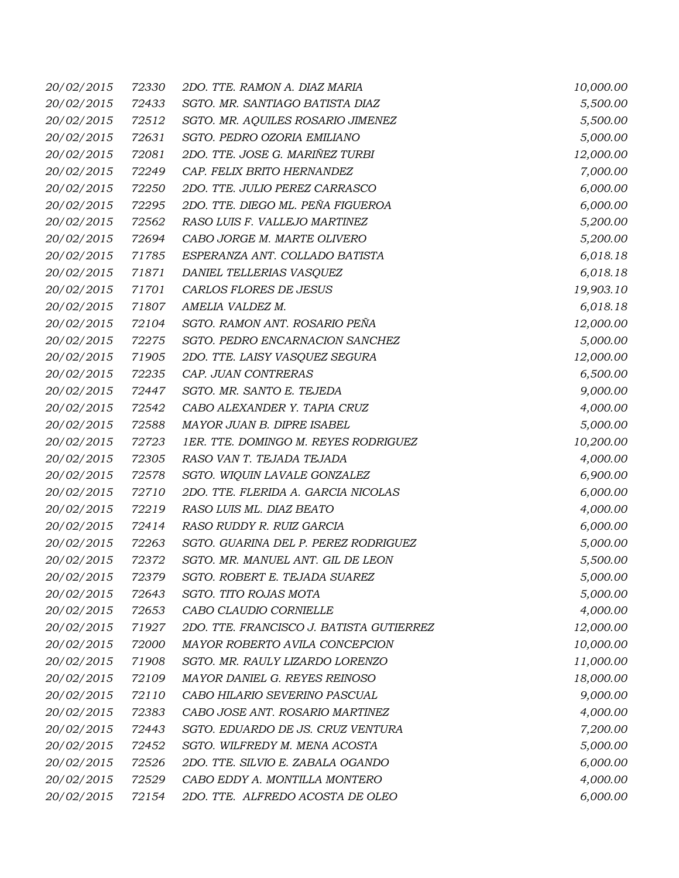| | | | |
|---|---|---|---|
| *20/02/2015* | *72330* | *2DO. TTE. RAMON A. DIAZ MARIA* | *10,000.00* |
| *20/02/2015* | *72433* | *SGTO. MR. SANTIAGO BATISTA DIAZ* | *5,500.00* |
| *20/02/2015* | *72512* | *SGTO. MR. AQUILES ROSARIO JIMENEZ* | *5,500.00* |
| *20/02/2015* | *72631* | *SGTO. PEDRO OZORIA EMILIANO* | *5,000.00* |
| *20/02/2015* | *72081* | *2DO. TTE. JOSE G. MARIÑEZ TURBI* | *12,000.00* |
| *20/02/2015* | *72249* | *CAP. FELIX BRITO HERNANDEZ* | *7,000.00* |
| *20/02/2015* | *72250* | *2DO. TTE. JULIO PEREZ CARRASCO* | *6,000.00* |
| *20/02/2015* | *72295* | *2DO. TTE. DIEGO ML. PEÑA FIGUEROA* | *6,000.00* |
| *20/02/2015* | *72562* | *RASO LUIS F. VALLEJO MARTINEZ* | *5,200.00* |
| *20/02/2015* | *72694* | *CABO JORGE M. MARTE OLIVERO* | *5,200.00* |
| *20/02/2015* | *71785* | *ESPERANZA ANT. COLLADO BATISTA* | *6,018.18* |
| *20/02/2015* | *71871* | *DANIEL TELLERIAS VASQUEZ* | *6,018.18* |
| *20/02/2015* | *71701* | *CARLOS FLORES DE JESUS* | *19,903.10* |
| *20/02/2015* | *71807* | *AMELIA VALDEZ M.* | *6,018.18* |
| *20/02/2015* | *72104* | *SGTO. RAMON ANT. ROSARIO PEÑA* | *12,000.00* |
| *20/02/2015* | *72275* | *SGTO. PEDRO ENCARNACION SANCHEZ* | *5,000.00* |
| *20/02/2015* | *71905* | *2DO. TTE. LAISY VASQUEZ SEGURA* | *12,000.00* |
| *20/02/2015* | *72235* | *CAP. JUAN CONTRERAS* | *6,500.00* |
| *20/02/2015* | *72447* | *SGTO. MR. SANTO E. TEJEDA* | *9,000.00* |
| *20/02/2015* | *72542* | *CABO ALEXANDER Y. TAPIA CRUZ* | *4,000.00* |
| *20/02/2015* | *72588* | *MAYOR JUAN B. DIPRE ISABEL* | *5,000.00* |
| *20/02/2015* | *72723* | *1ER. TTE. DOMINGO M. REYES RODRIGUEZ* | *10,200.00* |
| *20/02/2015* | *72305* | *RASO VAN T. TEJADA TEJADA* | *4,000.00* |
| *20/02/2015* | *72578* | *SGTO. WIQUIN LAVALE GONZALEZ* | *6,900.00* |
| *20/02/2015* | *72710* | *2DO. TTE. FLERIDA A. GARCIA NICOLAS* | *6,000.00* |
| *20/02/2015* | *72219* | *RASO LUIS ML. DIAZ BEATO* | *4,000.00* |
| *20/02/2015* | *72414* | *RASO RUDDY R. RUIZ GARCIA* | *6,000.00* |
| *20/02/2015* | *72263* | *SGTO. GUARINA DEL P. PEREZ RODRIGUEZ* | *5,000.00* |
| *20/02/2015* | *72372* | *SGTO. MR. MANUEL ANT. GIL DE LEON* | *5,500.00* |
| *20/02/2015* | *72379* | *SGTO. ROBERT E. TEJADA SUAREZ* | *5,000.00* |
| *20/02/2015* | *72643* | *SGTO. TITO ROJAS MOTA* | *5,000.00* |
| *20/02/2015* | *72653* | *CABO CLAUDIO CORNIELLE* | *4,000.00* |
| *20/02/2015* | *71927* | *2DO. TTE. FRANCISCO J. BATISTA GUTIERREZ* | *12,000.00* |
| *20/02/2015* | *72000* | *MAYOR ROBERTO AVILA CONCEPCION* | *10,000.00* |
| *20/02/2015* | *71908* | *SGTO. MR. RAULY LIZARDO LORENZO* | *11,000.00* |
| *20/02/2015* | *72109* | *MAYOR DANIEL G. REYES REINOSO* | *18,000.00* |
| *20/02/2015* | *72110* | *CABO HILARIO SEVERINO PASCUAL* | *9,000.00* |
| *20/02/2015* | *72383* | *CABO JOSE ANT. ROSARIO MARTINEZ* | *4,000.00* |
| *20/02/2015* | *72443* | *SGTO. EDUARDO DE JS. CRUZ VENTURA* | *7,200.00* |
| *20/02/2015* | *72452* | *SGTO. WILFREDY M. MENA ACOSTA* | *5,000.00* |
| *20/02/2015* | *72526* | *2DO. TTE. SILVIO E. ZABALA OGANDO* | *6,000.00* |
| *20/02/2015* | *72529* | *CABO EDDY A. MONTILLA MONTERO* | *4,000.00* |
| *20/02/2015* | *72154* | *2DO. TTE. ALFREDO ACOSTA DE OLEO* | *6,000.00* |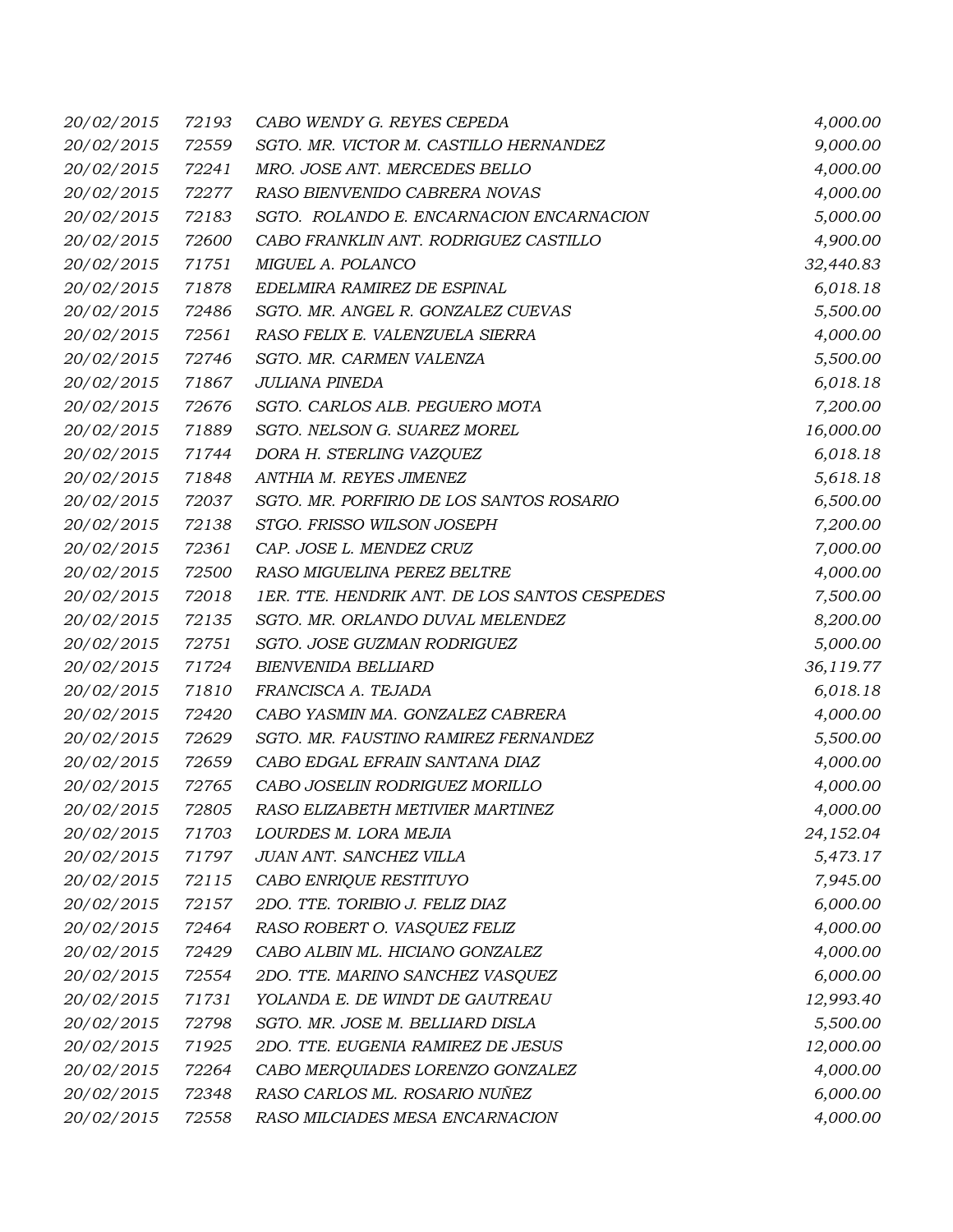| | | | |
|---|---|---|---|
| 20/02/2015 | 72193 | CABO WENDY G. REYES CEPEDA | 4,000.00 |
| 20/02/2015 | 72559 | SGTO. MR. VICTOR M. CASTILLO HERNANDEZ | 9,000.00 |
| 20/02/2015 | 72241 | MRO. JOSE ANT. MERCEDES BELLO | 4,000.00 |
| 20/02/2015 | 72277 | RASO BIENVENIDO CABRERA NOVAS | 4,000.00 |
| 20/02/2015 | 72183 | SGTO. ROLANDO E. ENCARNACION ENCARNACION | 5,000.00 |
| 20/02/2015 | 72600 | CABO FRANKLIN ANT. RODRIGUEZ CASTILLO | 4,900.00 |
| 20/02/2015 | 71751 | MIGUEL A. POLANCO | 32,440.83 |
| 20/02/2015 | 71878 | EDELMIRA RAMIREZ DE ESPINAL | 6,018.18 |
| 20/02/2015 | 72486 | SGTO. MR. ANGEL R. GONZALEZ CUEVAS | 5,500.00 |
| 20/02/2015 | 72561 | RASO FELIX E. VALENZUELA SIERRA | 4,000.00 |
| 20/02/2015 | 72746 | SGTO. MR. CARMEN VALENZA | 5,500.00 |
| 20/02/2015 | 71867 | JULIANA PINEDA | 6,018.18 |
| 20/02/2015 | 72676 | SGTO. CARLOS ALB. PEGUERO MOTA | 7,200.00 |
| 20/02/2015 | 71889 | SGTO. NELSON G. SUAREZ MOREL | 16,000.00 |
| 20/02/2015 | 71744 | DORA H. STERLING VAZQUEZ | 6,018.18 |
| 20/02/2015 | 71848 | ANTHIA M. REYES JIMENEZ | 5,618.18 |
| 20/02/2015 | 72037 | SGTO. MR. PORFIRIO DE LOS SANTOS ROSARIO | 6,500.00 |
| 20/02/2015 | 72138 | STGO. FRISSO WILSON JOSEPH | 7,200.00 |
| 20/02/2015 | 72361 | CAP. JOSE L. MENDEZ CRUZ | 7,000.00 |
| 20/02/2015 | 72500 | RASO MIGUELINA PEREZ BELTRE | 4,000.00 |
| 20/02/2015 | 72018 | 1ER. TTE. HENDRIK ANT. DE LOS SANTOS CESPEDES | 7,500.00 |
| 20/02/2015 | 72135 | SGTO. MR. ORLANDO DUVAL MELENDEZ | 8,200.00 |
| 20/02/2015 | 72751 | SGTO. JOSE GUZMAN RODRIGUEZ | 5,000.00 |
| 20/02/2015 | 71724 | BIENVENIDA BELLIARD | 36,119.77 |
| 20/02/2015 | 71810 | FRANCISCA A. TEJADA | 6,018.18 |
| 20/02/2015 | 72420 | CABO YASMIN MA. GONZALEZ CABRERA | 4,000.00 |
| 20/02/2015 | 72629 | SGTO. MR. FAUSTINO RAMIREZ FERNANDEZ | 5,500.00 |
| 20/02/2015 | 72659 | CABO EDGAL EFRAIN SANTANA DIAZ | 4,000.00 |
| 20/02/2015 | 72765 | CABO JOSELIN RODRIGUEZ MORILLO | 4,000.00 |
| 20/02/2015 | 72805 | RASO ELIZABETH METIVIER MARTINEZ | 4,000.00 |
| 20/02/2015 | 71703 | LOURDES M. LORA MEJIA | 24,152.04 |
| 20/02/2015 | 71797 | JUAN ANT. SANCHEZ VILLA | 5,473.17 |
| 20/02/2015 | 72115 | CABO ENRIQUE RESTITUYO | 7,945.00 |
| 20/02/2015 | 72157 | 2DO. TTE. TORIBIO J. FELIZ DIAZ | 6,000.00 |
| 20/02/2015 | 72464 | RASO ROBERT O. VASQUEZ FELIZ | 4,000.00 |
| 20/02/2015 | 72429 | CABO ALBIN ML. HICIANO GONZALEZ | 4,000.00 |
| 20/02/2015 | 72554 | 2DO. TTE. MARINO SANCHEZ VASQUEZ | 6,000.00 |
| 20/02/2015 | 71731 | YOLANDA E. DE WINDT DE GAUTREAU | 12,993.40 |
| 20/02/2015 | 72798 | SGTO. MR. JOSE M. BELLIARD DISLA | 5,500.00 |
| 20/02/2015 | 71925 | 2DO. TTE. EUGENIA RAMIREZ DE JESUS | 12,000.00 |
| 20/02/2015 | 72264 | CABO MERQUIADES LORENZO GONZALEZ | 4,000.00 |
| 20/02/2015 | 72348 | RASO CARLOS ML. ROSARIO NUÑEZ | 6,000.00 |
| 20/02/2015 | 72558 | RASO MILCIADES MESA ENCARNACION | 4,000.00 |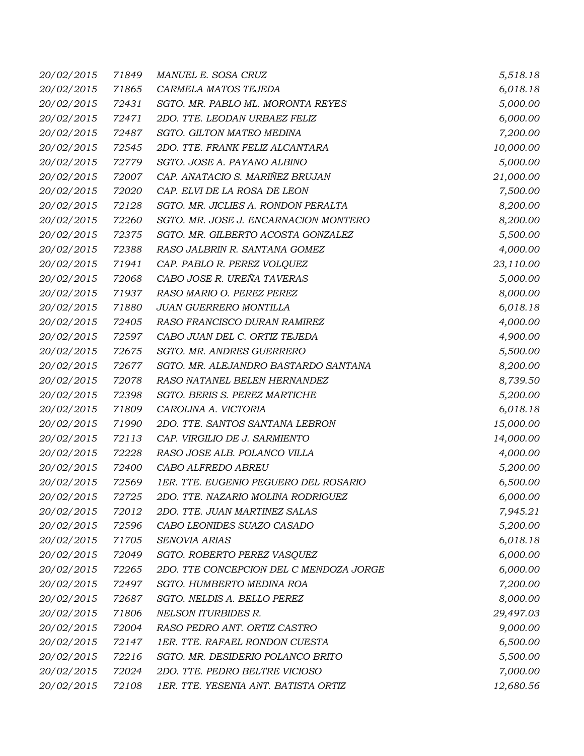| | | | |
|---|---|---|---|
| 20/02/2015 | 71849 | MANUEL E. SOSA CRUZ | 5,518.18 |
| 20/02/2015 | 71865 | CARMELA MATOS TEJEDA | 6,018.18 |
| 20/02/2015 | 72431 | SGTO. MR. PABLO ML. MORONTA REYES | 5,000.00 |
| 20/02/2015 | 72471 | 2DO. TTE. LEODAN URBAEZ FELIZ | 6,000.00 |
| 20/02/2015 | 72487 | SGTO. GILTON MATEO MEDINA | 7,200.00 |
| 20/02/2015 | 72545 | 2DO. TTE. FRANK FELIZ ALCANTARA | 10,000.00 |
| 20/02/2015 | 72779 | SGTO. JOSE A. PAYANO ALBINO | 5,000.00 |
| 20/02/2015 | 72007 | CAP. ANATACIO S. MARIÑEZ BRUJAN | 21,000.00 |
| 20/02/2015 | 72020 | CAP. ELVI DE LA ROSA DE LEON | 7,500.00 |
| 20/02/2015 | 72128 | SGTO. MR. JICLIES A. RONDON PERALTA | 8,200.00 |
| 20/02/2015 | 72260 | SGTO. MR. JOSE J. ENCARNACION MONTERO | 8,200.00 |
| 20/02/2015 | 72375 | SGTO. MR. GILBERTO ACOSTA GONZALEZ | 5,500.00 |
| 20/02/2015 | 72388 | RASO JALBRIN R. SANTANA GOMEZ | 4,000.00 |
| 20/02/2015 | 71941 | CAP. PABLO R. PEREZ VOLQUEZ | 23,110.00 |
| 20/02/2015 | 72068 | CABO JOSE R. UREÑA TAVERAS | 5,000.00 |
| 20/02/2015 | 71937 | RASO MARIO O. PEREZ PEREZ | 8,000.00 |
| 20/02/2015 | 71880 | JUAN GUERRERO MONTILLA | 6,018.18 |
| 20/02/2015 | 72405 | RASO FRANCISCO DURAN RAMIREZ | 4,000.00 |
| 20/02/2015 | 72597 | CABO JUAN DEL C. ORTIZ TEJEDA | 4,900.00 |
| 20/02/2015 | 72675 | SGTO. MR. ANDRES GUERRERO | 5,500.00 |
| 20/02/2015 | 72677 | SGTO. MR. ALEJANDRO BASTARDO SANTANA | 8,200.00 |
| 20/02/2015 | 72078 | RASO NATANEL BELEN HERNANDEZ | 8,739.50 |
| 20/02/2015 | 72398 | SGTO. BERIS S. PEREZ MARTICHE | 5,200.00 |
| 20/02/2015 | 71809 | CAROLINA A. VICTORIA | 6,018.18 |
| 20/02/2015 | 71990 | 2DO. TTE. SANTOS SANTANA LEBRON | 15,000.00 |
| 20/02/2015 | 72113 | CAP. VIRGILIO DE J. SARMIENTO | 14,000.00 |
| 20/02/2015 | 72228 | RASO JOSE ALB. POLANCO VILLA | 4,000.00 |
| 20/02/2015 | 72400 | CABO ALFREDO ABREU | 5,200.00 |
| 20/02/2015 | 72569 | 1ER. TTE. EUGENIO PEGUERO DEL ROSARIO | 6,500.00 |
| 20/02/2015 | 72725 | 2DO. TTE. NAZARIO MOLINA RODRIGUEZ | 6,000.00 |
| 20/02/2015 | 72012 | 2DO. TTE. JUAN MARTINEZ SALAS | 7,945.21 |
| 20/02/2015 | 72596 | CABO LEONIDES SUAZO CASADO | 5,200.00 |
| 20/02/2015 | 71705 | SENOVIA ARIAS | 6,018.18 |
| 20/02/2015 | 72049 | SGTO. ROBERTO PEREZ VASQUEZ | 6,000.00 |
| 20/02/2015 | 72265 | 2DO. TTE CONCEPCION DEL C MENDOZA JORGE | 6,000.00 |
| 20/02/2015 | 72497 | SGTO. HUMBERTO MEDINA ROA | 7,200.00 |
| 20/02/2015 | 72687 | SGTO. NELDIS A. BELLO PEREZ | 8,000.00 |
| 20/02/2015 | 71806 | NELSON ITURBIDES R. | 29,497.03 |
| 20/02/2015 | 72004 | RASO PEDRO ANT. ORTIZ CASTRO | 9,000.00 |
| 20/02/2015 | 72147 | 1ER. TTE. RAFAEL RONDON CUESTA | 6,500.00 |
| 20/02/2015 | 72216 | SGTO. MR. DESIDERIO POLANCO BRITO | 5,500.00 |
| 20/02/2015 | 72024 | 2DO. TTE. PEDRO BELTRE VICIOSO | 7,000.00 |
| 20/02/2015 | 72108 | 1ER. TTE. YESENIA ANT. BATISTA ORTIZ | 12,680.56 |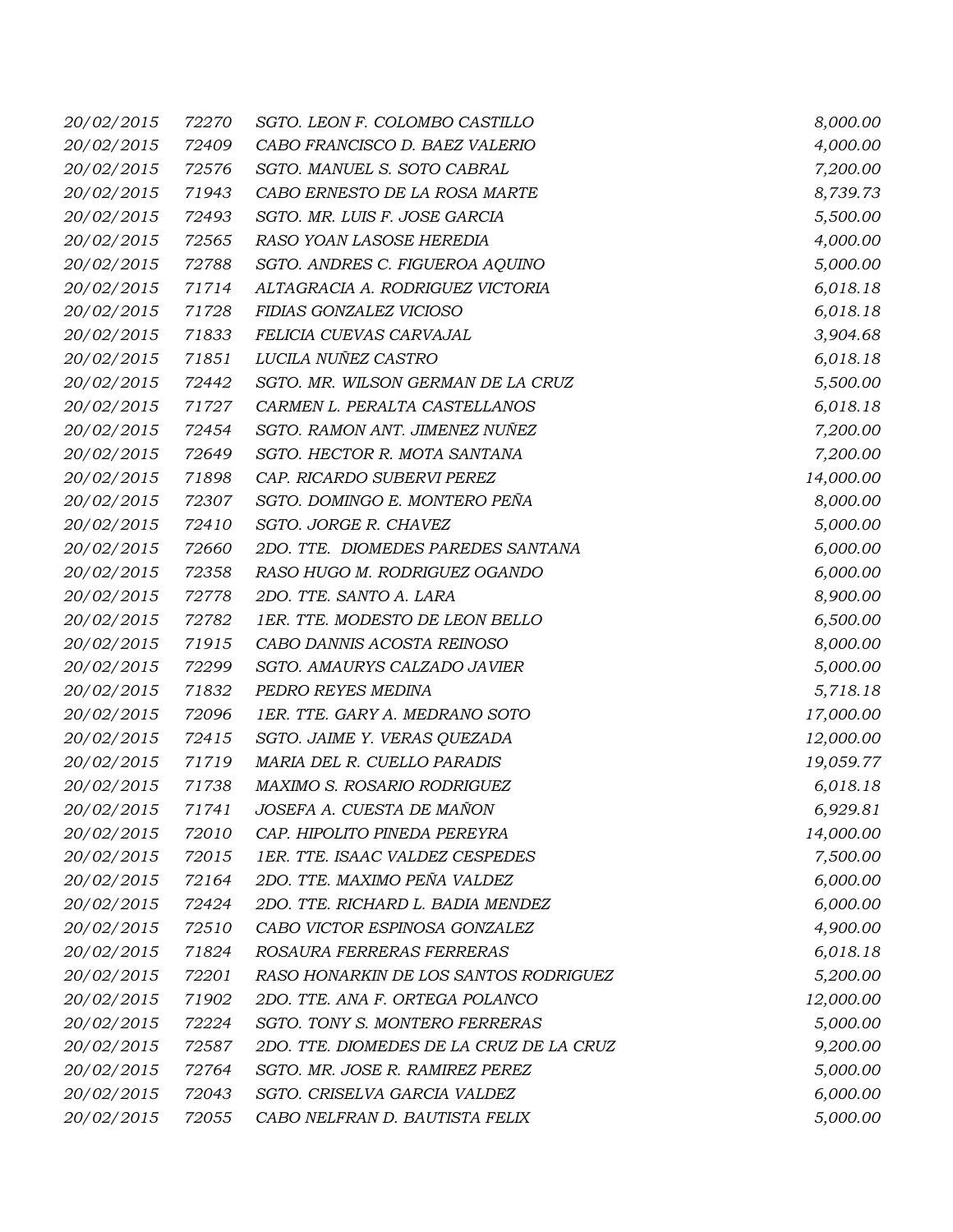| | | | |
|---|---|---|---|
| 20/02/2015 | 72270 | SGTO. LEON F. COLOMBO CASTILLO | 8,000.00 |
| 20/02/2015 | 72409 | CABO FRANCISCO D. BAEZ VALERIO | 4,000.00 |
| 20/02/2015 | 72576 | SGTO. MANUEL S. SOTO CABRAL | 7,200.00 |
| 20/02/2015 | 71943 | CABO ERNESTO DE LA ROSA MARTE | 8,739.73 |
| 20/02/2015 | 72493 | SGTO. MR. LUIS F. JOSE GARCIA | 5,500.00 |
| 20/02/2015 | 72565 | RASO YOAN LASOSE HEREDIA | 4,000.00 |
| 20/02/2015 | 72788 | SGTO. ANDRES C. FIGUEROA AQUINO | 5,000.00 |
| 20/02/2015 | 71714 | ALTAGRACIA A. RODRIGUEZ VICTORIA | 6,018.18 |
| 20/02/2015 | 71728 | FIDIAS GONZALEZ VICIOSO | 6,018.18 |
| 20/02/2015 | 71833 | FELICIA CUEVAS CARVAJAL | 3,904.68 |
| 20/02/2015 | 71851 | LUCILA NUÑEZ CASTRO | 6,018.18 |
| 20/02/2015 | 72442 | SGTO. MR. WILSON GERMAN DE LA CRUZ | 5,500.00 |
| 20/02/2015 | 71727 | CARMEN L. PERALTA CASTELLANOS | 6,018.18 |
| 20/02/2015 | 72454 | SGTO. RAMON ANT. JIMENEZ NUÑEZ | 7,200.00 |
| 20/02/2015 | 72649 | SGTO. HECTOR R. MOTA SANTANA | 7,200.00 |
| 20/02/2015 | 71898 | CAP. RICARDO SUBERVI PEREZ | 14,000.00 |
| 20/02/2015 | 72307 | SGTO. DOMINGO E. MONTERO PEÑA | 8,000.00 |
| 20/02/2015 | 72410 | SGTO. JORGE R. CHAVEZ | 5,000.00 |
| 20/02/2015 | 72660 | 2DO. TTE. DIOMEDES PAREDES SANTANA | 6,000.00 |
| 20/02/2015 | 72358 | RASO HUGO M. RODRIGUEZ OGANDO | 6,000.00 |
| 20/02/2015 | 72778 | 2DO. TTE. SANTO A. LARA | 8,900.00 |
| 20/02/2015 | 72782 | 1ER. TTE. MODESTO DE LEON BELLO | 6,500.00 |
| 20/02/2015 | 71915 | CABO DANNIS ACOSTA REINOSO | 8,000.00 |
| 20/02/2015 | 72299 | SGTO. AMAURYS CALZADO JAVIER | 5,000.00 |
| 20/02/2015 | 71832 | PEDRO REYES MEDINA | 5,718.18 |
| 20/02/2015 | 72096 | 1ER. TTE. GARY A. MEDRANO SOTO | 17,000.00 |
| 20/02/2015 | 72415 | SGTO. JAIME Y. VERAS QUEZADA | 12,000.00 |
| 20/02/2015 | 71719 | MARIA DEL R. CUELLO PARADIS | 19,059.77 |
| 20/02/2015 | 71738 | MAXIMO S. ROSARIO RODRIGUEZ | 6,018.18 |
| 20/02/2015 | 71741 | JOSEFA A. CUESTA DE MAÑON | 6,929.81 |
| 20/02/2015 | 72010 | CAP. HIPOLITO PINEDA PEREYRA | 14,000.00 |
| 20/02/2015 | 72015 | 1ER. TTE. ISAAC VALDEZ CESPEDES | 7,500.00 |
| 20/02/2015 | 72164 | 2DO. TTE. MAXIMO PEÑA VALDEZ | 6,000.00 |
| 20/02/2015 | 72424 | 2DO. TTE. RICHARD L. BADIA MENDEZ | 6,000.00 |
| 20/02/2015 | 72510 | CABO VICTOR ESPINOSA GONZALEZ | 4,900.00 |
| 20/02/2015 | 71824 | ROSAURA FERRERAS FERRERAS | 6,018.18 |
| 20/02/2015 | 72201 | RASO HONARKIN DE LOS SANTOS RODRIGUEZ | 5,200.00 |
| 20/02/2015 | 71902 | 2DO. TTE. ANA F. ORTEGA POLANCO | 12,000.00 |
| 20/02/2015 | 72224 | SGTO. TONY S. MONTERO FERRERAS | 5,000.00 |
| 20/02/2015 | 72587 | 2DO. TTE. DIOMEDES DE LA CRUZ DE LA CRUZ | 9,200.00 |
| 20/02/2015 | 72764 | SGTO. MR. JOSE R. RAMIREZ PEREZ | 5,000.00 |
| 20/02/2015 | 72043 | SGTO. CRISELVA GARCIA VALDEZ | 6,000.00 |
| 20/02/2015 | 72055 | CABO NELFRAN D. BAUTISTA FELIX | 5,000.00 |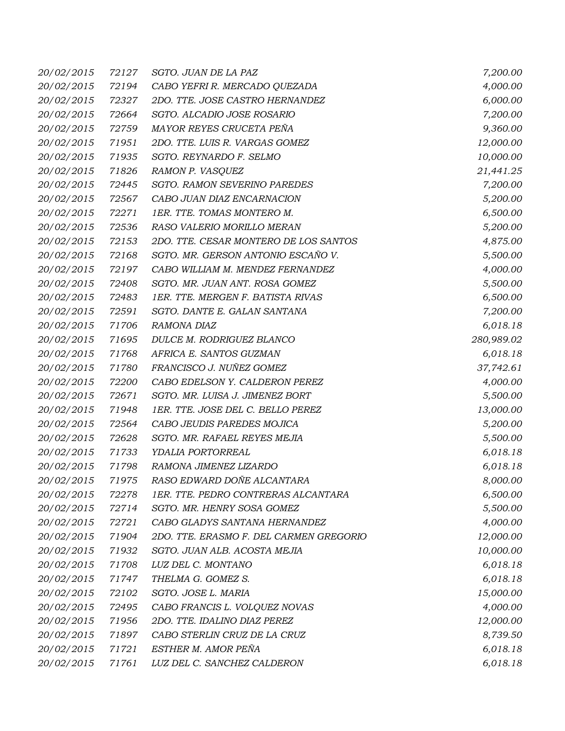| | | | |
|---|---|---|---|
| *20/02/2015* | *72127* | *SGTO. JUAN DE LA PAZ* | *7,200.00* |
| *20/02/2015* | *72194* | *CABO YEFRI R. MERCADO QUEZADA* | *4,000.00* |
| *20/02/2015* | *72327* | *2DO. TTE. JOSE CASTRO HERNANDEZ* | *6,000.00* |
| *20/02/2015* | *72664* | *SGTO. ALCADIO JOSE ROSARIO* | *7,200.00* |
| *20/02/2015* | *72759* | *MAYOR REYES CRUCETA PEÑA* | *9,360.00* |
| *20/02/2015* | *71951* | *2DO. TTE. LUIS R. VARGAS GOMEZ* | *12,000.00* |
| *20/02/2015* | *71935* | *SGTO. REYNARDO F. SELMO* | *10,000.00* |
| *20/02/2015* | *71826* | *RAMON P. VASQUEZ* | *21,441.25* |
| *20/02/2015* | *72445* | *SGTO. RAMON SEVERINO PAREDES* | *7,200.00* |
| *20/02/2015* | *72567* | *CABO JUAN DIAZ ENCARNACION* | *5,200.00* |
| *20/02/2015* | *72271* | *1ER. TTE. TOMAS MONTERO M.* | *6,500.00* |
| *20/02/2015* | *72536* | *RASO VALERIO MORILLO MERAN* | *5,200.00* |
| *20/02/2015* | *72153* | *2DO. TTE. CESAR MONTERO DE LOS SANTOS* | *4,875.00* |
| *20/02/2015* | *72168* | *SGTO. MR. GERSON ANTONIO ESCAÑO V.* | *5,500.00* |
| *20/02/2015* | *72197* | *CABO WILLIAM M. MENDEZ FERNANDEZ* | *4,000.00* |
| *20/02/2015* | *72408* | *SGTO. MR. JUAN ANT. ROSA GOMEZ* | *5,500.00* |
| *20/02/2015* | *72483* | *1ER. TTE. MERGEN F. BATISTA RIVAS* | *6,500.00* |
| *20/02/2015* | *72591* | *SGTO. DANTE E. GALAN SANTANA* | *7,200.00* |
| *20/02/2015* | *71706* | *RAMONA DIAZ* | *6,018.18* |
| *20/02/2015* | *71695* | *DULCE M. RODRIGUEZ BLANCO* | *280,989.02* |
| *20/02/2015* | *71768* | *AFRICA E. SANTOS GUZMAN* | *6,018.18* |
| *20/02/2015* | *71780* | *FRANCISCO J. NUÑEZ GOMEZ* | *37,742.61* |
| *20/02/2015* | *72200* | *CABO EDELSON Y. CALDERON PEREZ* | *4,000.00* |
| *20/02/2015* | *72671* | *SGTO. MR. LUISA J. JIMENEZ BORT* | *5,500.00* |
| *20/02/2015* | *71948* | *1ER. TTE. JOSE DEL C. BELLO PEREZ* | *13,000.00* |
| *20/02/2015* | *72564* | *CABO JEUDIS PAREDES MOJICA* | *5,200.00* |
| *20/02/2015* | *72628* | *SGTO. MR. RAFAEL REYES MEJIA* | *5,500.00* |
| *20/02/2015* | *71733* | *YDALIA PORTORREAL* | *6,018.18* |
| *20/02/2015* | *71798* | *RAMONA JIMENEZ LIZARDO* | *6,018.18* |
| *20/02/2015* | *71975* | *RASO EDWARD DOÑE ALCANTARA* | *8,000.00* |
| *20/02/2015* | *72278* | *1ER. TTE. PEDRO CONTRERAS ALCANTARA* | *6,500.00* |
| *20/02/2015* | *72714* | *SGTO. MR. HENRY SOSA GOMEZ* | *5,500.00* |
| *20/02/2015* | *72721* | *CABO GLADYS SANTANA HERNANDEZ* | *4,000.00* |
| *20/02/2015* | *71904* | *2DO. TTE. ERASMO F. DEL CARMEN GREGORIO* | *12,000.00* |
| *20/02/2015* | *71932* | *SGTO. JUAN ALB. ACOSTA MEJIA* | *10,000.00* |
| *20/02/2015* | *71708* | *LUZ DEL C. MONTANO* | *6,018.18* |
| *20/02/2015* | *71747* | *THELMA G. GOMEZ S.* | *6,018.18* |
| *20/02/2015* | *72102* | *SGTO. JOSE L. MARIA* | *15,000.00* |
| *20/02/2015* | *72495* | *CABO FRANCIS L. VOLQUEZ NOVAS* | *4,000.00* |
| *20/02/2015* | *71956* | *2DO. TTE. IDALINO DIAZ PEREZ* | *12,000.00* |
| *20/02/2015* | *71897* | *CABO STERLIN CRUZ DE LA CRUZ* | *8,739.50* |
| *20/02/2015* | *71721* | *ESTHER M. AMOR PEÑA* | *6,018.18* |
| *20/02/2015* | *71761* | *LUZ DEL C. SANCHEZ CALDERON* | *6,018.18* |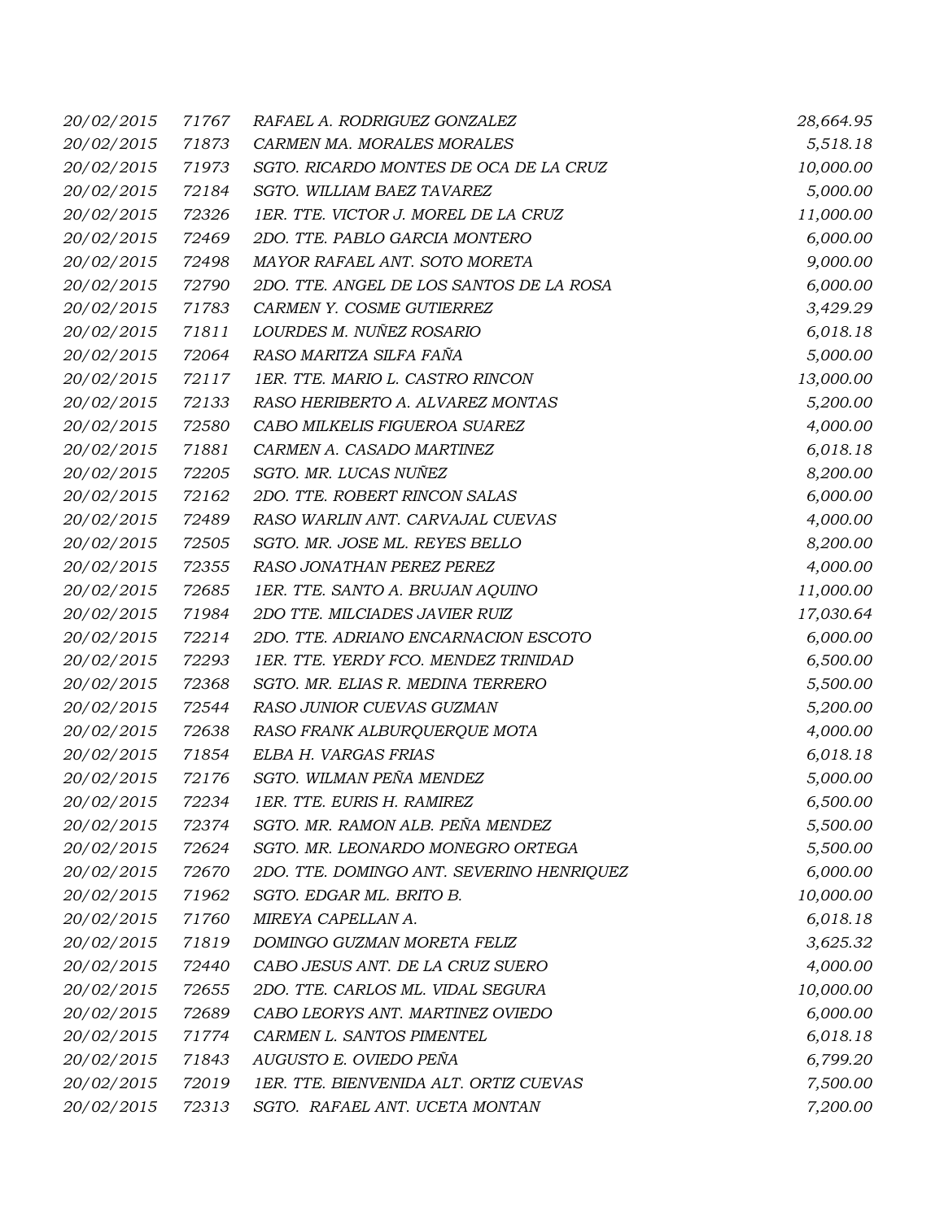| | | | |
|---|---|---|---|
| 20/02/2015 | 71767 | RAFAEL A. RODRIGUEZ GONZALEZ | 28,664.95 |
| 20/02/2015 | 71873 | CARMEN MA. MORALES MORALES | 5,518.18 |
| 20/02/2015 | 71973 | SGTO. RICARDO MONTES DE OCA DE LA CRUZ | 10,000.00 |
| 20/02/2015 | 72184 | SGTO. WILLIAM BAEZ TAVAREZ | 5,000.00 |
| 20/02/2015 | 72326 | 1ER. TTE. VICTOR J. MOREL DE LA CRUZ | 11,000.00 |
| 20/02/2015 | 72469 | 2DO. TTE. PABLO GARCIA MONTERO | 6,000.00 |
| 20/02/2015 | 72498 | MAYOR RAFAEL ANT. SOTO MORETA | 9,000.00 |
| 20/02/2015 | 72790 | 2DO. TTE. ANGEL DE LOS SANTOS DE LA ROSA | 6,000.00 |
| 20/02/2015 | 71783 | CARMEN Y. COSME GUTIERREZ | 3,429.29 |
| 20/02/2015 | 71811 | LOURDES M. NUÑEZ ROSARIO | 6,018.18 |
| 20/02/2015 | 72064 | RASO MARITZA SILFA FAÑA | 5,000.00 |
| 20/02/2015 | 72117 | 1ER. TTE. MARIO L. CASTRO RINCON | 13,000.00 |
| 20/02/2015 | 72133 | RASO HERIBERTO A. ALVAREZ MONTAS | 5,200.00 |
| 20/02/2015 | 72580 | CABO MILKELIS FIGUEROA SUAREZ | 4,000.00 |
| 20/02/2015 | 71881 | CARMEN A. CASADO MARTINEZ | 6,018.18 |
| 20/02/2015 | 72205 | SGTO. MR. LUCAS NUÑEZ | 8,200.00 |
| 20/02/2015 | 72162 | 2DO. TTE. ROBERT RINCON SALAS | 6,000.00 |
| 20/02/2015 | 72489 | RASO WARLIN ANT. CARVAJAL CUEVAS | 4,000.00 |
| 20/02/2015 | 72505 | SGTO. MR. JOSE ML. REYES BELLO | 8,200.00 |
| 20/02/2015 | 72355 | RASO JONATHAN PEREZ PEREZ | 4,000.00 |
| 20/02/2015 | 72685 | 1ER. TTE. SANTO A. BRUJAN AQUINO | 11,000.00 |
| 20/02/2015 | 71984 | 2DO TTE. MILCIADES JAVIER RUIZ | 17,030.64 |
| 20/02/2015 | 72214 | 2DO. TTE. ADRIANO ENCARNACION ESCOTO | 6,000.00 |
| 20/02/2015 | 72293 | 1ER. TTE. YERDY FCO. MENDEZ TRINIDAD | 6,500.00 |
| 20/02/2015 | 72368 | SGTO. MR. ELIAS R. MEDINA TERRERO | 5,500.00 |
| 20/02/2015 | 72544 | RASO JUNIOR CUEVAS GUZMAN | 5,200.00 |
| 20/02/2015 | 72638 | RASO FRANK ALBURQUERQUE MOTA | 4,000.00 |
| 20/02/2015 | 71854 | ELBA H. VARGAS FRIAS | 6,018.18 |
| 20/02/2015 | 72176 | SGTO. WILMAN PEÑA MENDEZ | 5,000.00 |
| 20/02/2015 | 72234 | 1ER. TTE. EURIS H. RAMIREZ | 6,500.00 |
| 20/02/2015 | 72374 | SGTO. MR. RAMON ALB. PEÑA MENDEZ | 5,500.00 |
| 20/02/2015 | 72624 | SGTO. MR. LEONARDO MONEGRO ORTEGA | 5,500.00 |
| 20/02/2015 | 72670 | 2DO. TTE. DOMINGO ANT. SEVERINO HENRIQUEZ | 6,000.00 |
| 20/02/2015 | 71962 | SGTO. EDGAR ML. BRITO B. | 10,000.00 |
| 20/02/2015 | 71760 | MIREYA CAPELLAN A. | 6,018.18 |
| 20/02/2015 | 71819 | DOMINGO GUZMAN MORETA FELIZ | 3,625.32 |
| 20/02/2015 | 72440 | CABO JESUS ANT. DE LA CRUZ SUERO | 4,000.00 |
| 20/02/2015 | 72655 | 2DO. TTE. CARLOS ML. VIDAL SEGURA | 10,000.00 |
| 20/02/2015 | 72689 | CABO LEORYS ANT. MARTINEZ OVIEDO | 6,000.00 |
| 20/02/2015 | 71774 | CARMEN L. SANTOS PIMENTEL | 6,018.18 |
| 20/02/2015 | 71843 | AUGUSTO E. OVIEDO PEÑA | 6,799.20 |
| 20/02/2015 | 72019 | 1ER. TTE. BIENVENIDA ALT. ORTIZ CUEVAS | 7,500.00 |
| 20/02/2015 | 72313 | SGTO. RAFAEL ANT. UCETA MONTAN | 7,200.00 |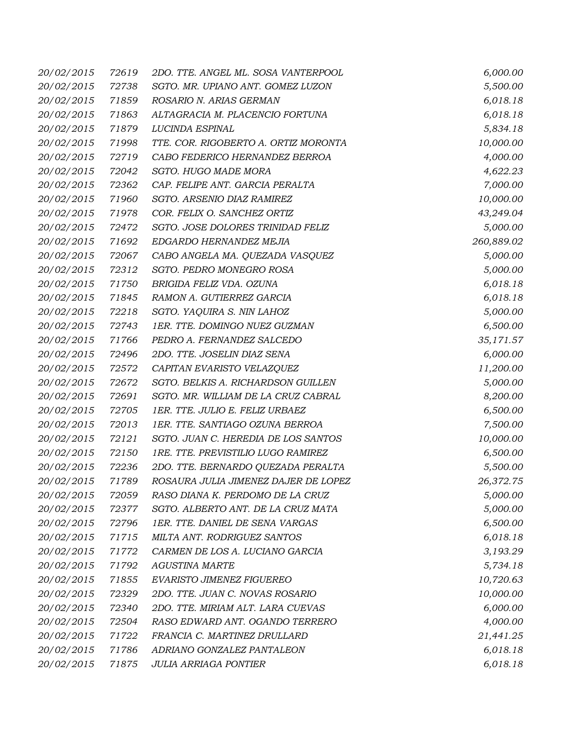| | | | |
|---|---|---|---|
| 20/02/2015 | 72619 | 2DO. TTE. ANGEL ML. SOSA VANTERPOOL | 6,000.00 |
| 20/02/2015 | 72738 | SGTO. MR. UPIANO ANT. GOMEZ LUZON | 5,500.00 |
| 20/02/2015 | 71859 | ROSARIO N. ARIAS GERMAN | 6,018.18 |
| 20/02/2015 | 71863 | ALTAGRACIA M. PLACENCIO FORTUNA | 6,018.18 |
| 20/02/2015 | 71879 | LUCINDA ESPINAL | 5,834.18 |
| 20/02/2015 | 71998 | TTE. COR. RIGOBERTO A. ORTIZ MORONTA | 10,000.00 |
| 20/02/2015 | 72719 | CABO FEDERICO HERNANDEZ BERROA | 4,000.00 |
| 20/02/2015 | 72042 | SGTO. HUGO MADE MORA | 4,622.23 |
| 20/02/2015 | 72362 | CAP. FELIPE ANT. GARCIA PERALTA | 7,000.00 |
| 20/02/2015 | 71960 | SGTO. ARSENIO DIAZ RAMIREZ | 10,000.00 |
| 20/02/2015 | 71978 | COR. FELIX O. SANCHEZ ORTIZ | 43,249.04 |
| 20/02/2015 | 72472 | SGTO. JOSE DOLORES TRINIDAD FELIZ | 5,000.00 |
| 20/02/2015 | 71692 | EDGARDO HERNANDEZ MEJIA | 260,889.02 |
| 20/02/2015 | 72067 | CABO ANGELA MA. QUEZADA VASQUEZ | 5,000.00 |
| 20/02/2015 | 72312 | SGTO. PEDRO MONEGRO ROSA | 5,000.00 |
| 20/02/2015 | 71750 | BRIGIDA FELIZ VDA. OZUNA | 6,018.18 |
| 20/02/2015 | 71845 | RAMON A. GUTIERREZ GARCIA | 6,018.18 |
| 20/02/2015 | 72218 | SGTO. YAQUIRA S. NIN LAHOZ | 5,000.00 |
| 20/02/2015 | 72743 | 1ER. TTE. DOMINGO NUEZ GUZMAN | 6,500.00 |
| 20/02/2015 | 71766 | PEDRO A. FERNANDEZ SALCEDO | 35,171.57 |
| 20/02/2015 | 72496 | 2DO. TTE. JOSELIN DIAZ SENA | 6,000.00 |
| 20/02/2015 | 72572 | CAPITAN EVARISTO VELAZQUEZ | 11,200.00 |
| 20/02/2015 | 72672 | SGTO. BELKIS A. RICHARDSON GUILLEN | 5,000.00 |
| 20/02/2015 | 72691 | SGTO. MR. WILLIAM DE LA CRUZ CABRAL | 8,200.00 |
| 20/02/2015 | 72705 | 1ER. TTE. JULIO E. FELIZ URBAEZ | 6,500.00 |
| 20/02/2015 | 72013 | 1ER. TTE. SANTIAGO OZUNA BERROA | 7,500.00 |
| 20/02/2015 | 72121 | SGTO. JUAN C. HEREDIA DE LOS SANTOS | 10,000.00 |
| 20/02/2015 | 72150 | 1RE. TTE. PREVISTILIO LUGO RAMIREZ | 6,500.00 |
| 20/02/2015 | 72236 | 2DO. TTE. BERNARDO QUEZADA PERALTA | 5,500.00 |
| 20/02/2015 | 71789 | ROSAURA JULIA JIMENEZ DAJER DE LOPEZ | 26,372.75 |
| 20/02/2015 | 72059 | RASO DIANA K. PERDOMO DE LA CRUZ | 5,000.00 |
| 20/02/2015 | 72377 | SGTO. ALBERTO ANT. DE LA CRUZ MATA | 5,000.00 |
| 20/02/2015 | 72796 | 1ER. TTE. DANIEL DE SENA VARGAS | 6,500.00 |
| 20/02/2015 | 71715 | MILTA ANT. RODRIGUEZ SANTOS | 6,018.18 |
| 20/02/2015 | 71772 | CARMEN DE LOS A. LUCIANO GARCIA | 3,193.29 |
| 20/02/2015 | 71792 | AGUSTINA MARTE | 5,734.18 |
| 20/02/2015 | 71855 | EVARISTO JIMENEZ FIGUEREO | 10,720.63 |
| 20/02/2015 | 72329 | 2DO. TTE. JUAN C. NOVAS ROSARIO | 10,000.00 |
| 20/02/2015 | 72340 | 2DO. TTE. MIRIAM ALT. LARA CUEVAS | 6,000.00 |
| 20/02/2015 | 72504 | RASO EDWARD ANT. OGANDO TERRERO | 4,000.00 |
| 20/02/2015 | 71722 | FRANCIA C. MARTINEZ DRULLARD | 21,441.25 |
| 20/02/2015 | 71786 | ADRIANO GONZALEZ PANTALEON | 6,018.18 |
| 20/02/2015 | 71875 | JULIA ARRIAGA PONTIER | 6,018.18 |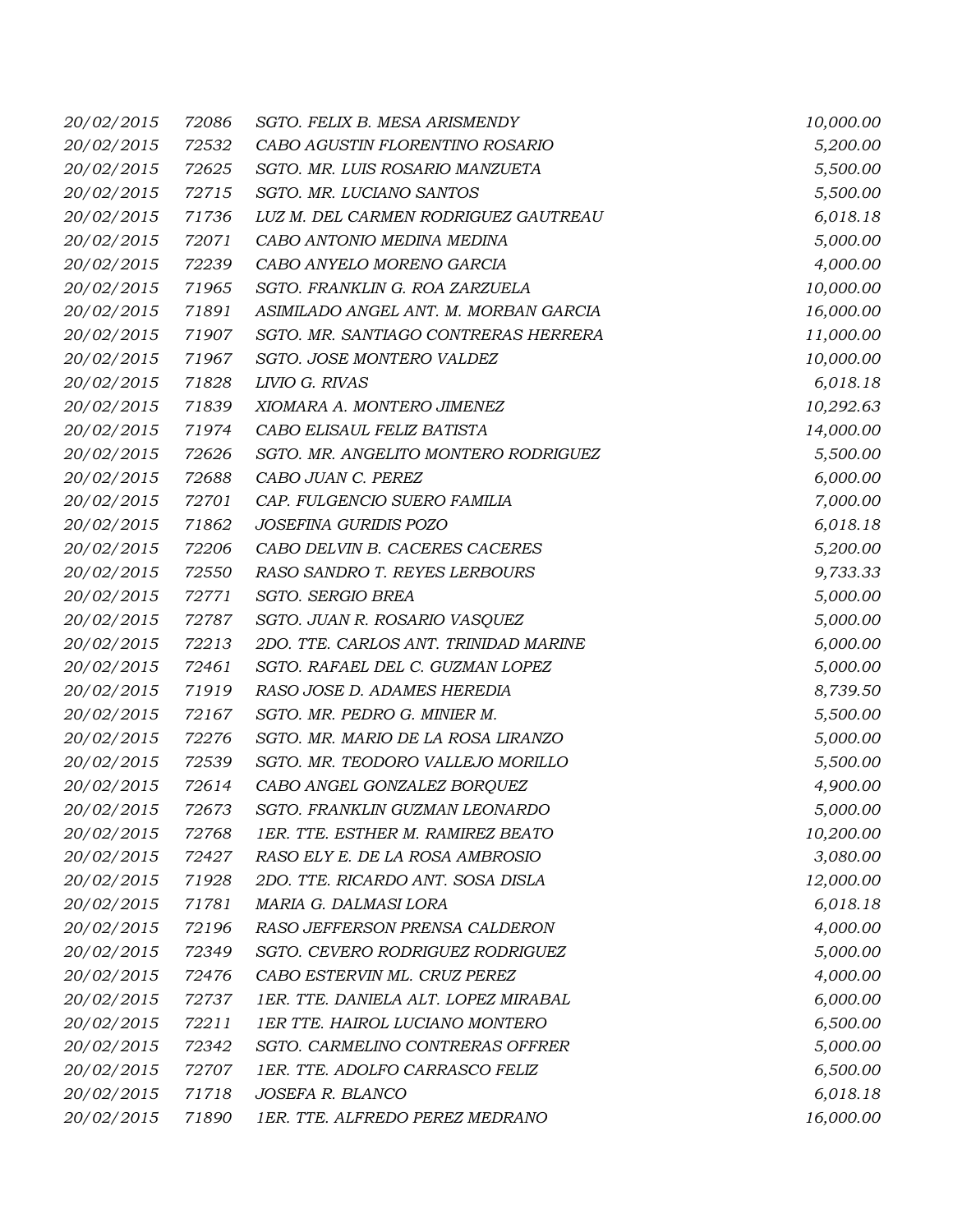| | | | |
|---|---|---|---|
| 20/02/2015 | 72086 | SGTO. FELIX B. MESA ARISMENDY | 10,000.00 |
| 20/02/2015 | 72532 | CABO AGUSTIN FLORENTINO ROSARIO | 5,200.00 |
| 20/02/2015 | 72625 | SGTO. MR. LUIS ROSARIO MANZUETA | 5,500.00 |
| 20/02/2015 | 72715 | SGTO. MR. LUCIANO SANTOS | 5,500.00 |
| 20/02/2015 | 71736 | LUZ M. DEL CARMEN RODRIGUEZ GAUTREAU | 6,018.18 |
| 20/02/2015 | 72071 | CABO ANTONIO MEDINA MEDINA | 5,000.00 |
| 20/02/2015 | 72239 | CABO ANYELO MORENO GARCIA | 4,000.00 |
| 20/02/2015 | 71965 | SGTO. FRANKLIN G. ROA ZARZUELA | 10,000.00 |
| 20/02/2015 | 71891 | ASIMILADO ANGEL ANT. M. MORBAN GARCIA | 16,000.00 |
| 20/02/2015 | 71907 | SGTO. MR. SANTIAGO CONTRERAS HERRERA | 11,000.00 |
| 20/02/2015 | 71967 | SGTO. JOSE MONTERO VALDEZ | 10,000.00 |
| 20/02/2015 | 71828 | LIVIO G. RIVAS | 6,018.18 |
| 20/02/2015 | 71839 | XIOMARA A. MONTERO JIMENEZ | 10,292.63 |
| 20/02/2015 | 71974 | CABO ELISAUL FELIZ BATISTA | 14,000.00 |
| 20/02/2015 | 72626 | SGTO. MR. ANGELITO MONTERO RODRIGUEZ | 5,500.00 |
| 20/02/2015 | 72688 | CABO JUAN C. PEREZ | 6,000.00 |
| 20/02/2015 | 72701 | CAP. FULGENCIO SUERO FAMILIA | 7,000.00 |
| 20/02/2015 | 71862 | JOSEFINA GURIDIS POZO | 6,018.18 |
| 20/02/2015 | 72206 | CABO DELVIN B. CACERES CACERES | 5,200.00 |
| 20/02/2015 | 72550 | RASO SANDRO T. REYES LERBOURS | 9,733.33 |
| 20/02/2015 | 72771 | SGTO. SERGIO BREA | 5,000.00 |
| 20/02/2015 | 72787 | SGTO. JUAN R. ROSARIO VASQUEZ | 5,000.00 |
| 20/02/2015 | 72213 | 2DO. TTE. CARLOS ANT. TRINIDAD MARINE | 6,000.00 |
| 20/02/2015 | 72461 | SGTO. RAFAEL DEL C. GUZMAN LOPEZ | 5,000.00 |
| 20/02/2015 | 71919 | RASO JOSE D. ADAMES HEREDIA | 8,739.50 |
| 20/02/2015 | 72167 | SGTO. MR. PEDRO G. MINIER M. | 5,500.00 |
| 20/02/2015 | 72276 | SGTO. MR. MARIO DE LA ROSA LIRANZO | 5,000.00 |
| 20/02/2015 | 72539 | SGTO. MR. TEODORO VALLEJO MORILLO | 5,500.00 |
| 20/02/2015 | 72614 | CABO ANGEL GONZALEZ BORQUEZ | 4,900.00 |
| 20/02/2015 | 72673 | SGTO. FRANKLIN GUZMAN LEONARDO | 5,000.00 |
| 20/02/2015 | 72768 | 1ER. TTE. ESTHER M. RAMIREZ BEATO | 10,200.00 |
| 20/02/2015 | 72427 | RASO ELY E. DE LA ROSA AMBROSIO | 3,080.00 |
| 20/02/2015 | 71928 | 2DO. TTE. RICARDO ANT. SOSA DISLA | 12,000.00 |
| 20/02/2015 | 71781 | MARIA G. DALMASI LORA | 6,018.18 |
| 20/02/2015 | 72196 | RASO JEFFERSON PRENSA CALDERON | 4,000.00 |
| 20/02/2015 | 72349 | SGTO. CEVERO RODRIGUEZ RODRIGUEZ | 5,000.00 |
| 20/02/2015 | 72476 | CABO ESTERVIN ML. CRUZ PEREZ | 4,000.00 |
| 20/02/2015 | 72737 | 1ER. TTE. DANIELA ALT. LOPEZ MIRABAL | 6,000.00 |
| 20/02/2015 | 72211 | 1ER TTE. HAIROL LUCIANO MONTERO | 6,500.00 |
| 20/02/2015 | 72342 | SGTO. CARMELINO CONTRERAS OFFRER | 5,000.00 |
| 20/02/2015 | 72707 | 1ER. TTE. ADOLFO CARRASCO FELIZ | 6,500.00 |
| 20/02/2015 | 71718 | JOSEFA R. BLANCO | 6,018.18 |
| 20/02/2015 | 71890 | 1ER. TTE. ALFREDO PEREZ MEDRANO | 16,000.00 |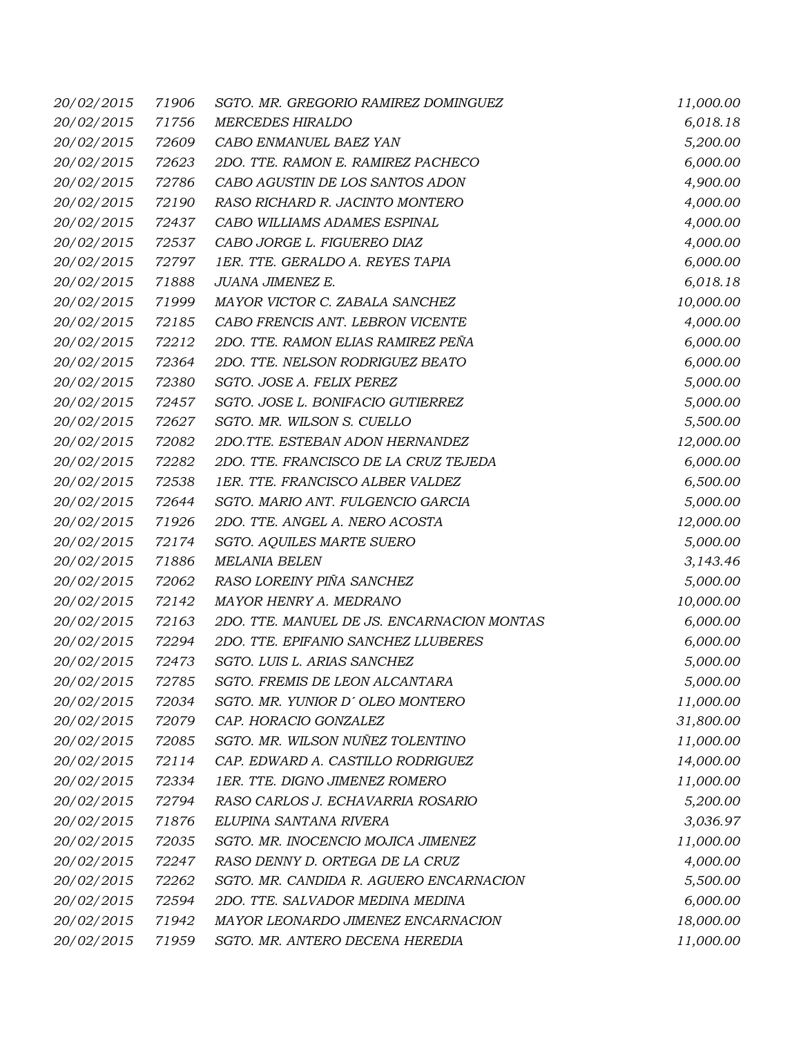| | | | |
|---|---|---|---|
| 20/02/2015 | 71906 | SGTO. MR. GREGORIO RAMIREZ DOMINGUEZ | 11,000.00 |
| 20/02/2015 | 71756 | MERCEDES HIRALDO | 6,018.18 |
| 20/02/2015 | 72609 | CABO ENMANUEL BAEZ YAN | 5,200.00 |
| 20/02/2015 | 72623 | 2DO. TTE. RAMON E. RAMIREZ PACHECO | 6,000.00 |
| 20/02/2015 | 72786 | CABO AGUSTIN DE LOS SANTOS ADON | 4,900.00 |
| 20/02/2015 | 72190 | RASO RICHARD R. JACINTO MONTERO | 4,000.00 |
| 20/02/2015 | 72437 | CABO WILLIAMS ADAMES ESPINAL | 4,000.00 |
| 20/02/2015 | 72537 | CABO JORGE L. FIGUEREO DIAZ | 4,000.00 |
| 20/02/2015 | 72797 | 1ER. TTE. GERALDO A. REYES TAPIA | 6,000.00 |
| 20/02/2015 | 71888 | JUANA JIMENEZ E. | 6,018.18 |
| 20/02/2015 | 71999 | MAYOR VICTOR C. ZABALA SANCHEZ | 10,000.00 |
| 20/02/2015 | 72185 | CABO FRENCIS ANT. LEBRON VICENTE | 4,000.00 |
| 20/02/2015 | 72212 | 2DO. TTE. RAMON ELIAS RAMIREZ PEÑA | 6,000.00 |
| 20/02/2015 | 72364 | 2DO. TTE. NELSON RODRIGUEZ BEATO | 6,000.00 |
| 20/02/2015 | 72380 | SGTO. JOSE A. FELIX PEREZ | 5,000.00 |
| 20/02/2015 | 72457 | SGTO. JOSE L. BONIFACIO GUTIERREZ | 5,000.00 |
| 20/02/2015 | 72627 | SGTO. MR. WILSON S. CUELLO | 5,500.00 |
| 20/02/2015 | 72082 | 2DO.TTE. ESTEBAN ADON HERNANDEZ | 12,000.00 |
| 20/02/2015 | 72282 | 2DO. TTE. FRANCISCO DE LA CRUZ TEJEDA | 6,000.00 |
| 20/02/2015 | 72538 | 1ER. TTE. FRANCISCO ALBER VALDEZ | 6,500.00 |
| 20/02/2015 | 72644 | SGTO. MARIO ANT. FULGENCIO GARCIA | 5,000.00 |
| 20/02/2015 | 71926 | 2DO. TTE. ANGEL A. NERO ACOSTA | 12,000.00 |
| 20/02/2015 | 72174 | SGTO. AQUILES MARTE SUERO | 5,000.00 |
| 20/02/2015 | 71886 | MELANIA BELEN | 3,143.46 |
| 20/02/2015 | 72062 | RASO LOREINY PIÑA SANCHEZ | 5,000.00 |
| 20/02/2015 | 72142 | MAYOR HENRY A. MEDRANO | 10,000.00 |
| 20/02/2015 | 72163 | 2DO. TTE. MANUEL DE JS. ENCARNACION MONTAS | 6,000.00 |
| 20/02/2015 | 72294 | 2DO. TTE. EPIFANIO SANCHEZ LLUBERES | 6,000.00 |
| 20/02/2015 | 72473 | SGTO. LUIS L. ARIAS SANCHEZ | 5,000.00 |
| 20/02/2015 | 72785 | SGTO. FREMIS DE LEON ALCANTARA | 5,000.00 |
| 20/02/2015 | 72034 | SGTO. MR. YUNIOR D´ OLEO MONTERO | 11,000.00 |
| 20/02/2015 | 72079 | CAP. HORACIO GONZALEZ | 31,800.00 |
| 20/02/2015 | 72085 | SGTO. MR. WILSON NUÑEZ TOLENTINO | 11,000.00 |
| 20/02/2015 | 72114 | CAP. EDWARD A. CASTILLO RODRIGUEZ | 14,000.00 |
| 20/02/2015 | 72334 | 1ER. TTE. DIGNO JIMENEZ ROMERO | 11,000.00 |
| 20/02/2015 | 72794 | RASO CARLOS J. ECHAVARRIA ROSARIO | 5,200.00 |
| 20/02/2015 | 71876 | ELUPINA SANTANA RIVERA | 3,036.97 |
| 20/02/2015 | 72035 | SGTO. MR. INOCENCIO MOJICA JIMENEZ | 11,000.00 |
| 20/02/2015 | 72247 | RASO DENNY D. ORTEGA DE LA CRUZ | 4,000.00 |
| 20/02/2015 | 72262 | SGTO. MR. CANDIDA R. AGUERO ENCARNACION | 5,500.00 |
| 20/02/2015 | 72594 | 2DO. TTE. SALVADOR MEDINA MEDINA | 6,000.00 |
| 20/02/2015 | 71942 | MAYOR LEONARDO JIMENEZ ENCARNACION | 18,000.00 |
| 20/02/2015 | 71959 | SGTO. MR. ANTERO DECENA HEREDIA | 11,000.00 |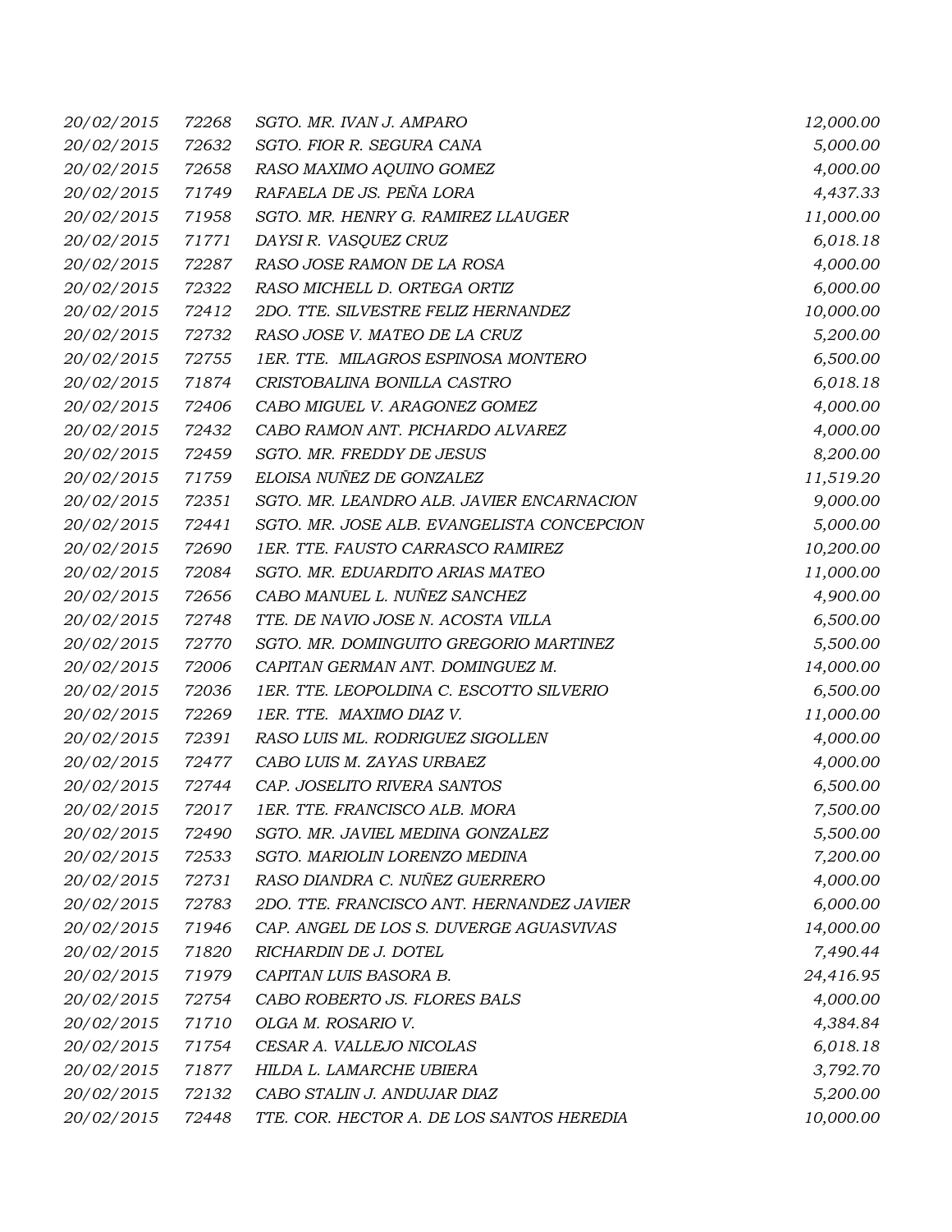| | | | |
|---|---|---|---|
| 20/02/2015 | 72268 | SGTO. MR. IVAN J. AMPARO | 12,000.00 |
| 20/02/2015 | 72632 | SGTO. FIOR R. SEGURA CANA | 5,000.00 |
| 20/02/2015 | 72658 | RASO MAXIMO AQUINO GOMEZ | 4,000.00 |
| 20/02/2015 | 71749 | RAFAELA DE JS. PEÑA LORA | 4,437.33 |
| 20/02/2015 | 71958 | SGTO. MR. HENRY G. RAMIREZ LLAUGER | 11,000.00 |
| 20/02/2015 | 71771 | DAYSI R. VASQUEZ CRUZ | 6,018.18 |
| 20/02/2015 | 72287 | RASO JOSE RAMON DE LA ROSA | 4,000.00 |
| 20/02/2015 | 72322 | RASO MICHELL D. ORTEGA ORTIZ | 6,000.00 |
| 20/02/2015 | 72412 | 2DO. TTE. SILVESTRE FELIZ HERNANDEZ | 10,000.00 |
| 20/02/2015 | 72732 | RASO JOSE V. MATEO DE LA CRUZ | 5,200.00 |
| 20/02/2015 | 72755 | 1ER. TTE. MILAGROS ESPINOSA MONTERO | 6,500.00 |
| 20/02/2015 | 71874 | CRISTOBALINA BONILLA CASTRO | 6,018.18 |
| 20/02/2015 | 72406 | CABO MIGUEL V. ARAGONEZ GOMEZ | 4,000.00 |
| 20/02/2015 | 72432 | CABO RAMON ANT. PICHARDO ALVAREZ | 4,000.00 |
| 20/02/2015 | 72459 | SGTO. MR. FREDDY DE JESUS | 8,200.00 |
| 20/02/2015 | 71759 | ELOISA NUÑEZ DE GONZALEZ | 11,519.20 |
| 20/02/2015 | 72351 | SGTO. MR. LEANDRO ALB. JAVIER ENCARNACION | 9,000.00 |
| 20/02/2015 | 72441 | SGTO. MR. JOSE ALB. EVANGELISTA CONCEPCION | 5,000.00 |
| 20/02/2015 | 72690 | 1ER. TTE. FAUSTO CARRASCO RAMIREZ | 10,200.00 |
| 20/02/2015 | 72084 | SGTO. MR. EDUARDITO ARIAS MATEO | 11,000.00 |
| 20/02/2015 | 72656 | CABO MANUEL L. NUÑEZ SANCHEZ | 4,900.00 |
| 20/02/2015 | 72748 | TTE. DE NAVIO JOSE N. ACOSTA VILLA | 6,500.00 |
| 20/02/2015 | 72770 | SGTO. MR. DOMINGUITO GREGORIO MARTINEZ | 5,500.00 |
| 20/02/2015 | 72006 | CAPITAN GERMAN ANT. DOMINGUEZ M. | 14,000.00 |
| 20/02/2015 | 72036 | 1ER. TTE. LEOPOLDINA C. ESCOTTO SILVERIO | 6,500.00 |
| 20/02/2015 | 72269 | 1ER. TTE. MAXIMO DIAZ V. | 11,000.00 |
| 20/02/2015 | 72391 | RASO LUIS ML. RODRIGUEZ SIGOLLEN | 4,000.00 |
| 20/02/2015 | 72477 | CABO LUIS M. ZAYAS URBAEZ | 4,000.00 |
| 20/02/2015 | 72744 | CAP. JOSELITO RIVERA SANTOS | 6,500.00 |
| 20/02/2015 | 72017 | 1ER. TTE. FRANCISCO ALB. MORA | 7,500.00 |
| 20/02/2015 | 72490 | SGTO. MR. JAVIEL MEDINA GONZALEZ | 5,500.00 |
| 20/02/2015 | 72533 | SGTO. MARIOLIN LORENZO MEDINA | 7,200.00 |
| 20/02/2015 | 72731 | RASO DIANDRA C. NUÑEZ GUERRERO | 4,000.00 |
| 20/02/2015 | 72783 | 2DO. TTE. FRANCISCO ANT. HERNANDEZ JAVIER | 6,000.00 |
| 20/02/2015 | 71946 | CAP. ANGEL DE LOS S. DUVERGE AGUASVIVAS | 14,000.00 |
| 20/02/2015 | 71820 | RICHARDIN DE J. DOTEL | 7,490.44 |
| 20/02/2015 | 71979 | CAPITAN LUIS BASORA B. | 24,416.95 |
| 20/02/2015 | 72754 | CABO ROBERTO JS. FLORES BALS | 4,000.00 |
| 20/02/2015 | 71710 | OLGA M. ROSARIO V. | 4,384.84 |
| 20/02/2015 | 71754 | CESAR A. VALLEJO NICOLAS | 6,018.18 |
| 20/02/2015 | 71877 | HILDA L. LAMARCHE UBIERA | 3,792.70 |
| 20/02/2015 | 72132 | CABO STALIN J. ANDUJAR DIAZ | 5,200.00 |
| 20/02/2015 | 72448 | TTE. COR. HECTOR A. DE LOS SANTOS HEREDIA | 10,000.00 |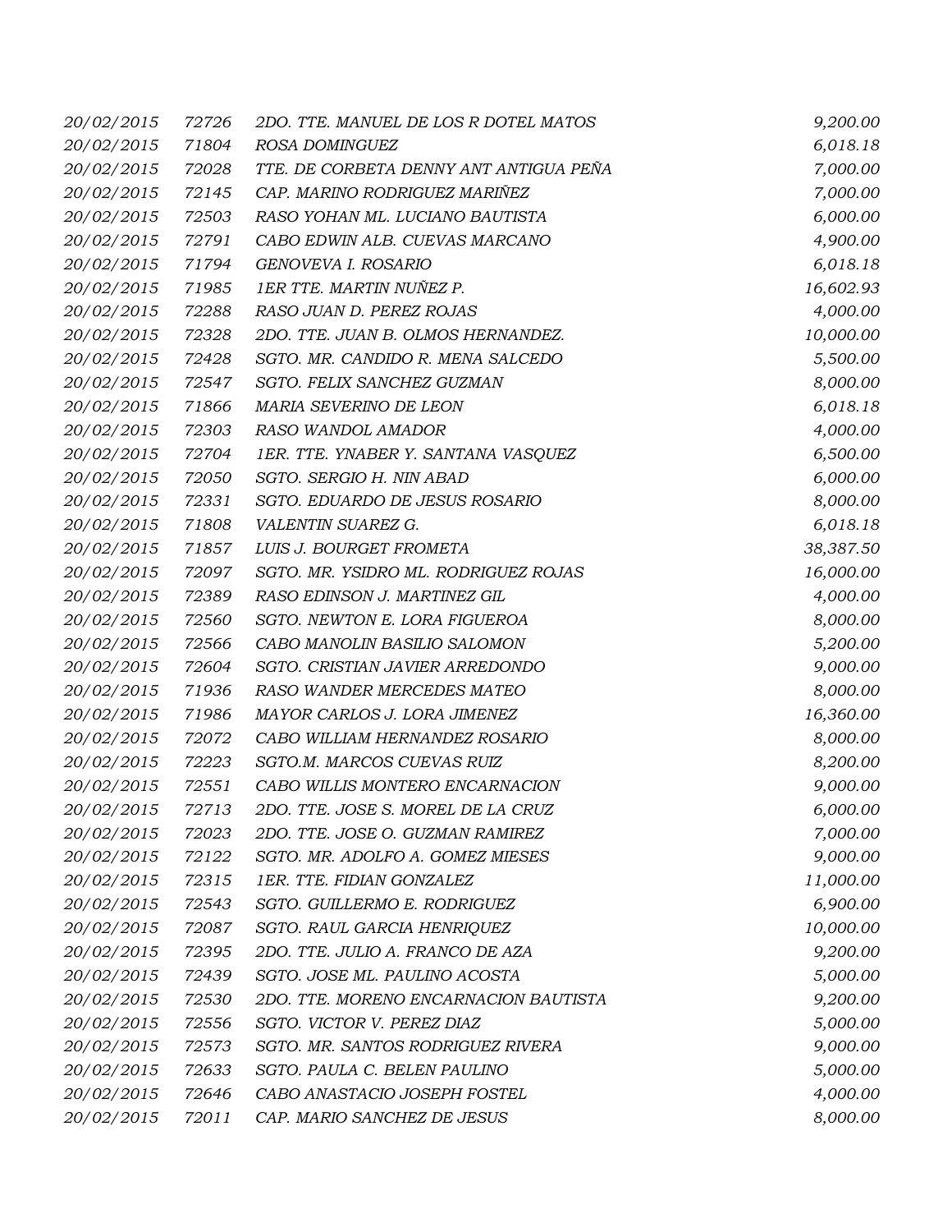| 20/02/2015 | 72726 | 2DO. TTE. MANUEL DE LOS R DOTEL MATOS | 9,200.00 |
|---|---|---|---|
| 20/02/2015 | 71804 | ROSA DOMINGUEZ | 6,018.18 |
| 20/02/2015 | 72028 | TTE. DE CORBETA DENNY ANT ANTIGUA PEÑA | 7,000.00 |
| 20/02/2015 | 72145 | CAP. MARINO RODRIGUEZ MARIÑEZ | 7,000.00 |
| 20/02/2015 | 72503 | RASO YOHAN ML. LUCIANO BAUTISTA | 6,000.00 |
| 20/02/2015 | 72791 | CABO EDWIN ALB. CUEVAS MARCANO | 4,900.00 |
| 20/02/2015 | 71794 | GENOVEVA I. ROSARIO | 6,018.18 |
| 20/02/2015 | 71985 | 1ER TTE. MARTIN NUÑEZ P. | 16,602.93 |
| 20/02/2015 | 72288 | RASO JUAN D. PEREZ ROJAS | 4,000.00 |
| 20/02/2015 | 72328 | 2DO. TTE. JUAN B. OLMOS HERNANDEZ. | 10,000.00 |
| 20/02/2015 | 72428 | SGTO. MR. CANDIDO R. MENA SALCEDO | 5,500.00 |
| 20/02/2015 | 72547 | SGTO. FELIX SANCHEZ GUZMAN | 8,000.00 |
| 20/02/2015 | 71866 | MARIA SEVERINO DE LEON | 6,018.18 |
| 20/02/2015 | 72303 | RASO WANDOL AMADOR | 4,000.00 |
| 20/02/2015 | 72704 | 1ER. TTE. YNABER Y. SANTANA VASQUEZ | 6,500.00 |
| 20/02/2015 | 72050 | SGTO. SERGIO H. NIN ABAD | 6,000.00 |
| 20/02/2015 | 72331 | SGTO. EDUARDO DE JESUS ROSARIO | 8,000.00 |
| 20/02/2015 | 71808 | VALENTIN SUAREZ G. | 6,018.18 |
| 20/02/2015 | 71857 | LUIS J. BOURGET FROMETA | 38,387.50 |
| 20/02/2015 | 72097 | SGTO. MR. YSIDRO ML. RODRIGUEZ ROJAS | 16,000.00 |
| 20/02/2015 | 72389 | RASO EDINSON J. MARTINEZ GIL | 4,000.00 |
| 20/02/2015 | 72560 | SGTO. NEWTON E. LORA FIGUEROA | 8,000.00 |
| 20/02/2015 | 72566 | CABO MANOLIN BASILIO SALOMON | 5,200.00 |
| 20/02/2015 | 72604 | SGTO. CRISTIAN JAVIER ARREDONDO | 9,000.00 |
| 20/02/2015 | 71936 | RASO WANDER MERCEDES MATEO | 8,000.00 |
| 20/02/2015 | 71986 | MAYOR CARLOS J. LORA JIMENEZ | 16,360.00 |
| 20/02/2015 | 72072 | CABO WILLIAM HERNANDEZ ROSARIO | 8,000.00 |
| 20/02/2015 | 72223 | SGTO.M. MARCOS CUEVAS RUIZ | 8,200.00 |
| 20/02/2015 | 72551 | CABO WILLIS MONTERO ENCARNACION | 9,000.00 |
| 20/02/2015 | 72713 | 2DO. TTE. JOSE S. MOREL DE LA CRUZ | 6,000.00 |
| 20/02/2015 | 72023 | 2DO. TTE. JOSE O. GUZMAN RAMIREZ | 7,000.00 |
| 20/02/2015 | 72122 | SGTO. MR. ADOLFO A. GOMEZ MIESES | 9,000.00 |
| 20/02/2015 | 72315 | 1ER. TTE. FIDIAN GONZALEZ | 11,000.00 |
| 20/02/2015 | 72543 | SGTO. GUILLERMO E. RODRIGUEZ | 6,900.00 |
| 20/02/2015 | 72087 | SGTO. RAUL GARCIA HENRIQUEZ | 10,000.00 |
| 20/02/2015 | 72395 | 2DO. TTE. JULIO A. FRANCO DE AZA | 9,200.00 |
| 20/02/2015 | 72439 | SGTO. JOSE ML. PAULINO ACOSTA | 5,000.00 |
| 20/02/2015 | 72530 | 2DO. TTE. MORENO ENCARNACION BAUTISTA | 9,200.00 |
| 20/02/2015 | 72556 | SGTO. VICTOR V. PEREZ DIAZ | 5,000.00 |
| 20/02/2015 | 72573 | SGTO. MR. SANTOS RODRIGUEZ RIVERA | 9,000.00 |
| 20/02/2015 | 72633 | SGTO. PAULA C. BELEN PAULINO | 5,000.00 |
| 20/02/2015 | 72646 | CABO ANASTACIO JOSEPH FOSTEL | 4,000.00 |
| 20/02/2015 | 72011 | CAP. MARIO SANCHEZ DE JESUS | 8,000.00 |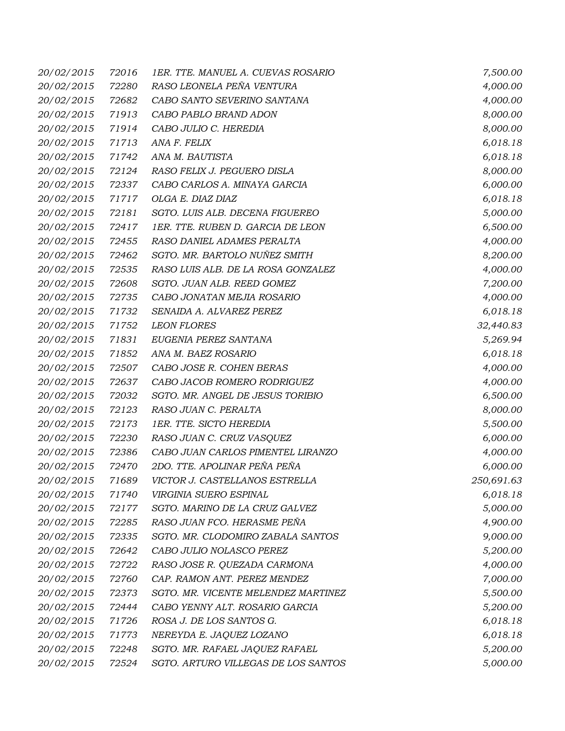| | | | |
|---|---|---|---|
| 20/02/2015 | 72016 | 1ER. TTE. MANUEL A. CUEVAS ROSARIO | 7,500.00 |
| 20/02/2015 | 72280 | RASO LEONELA PEÑA VENTURA | 4,000.00 |
| 20/02/2015 | 72682 | CABO SANTO SEVERINO SANTANA | 4,000.00 |
| 20/02/2015 | 71913 | CABO PABLO BRAND ADON | 8,000.00 |
| 20/02/2015 | 71914 | CABO JULIO C. HEREDIA | 8,000.00 |
| 20/02/2015 | 71713 | ANA F. FELIX | 6,018.18 |
| 20/02/2015 | 71742 | ANA M. BAUTISTA | 6,018.18 |
| 20/02/2015 | 72124 | RASO FELIX J. PEGUERO DISLA | 8,000.00 |
| 20/02/2015 | 72337 | CABO CARLOS A. MINAYA GARCIA | 6,000.00 |
| 20/02/2015 | 71717 | OLGA E. DIAZ DIAZ | 6,018.18 |
| 20/02/2015 | 72181 | SGTO. LUIS ALB. DECENA FIGUEREO | 5,000.00 |
| 20/02/2015 | 72417 | 1ER. TTE. RUBEN D. GARCIA DE LEON | 6,500.00 |
| 20/02/2015 | 72455 | RASO DANIEL ADAMES PERALTA | 4,000.00 |
| 20/02/2015 | 72462 | SGTO. MR. BARTOLO NUÑEZ SMITH | 8,200.00 |
| 20/02/2015 | 72535 | RASO LUIS ALB. DE LA ROSA GONZALEZ | 4,000.00 |
| 20/02/2015 | 72608 | SGTO. JUAN ALB. REED GOMEZ | 7,200.00 |
| 20/02/2015 | 72735 | CABO JONATAN MEJIA ROSARIO | 4,000.00 |
| 20/02/2015 | 71732 | SENAIDA A. ALVAREZ PEREZ | 6,018.18 |
| 20/02/2015 | 71752 | LEON FLORES | 32,440.83 |
| 20/02/2015 | 71831 | EUGENIA PEREZ SANTANA | 5,269.94 |
| 20/02/2015 | 71852 | ANA M. BAEZ ROSARIO | 6,018.18 |
| 20/02/2015 | 72507 | CABO JOSE R. COHEN BERAS | 4,000.00 |
| 20/02/2015 | 72637 | CABO JACOB ROMERO RODRIGUEZ | 4,000.00 |
| 20/02/2015 | 72032 | SGTO. MR. ANGEL DE JESUS TORIBIO | 6,500.00 |
| 20/02/2015 | 72123 | RASO JUAN C. PERALTA | 8,000.00 |
| 20/02/2015 | 72173 | 1ER. TTE. SICTO HEREDIA | 5,500.00 |
| 20/02/2015 | 72230 | RASO JUAN C. CRUZ VASQUEZ | 6,000.00 |
| 20/02/2015 | 72386 | CABO JUAN CARLOS PIMENTEL LIRANZO | 4,000.00 |
| 20/02/2015 | 72470 | 2DO. TTE. APOLINAR PEÑA PEÑA | 6,000.00 |
| 20/02/2015 | 71689 | VICTOR J. CASTELLANOS ESTRELLA | 250,691.63 |
| 20/02/2015 | 71740 | VIRGINIA SUERO ESPINAL | 6,018.18 |
| 20/02/2015 | 72177 | SGTO. MARINO DE LA CRUZ GALVEZ | 5,000.00 |
| 20/02/2015 | 72285 | RASO JUAN FCO. HERASME PEÑA | 4,900.00 |
| 20/02/2015 | 72335 | SGTO. MR. CLODOMIRO ZABALA SANTOS | 9,000.00 |
| 20/02/2015 | 72642 | CABO JULIO NOLASCO PEREZ | 5,200.00 |
| 20/02/2015 | 72722 | RASO JOSE R. QUEZADA CARMONA | 4,000.00 |
| 20/02/2015 | 72760 | CAP. RAMON ANT. PEREZ MENDEZ | 7,000.00 |
| 20/02/2015 | 72373 | SGTO. MR. VICENTE MELENDEZ MARTINEZ | 5,500.00 |
| 20/02/2015 | 72444 | CABO YENNY ALT. ROSARIO GARCIA | 5,200.00 |
| 20/02/2015 | 71726 | ROSA J. DE LOS SANTOS G. | 6,018.18 |
| 20/02/2015 | 71773 | NEREYDA E. JAQUEZ LOZANO | 6,018.18 |
| 20/02/2015 | 72248 | SGTO. MR. RAFAEL JAQUEZ RAFAEL | 5,200.00 |
| 20/02/2015 | 72524 | SGTO. ARTURO VILLEGAS DE LOS SANTOS | 5,000.00 |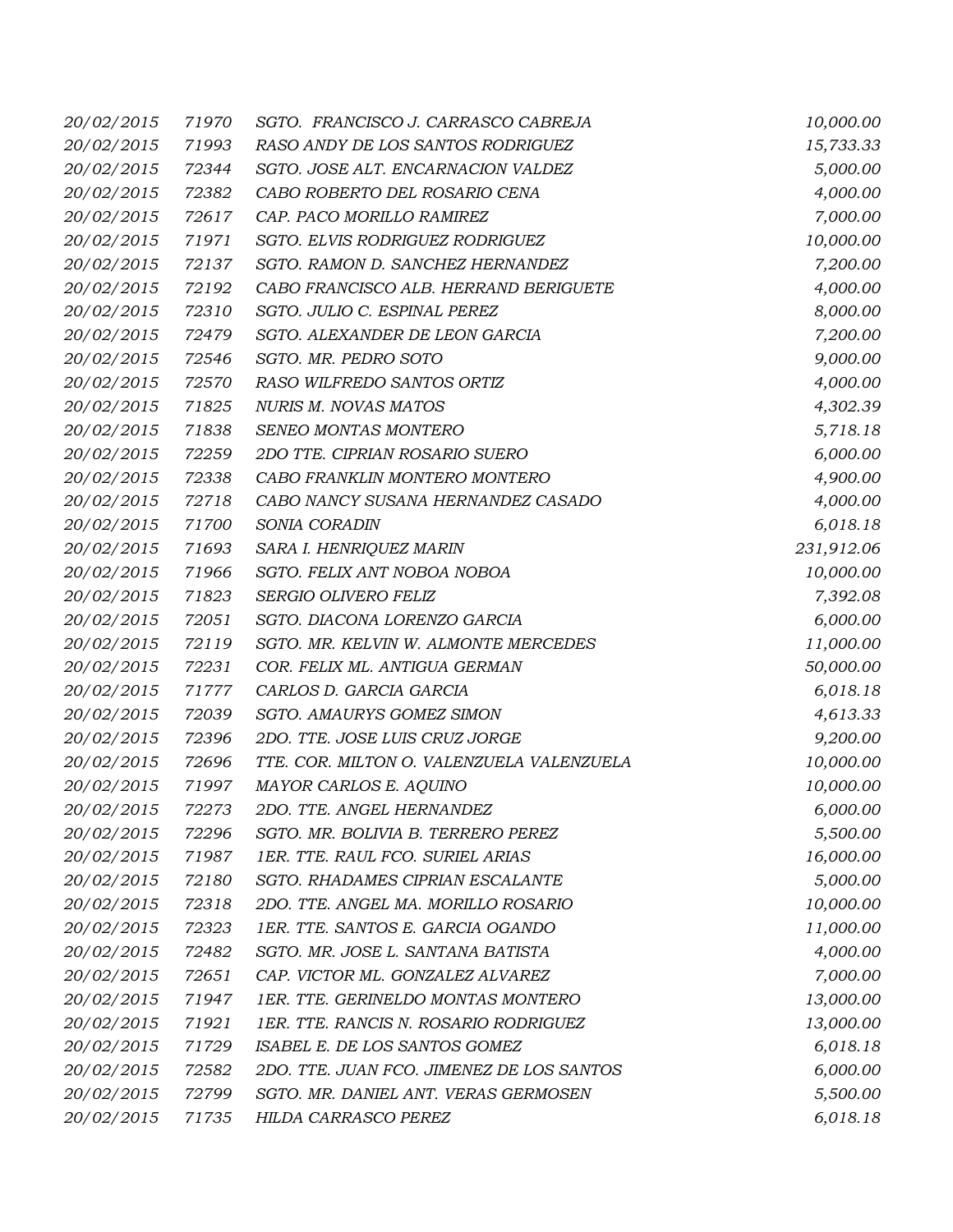| | | | |
|---|---|---|---|
| 20/02/2015 | 71970 | SGTO. FRANCISCO J. CARRASCO CABREJA | 10,000.00 |
| 20/02/2015 | 71993 | RASO ANDY DE LOS SANTOS RODRIGUEZ | 15,733.33 |
| 20/02/2015 | 72344 | SGTO. JOSE ALT. ENCARNACION VALDEZ | 5,000.00 |
| 20/02/2015 | 72382 | CABO ROBERTO DEL ROSARIO CENA | 4,000.00 |
| 20/02/2015 | 72617 | CAP. PACO MORILLO RAMIREZ | 7,000.00 |
| 20/02/2015 | 71971 | SGTO. ELVIS RODRIGUEZ RODRIGUEZ | 10,000.00 |
| 20/02/2015 | 72137 | SGTO. RAMON D. SANCHEZ HERNANDEZ | 7,200.00 |
| 20/02/2015 | 72192 | CABO FRANCISCO ALB. HERRAND BERIGUETE | 4,000.00 |
| 20/02/2015 | 72310 | SGTO. JULIO C. ESPINAL PEREZ | 8,000.00 |
| 20/02/2015 | 72479 | SGTO. ALEXANDER DE LEON GARCIA | 7,200.00 |
| 20/02/2015 | 72546 | SGTO. MR. PEDRO SOTO | 9,000.00 |
| 20/02/2015 | 72570 | RASO WILFREDO SANTOS ORTIZ | 4,000.00 |
| 20/02/2015 | 71825 | NURIS M. NOVAS MATOS | 4,302.39 |
| 20/02/2015 | 71838 | SENEO MONTAS MONTERO | 5,718.18 |
| 20/02/2015 | 72259 | 2DO TTE. CIPRIAN ROSARIO SUERO | 6,000.00 |
| 20/02/2015 | 72338 | CABO FRANKLIN MONTERO MONTERO | 4,900.00 |
| 20/02/2015 | 72718 | CABO NANCY SUSANA HERNANDEZ CASADO | 4,000.00 |
| 20/02/2015 | 71700 | SONIA CORADIN | 6,018.18 |
| 20/02/2015 | 71693 | SARA I. HENRIQUEZ MARIN | 231,912.06 |
| 20/02/2015 | 71966 | SGTO. FELIX ANT NOBOA NOBOA | 10,000.00 |
| 20/02/2015 | 71823 | SERGIO OLIVERO FELIZ | 7,392.08 |
| 20/02/2015 | 72051 | SGTO. DIACONA LORENZO GARCIA | 6,000.00 |
| 20/02/2015 | 72119 | SGTO. MR. KELVIN W. ALMONTE MERCEDES | 11,000.00 |
| 20/02/2015 | 72231 | COR. FELIX ML. ANTIGUA GERMAN | 50,000.00 |
| 20/02/2015 | 71777 | CARLOS D. GARCIA GARCIA | 6,018.18 |
| 20/02/2015 | 72039 | SGTO. AMAURYS GOMEZ SIMON | 4,613.33 |
| 20/02/2015 | 72396 | 2DO. TTE. JOSE LUIS CRUZ JORGE | 9,200.00 |
| 20/02/2015 | 72696 | TTE. COR. MILTON O. VALENZUELA VALENZUELA | 10,000.00 |
| 20/02/2015 | 71997 | MAYOR CARLOS E. AQUINO | 10,000.00 |
| 20/02/2015 | 72273 | 2DO. TTE. ANGEL HERNANDEZ | 6,000.00 |
| 20/02/2015 | 72296 | SGTO. MR. BOLIVIA B. TERRERO PEREZ | 5,500.00 |
| 20/02/2015 | 71987 | 1ER. TTE. RAUL FCO. SURIEL ARIAS | 16,000.00 |
| 20/02/2015 | 72180 | SGTO. RHADAMES CIPRIAN ESCALANTE | 5,000.00 |
| 20/02/2015 | 72318 | 2DO. TTE. ANGEL MA. MORILLO ROSARIO | 10,000.00 |
| 20/02/2015 | 72323 | 1ER. TTE. SANTOS E. GARCIA OGANDO | 11,000.00 |
| 20/02/2015 | 72482 | SGTO. MR. JOSE L. SANTANA BATISTA | 4,000.00 |
| 20/02/2015 | 72651 | CAP. VICTOR ML. GONZALEZ ALVAREZ | 7,000.00 |
| 20/02/2015 | 71947 | 1ER. TTE. GERINELDO MONTAS MONTERO | 13,000.00 |
| 20/02/2015 | 71921 | 1ER. TTE. RANCIS N. ROSARIO RODRIGUEZ | 13,000.00 |
| 20/02/2015 | 71729 | ISABEL E. DE LOS SANTOS GOMEZ | 6,018.18 |
| 20/02/2015 | 72582 | 2DO. TTE. JUAN FCO. JIMENEZ DE LOS SANTOS | 6,000.00 |
| 20/02/2015 | 72799 | SGTO. MR. DANIEL ANT. VERAS GERMOSEN | 5,500.00 |
| 20/02/2015 | 71735 | HILDA CARRASCO PEREZ | 6,018.18 |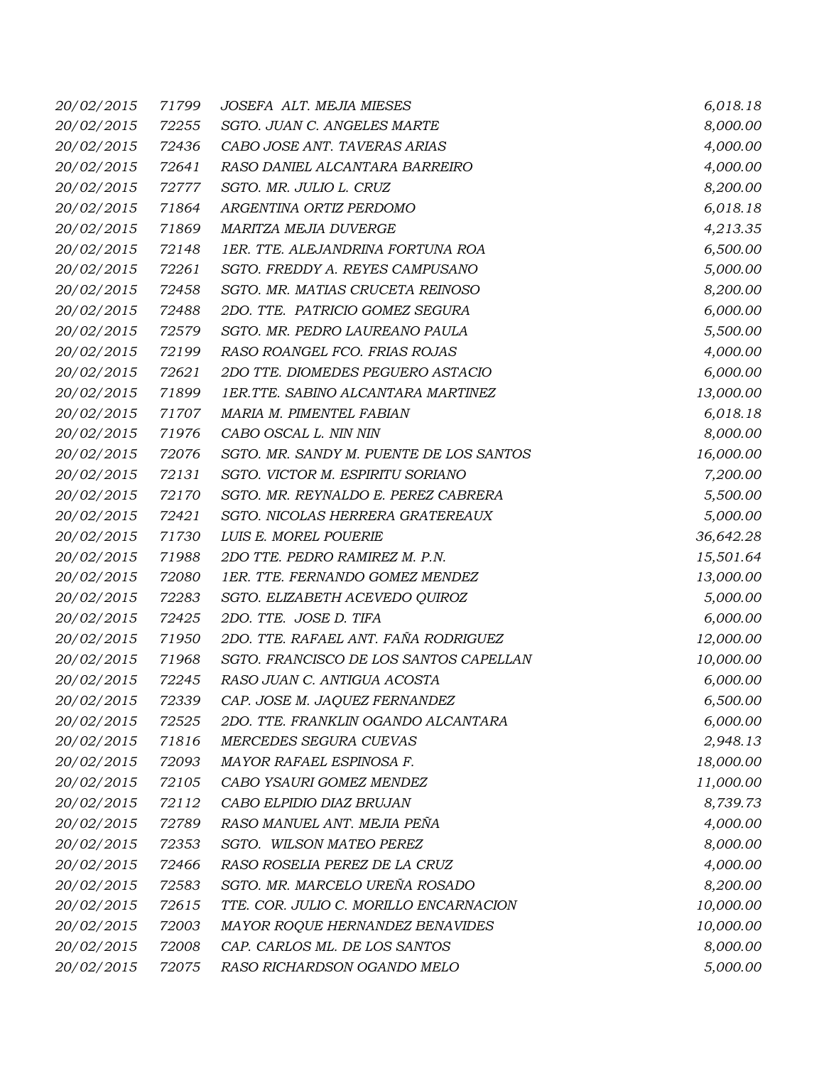| | | | |
|---|---|---|---|
| *20/02/2015* | *71799* | *JOSEFA ALT. MEJIA MIESES* | *6,018.18* |
| *20/02/2015* | *72255* | *SGTO. JUAN C. ANGELES MARTE* | *8,000.00* |
| *20/02/2015* | *72436* | *CABO JOSE ANT. TAVERAS ARIAS* | *4,000.00* |
| *20/02/2015* | *72641* | *RASO DANIEL ALCANTARA BARREIRO* | *4,000.00* |
| *20/02/2015* | *72777* | *SGTO. MR. JULIO L. CRUZ* | *8,200.00* |
| *20/02/2015* | *71864* | *ARGENTINA ORTIZ PERDOMO* | *6,018.18* |
| *20/02/2015* | *71869* | *MARITZA MEJIA DUVERGE* | *4,213.35* |
| *20/02/2015* | *72148* | *1ER. TTE. ALEJANDRINA FORTUNA ROA* | *6,500.00* |
| *20/02/2015* | *72261* | *SGTO. FREDDY A. REYES CAMPUSANO* | *5,000.00* |
| *20/02/2015* | *72458* | *SGTO. MR. MATIAS CRUCETA REINOSO* | *8,200.00* |
| *20/02/2015* | *72488* | *2DO. TTE. PATRICIO GOMEZ SEGURA* | *6,000.00* |
| *20/02/2015* | *72579* | *SGTO. MR. PEDRO LAUREANO PAULA* | *5,500.00* |
| *20/02/2015* | *72199* | *RASO ROANGEL FCO. FRIAS ROJAS* | *4,000.00* |
| *20/02/2015* | *72621* | *2DO TTE. DIOMEDES PEGUERO ASTACIO* | *6,000.00* |
| *20/02/2015* | *71899* | *1ER.TTE. SABINO ALCANTARA MARTINEZ* | *13,000.00* |
| *20/02/2015* | *71707* | *MARIA M. PIMENTEL FABIAN* | *6,018.18* |
| *20/02/2015* | *71976* | *CABO OSCAL L. NIN NIN* | *8,000.00* |
| *20/02/2015* | *72076* | *SGTO. MR. SANDY M. PUENTE DE LOS SANTOS* | *16,000.00* |
| *20/02/2015* | *72131* | *SGTO. VICTOR M. ESPIRITU SORIANO* | *7,200.00* |
| *20/02/2015* | *72170* | *SGTO. MR. REYNALDO E. PEREZ CABRERA* | *5,500.00* |
| *20/02/2015* | *72421* | *SGTO. NICOLAS HERRERA GRATEREAUX* | *5,000.00* |
| *20/02/2015* | *71730* | *LUIS E. MOREL POUERIE* | *36,642.28* |
| *20/02/2015* | *71988* | *2DO TTE. PEDRO RAMIREZ M. P.N.* | *15,501.64* |
| *20/02/2015* | *72080* | *1ER. TTE. FERNANDO GOMEZ MENDEZ* | *13,000.00* |
| *20/02/2015* | *72283* | *SGTO. ELIZABETH ACEVEDO QUIROZ* | *5,000.00* |
| *20/02/2015* | *72425* | *2DO. TTE. JOSE D. TIFA* | *6,000.00* |
| *20/02/2015* | *71950* | *2DO. TTE. RAFAEL ANT. FAÑA RODRIGUEZ* | *12,000.00* |
| *20/02/2015* | *71968* | *SGTO. FRANCISCO DE LOS SANTOS CAPELLAN* | *10,000.00* |
| *20/02/2015* | *72245* | *RASO JUAN C. ANTIGUA ACOSTA* | *6,000.00* |
| *20/02/2015* | *72339* | *CAP. JOSE M. JAQUEZ FERNANDEZ* | *6,500.00* |
| *20/02/2015* | *72525* | *2DO. TTE. FRANKLIN OGANDO ALCANTARA* | *6,000.00* |
| *20/02/2015* | *71816* | *MERCEDES SEGURA CUEVAS* | *2,948.13* |
| *20/02/2015* | *72093* | *MAYOR RAFAEL ESPINOSA F.* | *18,000.00* |
| *20/02/2015* | *72105* | *CABO YSAURI GOMEZ MENDEZ* | *11,000.00* |
| *20/02/2015* | *72112* | *CABO ELPIDIO DIAZ BRUJAN* | *8,739.73* |
| *20/02/2015* | *72789* | *RASO MANUEL ANT. MEJIA PEÑA* | *4,000.00* |
| *20/02/2015* | *72353* | *SGTO. WILSON MATEO PEREZ* | *8,000.00* |
| *20/02/2015* | *72466* | *RASO ROSELIA PEREZ DE LA CRUZ* | *4,000.00* |
| *20/02/2015* | *72583* | *SGTO. MR. MARCELO UREÑA ROSADO* | *8,200.00* |
| *20/02/2015* | *72615* | *TTE. COR. JULIO C. MORILLO ENCARNACION* | *10,000.00* |
| *20/02/2015* | *72003* | *MAYOR ROQUE HERNANDEZ BENAVIDES* | *10,000.00* |
| *20/02/2015* | *72008* | *CAP. CARLOS ML. DE LOS SANTOS* | *8,000.00* |
| *20/02/2015* | *72075* | *RASO RICHARDSON OGANDO MELO* | *5,000.00* |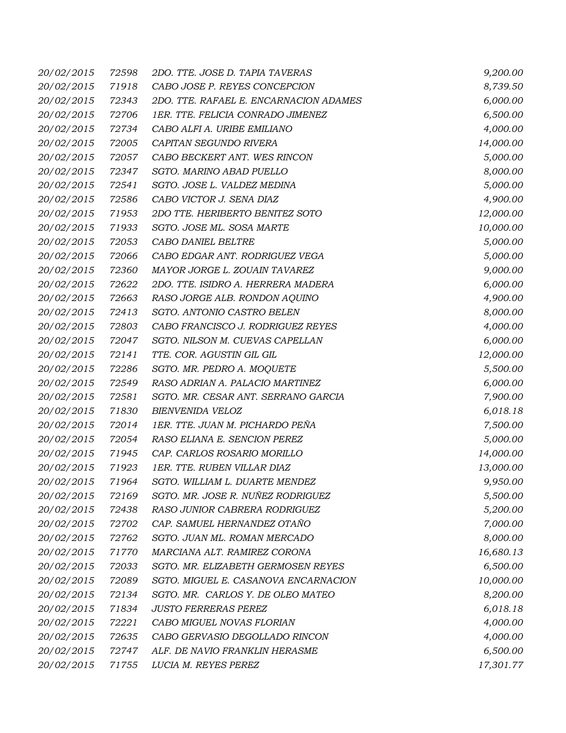| | | | |
|---|---|---|---|
| 20/02/2015 | 72598 | 2DO. TTE. JOSE D. TAPIA TAVERAS | 9,200.00 |
| 20/02/2015 | 71918 | CABO JOSE P. REYES CONCEPCION | 8,739.50 |
| 20/02/2015 | 72343 | 2DO. TTE. RAFAEL E. ENCARNACION ADAMES | 6,000.00 |
| 20/02/2015 | 72706 | 1ER. TTE. FELICIA CONRADO JIMENEZ | 6,500.00 |
| 20/02/2015 | 72734 | CABO ALFI A. URIBE EMILIANO | 4,000.00 |
| 20/02/2015 | 72005 | CAPITAN SEGUNDO RIVERA | 14,000.00 |
| 20/02/2015 | 72057 | CABO BECKERT ANT. WES RINCON | 5,000.00 |
| 20/02/2015 | 72347 | SGTO. MARINO ABAD PUELLO | 8,000.00 |
| 20/02/2015 | 72541 | SGTO. JOSE L. VALDEZ MEDINA | 5,000.00 |
| 20/02/2015 | 72586 | CABO VICTOR J. SENA DIAZ | 4,900.00 |
| 20/02/2015 | 71953 | 2DO TTE. HERIBERTO BENITEZ SOTO | 12,000.00 |
| 20/02/2015 | 71933 | SGTO. JOSE ML. SOSA MARTE | 10,000.00 |
| 20/02/2015 | 72053 | CABO DANIEL BELTRE | 5,000.00 |
| 20/02/2015 | 72066 | CABO EDGAR ANT. RODRIGUEZ VEGA | 5,000.00 |
| 20/02/2015 | 72360 | MAYOR JORGE L. ZOUAIN TAVAREZ | 9,000.00 |
| 20/02/2015 | 72622 | 2DO. TTE. ISIDRO A. HERRERA MADERA | 6,000.00 |
| 20/02/2015 | 72663 | RASO JORGE ALB. RONDON AQUINO | 4,900.00 |
| 20/02/2015 | 72413 | SGTO. ANTONIO CASTRO BELEN | 8,000.00 |
| 20/02/2015 | 72803 | CABO FRANCISCO J. RODRIGUEZ REYES | 4,000.00 |
| 20/02/2015 | 72047 | SGTO. NILSON M. CUEVAS CAPELLAN | 6,000.00 |
| 20/02/2015 | 72141 | TTE. COR. AGUSTIN GIL GIL | 12,000.00 |
| 20/02/2015 | 72286 | SGTO. MR. PEDRO A. MOQUETE | 5,500.00 |
| 20/02/2015 | 72549 | RASO ADRIAN A. PALACIO MARTINEZ | 6,000.00 |
| 20/02/2015 | 72581 | SGTO. MR. CESAR ANT. SERRANO GARCIA | 7,900.00 |
| 20/02/2015 | 71830 | BIENVENIDA VELOZ | 6,018.18 |
| 20/02/2015 | 72014 | 1ER. TTE. JUAN M. PICHARDO PEÑA | 7,500.00 |
| 20/02/2015 | 72054 | RASO ELIANA E. SENCION PEREZ | 5,000.00 |
| 20/02/2015 | 71945 | CAP. CARLOS ROSARIO MORILLO | 14,000.00 |
| 20/02/2015 | 71923 | 1ER. TTE. RUBEN VILLAR DIAZ | 13,000.00 |
| 20/02/2015 | 71964 | SGTO. WILLIAM L. DUARTE MENDEZ | 9,950.00 |
| 20/02/2015 | 72169 | SGTO. MR. JOSE R. NUÑEZ RODRIGUEZ | 5,500.00 |
| 20/02/2015 | 72438 | RASO JUNIOR CABRERA RODRIGUEZ | 5,200.00 |
| 20/02/2015 | 72702 | CAP. SAMUEL HERNANDEZ OTAÑO | 7,000.00 |
| 20/02/2015 | 72762 | SGTO. JUAN ML. ROMAN MERCADO | 8,000.00 |
| 20/02/2015 | 71770 | MARCIANA ALT. RAMIREZ CORONA | 16,680.13 |
| 20/02/2015 | 72033 | SGTO. MR. ELIZABETH GERMOSEN REYES | 6,500.00 |
| 20/02/2015 | 72089 | SGTO. MIGUEL E. CASANOVA ENCARNACION | 10,000.00 |
| 20/02/2015 | 72134 | SGTO. MR. CARLOS Y. DE OLEO MATEO | 8,200.00 |
| 20/02/2015 | 71834 | JUSTO FERRERAS PEREZ | 6,018.18 |
| 20/02/2015 | 72221 | CABO MIGUEL NOVAS FLORIAN | 4,000.00 |
| 20/02/2015 | 72635 | CABO GERVASIO DEGOLLADO RINCON | 4,000.00 |
| 20/02/2015 | 72747 | ALF. DE NAVIO FRANKLIN HERASME | 6,500.00 |
| 20/02/2015 | 71755 | LUCIA M. REYES PEREZ | 17,301.77 |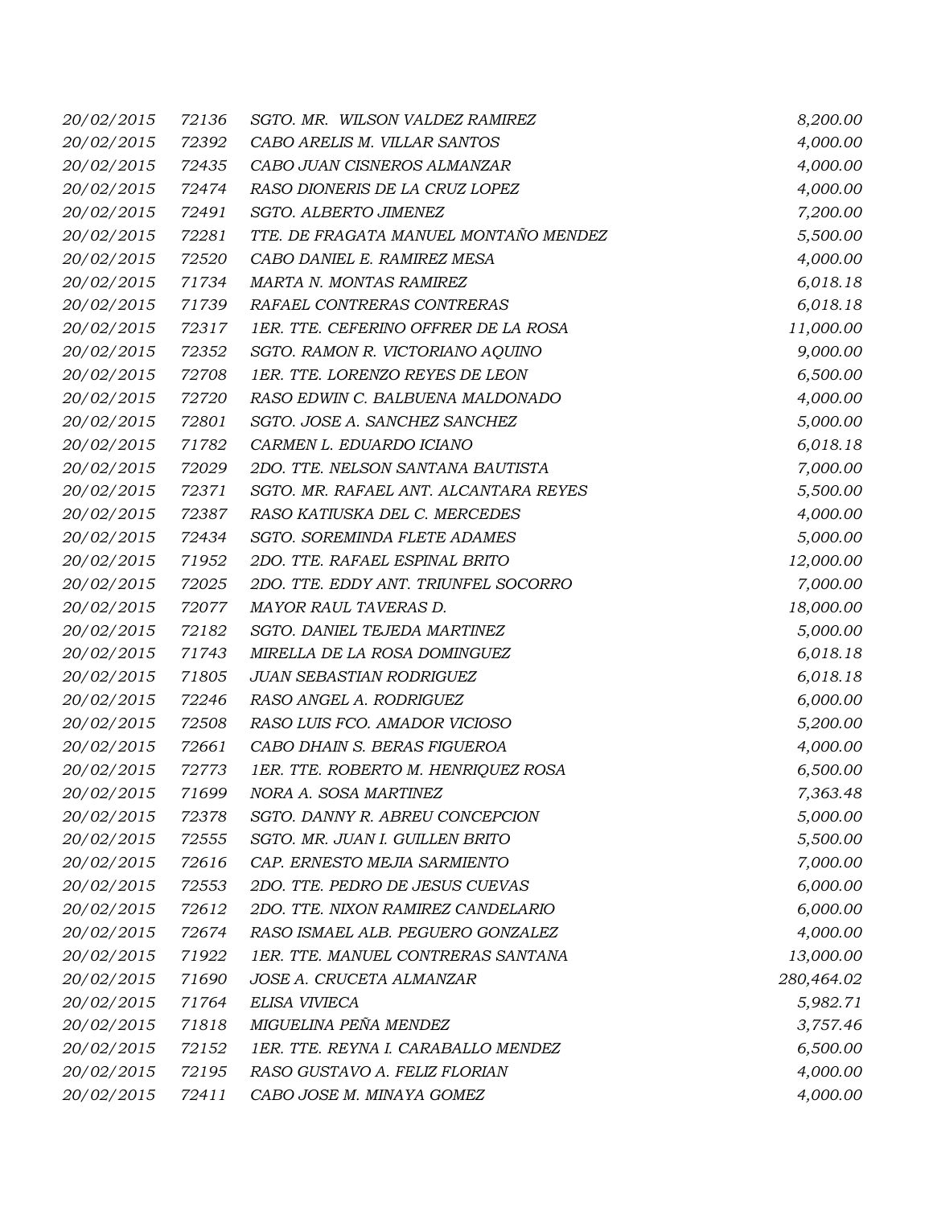| | | | |
|---|---|---|---|
| 20/02/2015 | 72136 | SGTO. MR. WILSON VALDEZ RAMIREZ | 8,200.00 |
| 20/02/2015 | 72392 | CABO ARELIS M. VILLAR SANTOS | 4,000.00 |
| 20/02/2015 | 72435 | CABO JUAN CISNEROS ALMANZAR | 4,000.00 |
| 20/02/2015 | 72474 | RASO DIONERIS DE LA CRUZ LOPEZ | 4,000.00 |
| 20/02/2015 | 72491 | SGTO. ALBERTO JIMENEZ | 7,200.00 |
| 20/02/2015 | 72281 | TTE. DE FRAGATA MANUEL MONTAÑO MENDEZ | 5,500.00 |
| 20/02/2015 | 72520 | CABO DANIEL E. RAMIREZ MESA | 4,000.00 |
| 20/02/2015 | 71734 | MARTA N. MONTAS RAMIREZ | 6,018.18 |
| 20/02/2015 | 71739 | RAFAEL CONTRERAS CONTRERAS | 6,018.18 |
| 20/02/2015 | 72317 | 1ER. TTE. CEFERINO OFFRER DE LA ROSA | 11,000.00 |
| 20/02/2015 | 72352 | SGTO. RAMON R. VICTORIANO AQUINO | 9,000.00 |
| 20/02/2015 | 72708 | 1ER. TTE. LORENZO REYES DE LEON | 6,500.00 |
| 20/02/2015 | 72720 | RASO EDWIN C. BALBUENA MALDONADO | 4,000.00 |
| 20/02/2015 | 72801 | SGTO. JOSE A. SANCHEZ SANCHEZ | 5,000.00 |
| 20/02/2015 | 71782 | CARMEN L. EDUARDO ICIANO | 6,018.18 |
| 20/02/2015 | 72029 | 2DO. TTE. NELSON SANTANA BAUTISTA | 7,000.00 |
| 20/02/2015 | 72371 | SGTO. MR. RAFAEL ANT. ALCANTARA REYES | 5,500.00 |
| 20/02/2015 | 72387 | RASO KATIUSKA DEL C. MERCEDES | 4,000.00 |
| 20/02/2015 | 72434 | SGTO. SOREMINDA FLETE ADAMES | 5,000.00 |
| 20/02/2015 | 71952 | 2DO. TTE. RAFAEL ESPINAL BRITO | 12,000.00 |
| 20/02/2015 | 72025 | 2DO. TTE. EDDY ANT. TRIUNFEL SOCORRO | 7,000.00 |
| 20/02/2015 | 72077 | MAYOR RAUL TAVERAS D. | 18,000.00 |
| 20/02/2015 | 72182 | SGTO. DANIEL TEJEDA MARTINEZ | 5,000.00 |
| 20/02/2015 | 71743 | MIRELLA DE LA ROSA DOMINGUEZ | 6,018.18 |
| 20/02/2015 | 71805 | JUAN SEBASTIAN RODRIGUEZ | 6,018.18 |
| 20/02/2015 | 72246 | RASO ANGEL A. RODRIGUEZ | 6,000.00 |
| 20/02/2015 | 72508 | RASO LUIS FCO. AMADOR VICIOSO | 5,200.00 |
| 20/02/2015 | 72661 | CABO DHAIN S. BERAS FIGUEROA | 4,000.00 |
| 20/02/2015 | 72773 | 1ER. TTE. ROBERTO M. HENRIQUEZ ROSA | 6,500.00 |
| 20/02/2015 | 71699 | NORA A. SOSA MARTINEZ | 7,363.48 |
| 20/02/2015 | 72378 | SGTO. DANNY R. ABREU CONCEPCION | 5,000.00 |
| 20/02/2015 | 72555 | SGTO. MR. JUAN I. GUILLEN BRITO | 5,500.00 |
| 20/02/2015 | 72616 | CAP. ERNESTO MEJIA SARMIENTO | 7,000.00 |
| 20/02/2015 | 72553 | 2DO. TTE. PEDRO DE JESUS CUEVAS | 6,000.00 |
| 20/02/2015 | 72612 | 2DO. TTE. NIXON RAMIREZ CANDELARIO | 6,000.00 |
| 20/02/2015 | 72674 | RASO ISMAEL ALB. PEGUERO GONZALEZ | 4,000.00 |
| 20/02/2015 | 71922 | 1ER. TTE. MANUEL CONTRERAS SANTANA | 13,000.00 |
| 20/02/2015 | 71690 | JOSE A. CRUCETA ALMANZAR | 280,464.02 |
| 20/02/2015 | 71764 | ELISA VIVIECA | 5,982.71 |
| 20/02/2015 | 71818 | MIGUELINA PEÑA MENDEZ | 3,757.46 |
| 20/02/2015 | 72152 | 1ER. TTE. REYNA I. CARABALLO MENDEZ | 6,500.00 |
| 20/02/2015 | 72195 | RASO GUSTAVO A. FELIZ FLORIAN | 4,000.00 |
| 20/02/2015 | 72411 | CABO JOSE M. MINAYA GOMEZ | 4,000.00 |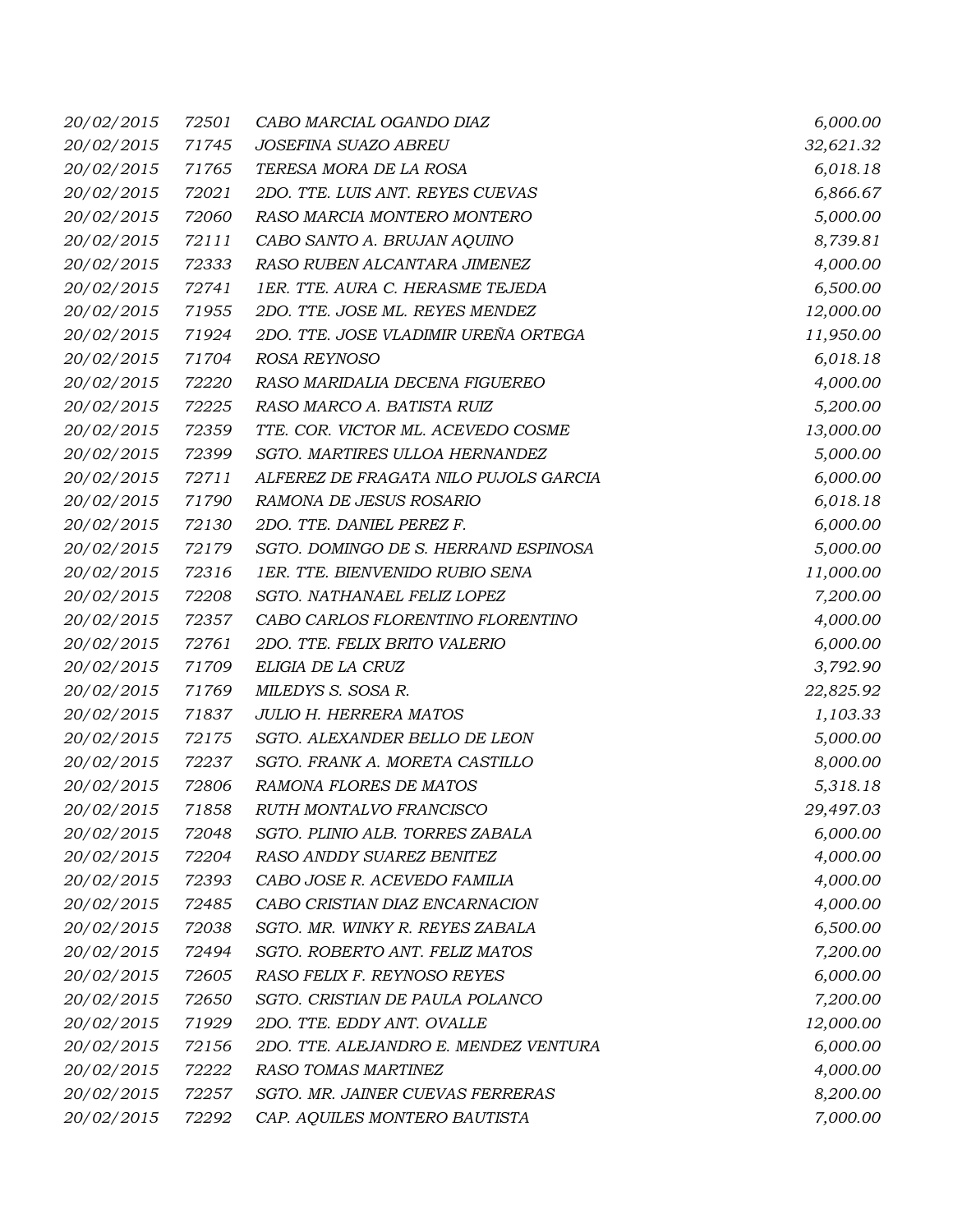| | | | |
|---|---|---|---|
| 20/02/2015 | 72501 | CABO MARCIAL OGANDO DIAZ | 6,000.00 |
| 20/02/2015 | 71745 | JOSEFINA SUAZO ABREU | 32,621.32 |
| 20/02/2015 | 71765 | TERESA MORA DE LA ROSA | 6,018.18 |
| 20/02/2015 | 72021 | 2DO. TTE. LUIS ANT. REYES CUEVAS | 6,866.67 |
| 20/02/2015 | 72060 | RASO MARCIA MONTERO MONTERO | 5,000.00 |
| 20/02/2015 | 72111 | CABO SANTO A. BRUJAN AQUINO | 8,739.81 |
| 20/02/2015 | 72333 | RASO RUBEN ALCANTARA JIMENEZ | 4,000.00 |
| 20/02/2015 | 72741 | 1ER. TTE. AURA C. HERASME TEJEDA | 6,500.00 |
| 20/02/2015 | 71955 | 2DO. TTE. JOSE ML. REYES MENDEZ | 12,000.00 |
| 20/02/2015 | 71924 | 2DO. TTE. JOSE VLADIMIR UREÑA ORTEGA | 11,950.00 |
| 20/02/2015 | 71704 | ROSA REYNOSO | 6,018.18 |
| 20/02/2015 | 72220 | RASO MARIDALIA DECENA FIGUEREO | 4,000.00 |
| 20/02/2015 | 72225 | RASO MARCO A. BATISTA RUIZ | 5,200.00 |
| 20/02/2015 | 72359 | TTE. COR. VICTOR ML. ACEVEDO COSME | 13,000.00 |
| 20/02/2015 | 72399 | SGTO. MARTIRES ULLOA HERNANDEZ | 5,000.00 |
| 20/02/2015 | 72711 | ALFEREZ DE FRAGATA NILO PUJOLS GARCIA | 6,000.00 |
| 20/02/2015 | 71790 | RAMONA DE JESUS ROSARIO | 6,018.18 |
| 20/02/2015 | 72130 | 2DO. TTE. DANIEL PEREZ F. | 6,000.00 |
| 20/02/2015 | 72179 | SGTO. DOMINGO DE S. HERRAND ESPINOSA | 5,000.00 |
| 20/02/2015 | 72316 | 1ER. TTE. BIENVENIDO RUBIO SENA | 11,000.00 |
| 20/02/2015 | 72208 | SGTO. NATHANAEL FELIZ LOPEZ | 7,200.00 |
| 20/02/2015 | 72357 | CABO CARLOS FLORENTINO FLORENTINO | 4,000.00 |
| 20/02/2015 | 72761 | 2DO. TTE. FELIX BRITO VALERIO | 6,000.00 |
| 20/02/2015 | 71709 | ELIGIA DE LA CRUZ | 3,792.90 |
| 20/02/2015 | 71769 | MILEDYS S. SOSA R. | 22,825.92 |
| 20/02/2015 | 71837 | JULIO H. HERRERA MATOS | 1,103.33 |
| 20/02/2015 | 72175 | SGTO. ALEXANDER BELLO DE LEON | 5,000.00 |
| 20/02/2015 | 72237 | SGTO. FRANK A. MORETA CASTILLO | 8,000.00 |
| 20/02/2015 | 72806 | RAMONA FLORES DE MATOS | 5,318.18 |
| 20/02/2015 | 71858 | RUTH MONTALVO FRANCISCO | 29,497.03 |
| 20/02/2015 | 72048 | SGTO. PLINIO ALB. TORRES ZABALA | 6,000.00 |
| 20/02/2015 | 72204 | RASO ANDDY SUAREZ BENITEZ | 4,000.00 |
| 20/02/2015 | 72393 | CABO JOSE R. ACEVEDO FAMILIA | 4,000.00 |
| 20/02/2015 | 72485 | CABO CRISTIAN DIAZ ENCARNACION | 4,000.00 |
| 20/02/2015 | 72038 | SGTO. MR. WINKY R. REYES ZABALA | 6,500.00 |
| 20/02/2015 | 72494 | SGTO. ROBERTO ANT. FELIZ MATOS | 7,200.00 |
| 20/02/2015 | 72605 | RASO FELIX F. REYNOSO REYES | 6,000.00 |
| 20/02/2015 | 72650 | SGTO. CRISTIAN DE PAULA POLANCO | 7,200.00 |
| 20/02/2015 | 71929 | 2DO. TTE. EDDY ANT. OVALLE | 12,000.00 |
| 20/02/2015 | 72156 | 2DO. TTE. ALEJANDRO E. MENDEZ VENTURA | 6,000.00 |
| 20/02/2015 | 72222 | RASO TOMAS MARTINEZ | 4,000.00 |
| 20/02/2015 | 72257 | SGTO. MR. JAINER CUEVAS FERRERAS | 8,200.00 |
| 20/02/2015 | 72292 | CAP. AQUILES MONTERO BAUTISTA | 7,000.00 |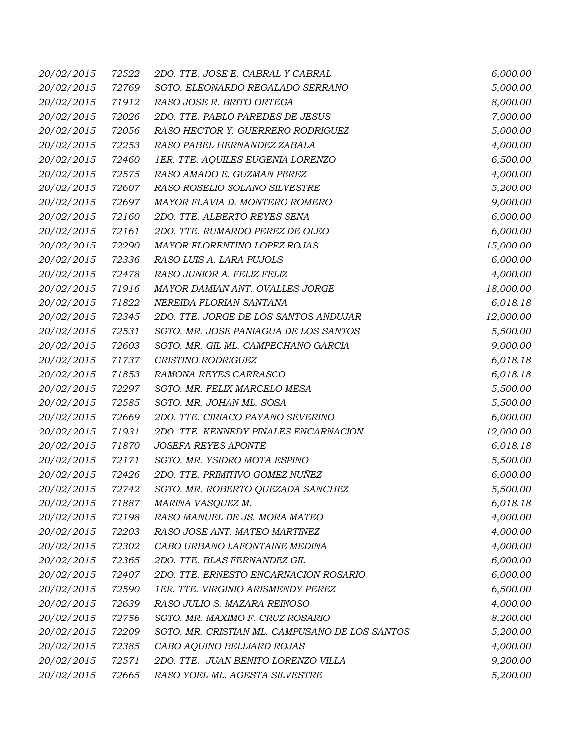| | | | |
|---|---|---|---|
| 20/02/2015 | 72522 | 2DO. TTE. JOSE E. CABRAL Y CABRAL | 6,000.00 |
| 20/02/2015 | 72769 | SGTO. ELEONARDO REGALADO SERRANO | 5,000.00 |
| 20/02/2015 | 71912 | RASO JOSE R. BRITO ORTEGA | 8,000.00 |
| 20/02/2015 | 72026 | 2DO. TTE. PABLO PAREDES DE JESUS | 7,000.00 |
| 20/02/2015 | 72056 | RASO HECTOR Y. GUERRERO RODRIGUEZ | 5,000.00 |
| 20/02/2015 | 72253 | RASO PABEL HERNANDEZ ZABALA | 4,000.00 |
| 20/02/2015 | 72460 | 1ER. TTE. AQUILES EUGENIA LORENZO | 6,500.00 |
| 20/02/2015 | 72575 | RASO AMADO E. GUZMAN PEREZ | 4,000.00 |
| 20/02/2015 | 72607 | RASO ROSELIO SOLANO SILVESTRE | 5,200.00 |
| 20/02/2015 | 72697 | MAYOR FLAVIA D. MONTERO ROMERO | 9,000.00 |
| 20/02/2015 | 72160 | 2DO. TTE. ALBERTO REYES SENA | 6,000.00 |
| 20/02/2015 | 72161 | 2DO. TTE. RUMARDO PEREZ DE OLEO | 6,000.00 |
| 20/02/2015 | 72290 | MAYOR FLORENTINO LOPEZ ROJAS | 15,000.00 |
| 20/02/2015 | 72336 | RASO LUIS A. LARA PUJOLS | 6,000.00 |
| 20/02/2015 | 72478 | RASO JUNIOR A. FELIZ FELIZ | 4,000.00 |
| 20/02/2015 | 71916 | MAYOR DAMIAN ANT. OVALLES JORGE | 18,000.00 |
| 20/02/2015 | 71822 | NEREIDA FLORIAN SANTANA | 6,018.18 |
| 20/02/2015 | 72345 | 2DO. TTE. JORGE DE LOS SANTOS ANDUJAR | 12,000.00 |
| 20/02/2015 | 72531 | SGTO. MR. JOSE PANIAGUA DE LOS SANTOS | 5,500.00 |
| 20/02/2015 | 72603 | SGTO. MR. GIL ML. CAMPECHANO GARCIA | 9,000.00 |
| 20/02/2015 | 71737 | CRISTINO RODRIGUEZ | 6,018.18 |
| 20/02/2015 | 71853 | RAMONA REYES CARRASCO | 6,018.18 |
| 20/02/2015 | 72297 | SGTO. MR. FELIX MARCELO MESA | 5,500.00 |
| 20/02/2015 | 72585 | SGTO. MR. JOHAN ML. SOSA | 5,500.00 |
| 20/02/2015 | 72669 | 2DO. TTE. CIRIACO PAYANO SEVERINO | 6,000.00 |
| 20/02/2015 | 71931 | 2DO. TTE. KENNEDY PINALES ENCARNACION | 12,000.00 |
| 20/02/2015 | 71870 | JOSEFA REYES APONTE | 6,018.18 |
| 20/02/2015 | 72171 | SGTO. MR. YSIDRO MOTA ESPINO | 5,500.00 |
| 20/02/2015 | 72426 | 2DO. TTE. PRIMITIVO GOMEZ NUÑEZ | 6,000.00 |
| 20/02/2015 | 72742 | SGTO. MR. ROBERTO QUEZADA SANCHEZ | 5,500.00 |
| 20/02/2015 | 71887 | MARINA VASQUEZ M. | 6,018.18 |
| 20/02/2015 | 72198 | RASO MANUEL DE JS. MORA MATEO | 4,000.00 |
| 20/02/2015 | 72203 | RASO JOSE ANT. MATEO MARTINEZ | 4,000.00 |
| 20/02/2015 | 72302 | CABO URBANO LAFONTAINE MEDINA | 4,000.00 |
| 20/02/2015 | 72365 | 2DO. TTE. BLAS FERNANDEZ GIL | 6,000.00 |
| 20/02/2015 | 72407 | 2DO. TTE. ERNESTO ENCARNACION ROSARIO | 6,000.00 |
| 20/02/2015 | 72590 | 1ER. TTE. VIRGINIO ARISMENDY PEREZ | 6,500.00 |
| 20/02/2015 | 72639 | RASO JULIO S. MAZARA REINOSO | 4,000.00 |
| 20/02/2015 | 72756 | SGTO. MR. MAXIMO F. CRUZ ROSARIO | 8,200.00 |
| 20/02/2015 | 72209 | SGTO. MR. CRISTIAN ML. CAMPUSANO DE LOS SANTOS | 5,200.00 |
| 20/02/2015 | 72385 | CABO AQUINO BELLIARD ROJAS | 4,000.00 |
| 20/02/2015 | 72571 | 2DO. TTE. JUAN BENITO LORENZO VILLA | 9,200.00 |
| 20/02/2015 | 72665 | RASO YOEL ML. AGESTA SILVESTRE | 5,200.00 |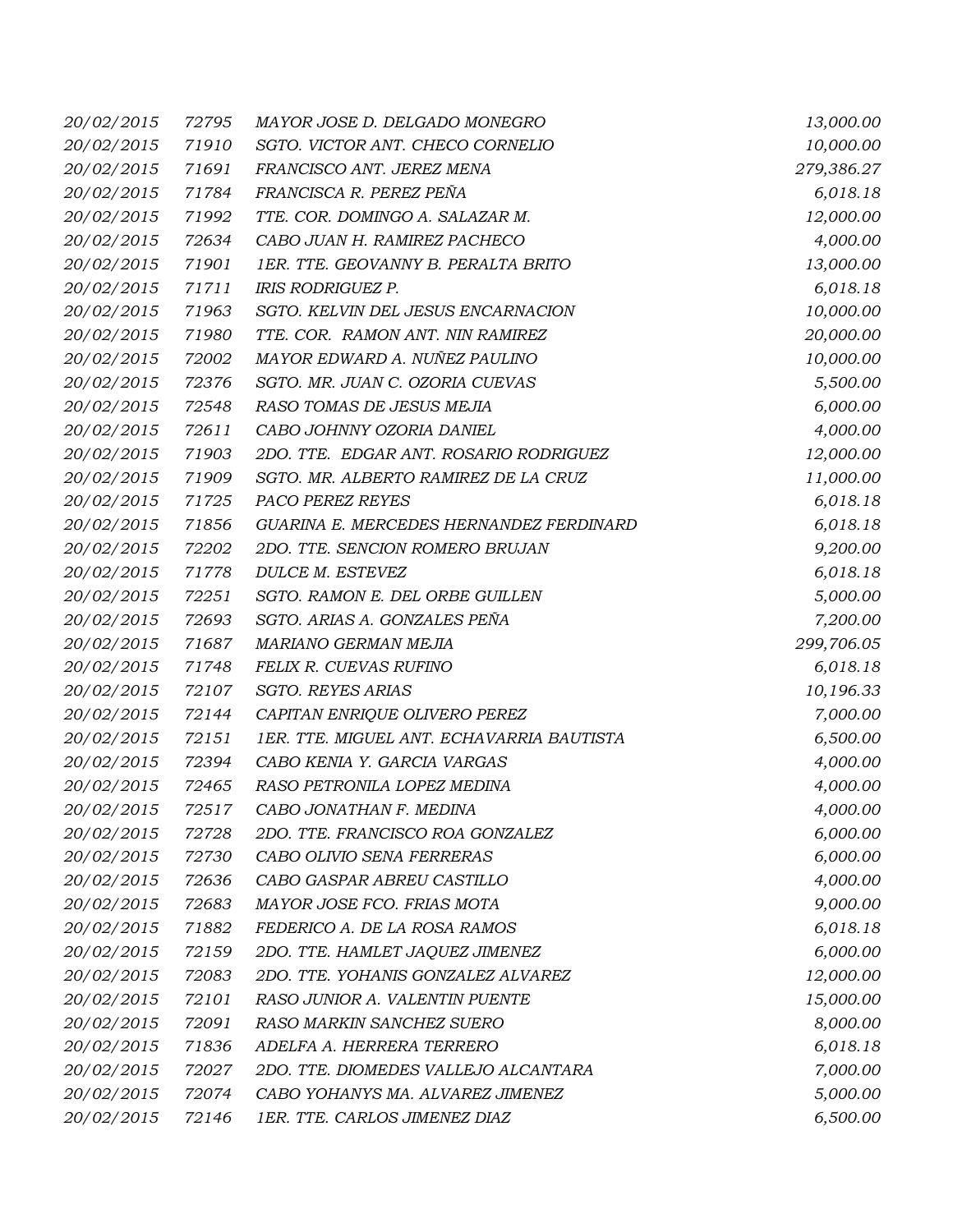| | | | |
|---|---|---|---|
| 20/02/2015 | 72795 | MAYOR JOSE D. DELGADO MONEGRO | 13,000.00 |
| 20/02/2015 | 71910 | SGTO. VICTOR ANT. CHECO CORNELIO | 10,000.00 |
| 20/02/2015 | 71691 | FRANCISCO ANT. JEREZ MENA | 279,386.27 |
| 20/02/2015 | 71784 | FRANCISCA R. PEREZ PEÑA | 6,018.18 |
| 20/02/2015 | 71992 | TTE. COR. DOMINGO A. SALAZAR M. | 12,000.00 |
| 20/02/2015 | 72634 | CABO JUAN H. RAMIREZ PACHECO | 4,000.00 |
| 20/02/2015 | 71901 | 1ER. TTE. GEOVANNY B. PERALTA BRITO | 13,000.00 |
| 20/02/2015 | 71711 | IRIS RODRIGUEZ P. | 6,018.18 |
| 20/02/2015 | 71963 | SGTO. KELVIN DEL JESUS ENCARNACION | 10,000.00 |
| 20/02/2015 | 71980 | TTE. COR. RAMON ANT. NIN RAMIREZ | 20,000.00 |
| 20/02/2015 | 72002 | MAYOR EDWARD A. NUÑEZ PAULINO | 10,000.00 |
| 20/02/2015 | 72376 | SGTO. MR. JUAN C. OZORIA CUEVAS | 5,500.00 |
| 20/02/2015 | 72548 | RASO TOMAS DE JESUS MEJIA | 6,000.00 |
| 20/02/2015 | 72611 | CABO JOHNNY OZORIA DANIEL | 4,000.00 |
| 20/02/2015 | 71903 | 2DO. TTE. EDGAR ANT. ROSARIO RODRIGUEZ | 12,000.00 |
| 20/02/2015 | 71909 | SGTO. MR. ALBERTO RAMIREZ DE LA CRUZ | 11,000.00 |
| 20/02/2015 | 71725 | PACO PEREZ REYES | 6,018.18 |
| 20/02/2015 | 71856 | GUARINA E. MERCEDES HERNANDEZ FERDINARD | 6,018.18 |
| 20/02/2015 | 72202 | 2DO. TTE. SENCION ROMERO BRUJAN | 9,200.00 |
| 20/02/2015 | 71778 | DULCE M. ESTEVEZ | 6,018.18 |
| 20/02/2015 | 72251 | SGTO. RAMON E. DEL ORBE GUILLEN | 5,000.00 |
| 20/02/2015 | 72693 | SGTO. ARIAS A. GONZALES PEÑA | 7,200.00 |
| 20/02/2015 | 71687 | MARIANO GERMAN MEJIA | 299,706.05 |
| 20/02/2015 | 71748 | FELIX R. CUEVAS RUFINO | 6,018.18 |
| 20/02/2015 | 72107 | SGTO. REYES ARIAS | 10,196.33 |
| 20/02/2015 | 72144 | CAPITAN ENRIQUE OLIVERO PEREZ | 7,000.00 |
| 20/02/2015 | 72151 | 1ER. TTE. MIGUEL ANT. ECHAVARRIA BAUTISTA | 6,500.00 |
| 20/02/2015 | 72394 | CABO KENIA Y. GARCIA VARGAS | 4,000.00 |
| 20/02/2015 | 72465 | RASO PETRONILA LOPEZ MEDINA | 4,000.00 |
| 20/02/2015 | 72517 | CABO JONATHAN F. MEDINA | 4,000.00 |
| 20/02/2015 | 72728 | 2DO. TTE. FRANCISCO ROA GONZALEZ | 6,000.00 |
| 20/02/2015 | 72730 | CABO OLIVIO SENA FERRERAS | 6,000.00 |
| 20/02/2015 | 72636 | CABO GASPAR ABREU CASTILLO | 4,000.00 |
| 20/02/2015 | 72683 | MAYOR JOSE FCO. FRIAS MOTA | 9,000.00 |
| 20/02/2015 | 71882 | FEDERICO A. DE LA ROSA RAMOS | 6,018.18 |
| 20/02/2015 | 72159 | 2DO. TTE. HAMLET JAQUEZ JIMENEZ | 6,000.00 |
| 20/02/2015 | 72083 | 2DO. TTE. YOHANIS GONZALEZ ALVAREZ | 12,000.00 |
| 20/02/2015 | 72101 | RASO JUNIOR A. VALENTIN PUENTE | 15,000.00 |
| 20/02/2015 | 72091 | RASO MARKIN SANCHEZ SUERO | 8,000.00 |
| 20/02/2015 | 71836 | ADELFA A. HERRERA TERRERO | 6,018.18 |
| 20/02/2015 | 72027 | 2DO. TTE. DIOMEDES VALLEJO ALCANTARA | 7,000.00 |
| 20/02/2015 | 72074 | CABO YOHANYS MA. ALVAREZ JIMENEZ | 5,000.00 |
| 20/02/2015 | 72146 | 1ER. TTE. CARLOS JIMENEZ DIAZ | 6,500.00 |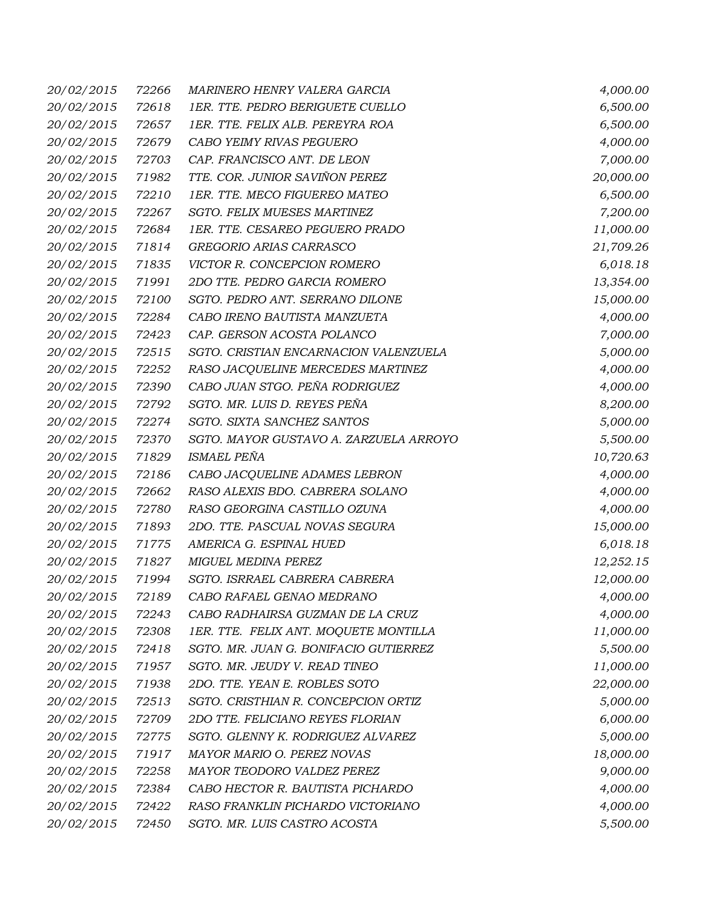| | | | |
|---|---|---|---|
| 20/02/2015 | 72266 | MARINERO HENRY VALERA GARCIA | 4,000.00 |
| 20/02/2015 | 72618 | 1ER. TTE. PEDRO BERIGUETE CUELLO | 6,500.00 |
| 20/02/2015 | 72657 | 1ER. TTE. FELIX ALB. PEREYRA ROA | 6,500.00 |
| 20/02/2015 | 72679 | CABO YEIMY RIVAS PEGUERO | 4,000.00 |
| 20/02/2015 | 72703 | CAP. FRANCISCO ANT. DE LEON | 7,000.00 |
| 20/02/2015 | 71982 | TTE. COR. JUNIOR SAVIÑON PEREZ | 20,000.00 |
| 20/02/2015 | 72210 | 1ER. TTE. MECO FIGUEREO MATEO | 6,500.00 |
| 20/02/2015 | 72267 | SGTO. FELIX MUESES MARTINEZ | 7,200.00 |
| 20/02/2015 | 72684 | 1ER. TTE. CESAREO PEGUERO PRADO | 11,000.00 |
| 20/02/2015 | 71814 | GREGORIO ARIAS CARRASCO | 21,709.26 |
| 20/02/2015 | 71835 | VICTOR R. CONCEPCION ROMERO | 6,018.18 |
| 20/02/2015 | 71991 | 2DO TTE. PEDRO GARCIA ROMERO | 13,354.00 |
| 20/02/2015 | 72100 | SGTO. PEDRO ANT. SERRANO DILONE | 15,000.00 |
| 20/02/2015 | 72284 | CABO IRENO BAUTISTA MANZUETA | 4,000.00 |
| 20/02/2015 | 72423 | CAP. GERSON ACOSTA POLANCO | 7,000.00 |
| 20/02/2015 | 72515 | SGTO. CRISTIAN ENCARNACION VALENZUELA | 5,000.00 |
| 20/02/2015 | 72252 | RASO JACQUELINE MERCEDES MARTINEZ | 4,000.00 |
| 20/02/2015 | 72390 | CABO JUAN STGO. PEÑA RODRIGUEZ | 4,000.00 |
| 20/02/2015 | 72792 | SGTO. MR. LUIS D. REYES PEÑA | 8,200.00 |
| 20/02/2015 | 72274 | SGTO. SIXTA SANCHEZ SANTOS | 5,000.00 |
| 20/02/2015 | 72370 | SGTO. MAYOR GUSTAVO A. ZARZUELA ARROYO | 5,500.00 |
| 20/02/2015 | 71829 | ISMAEL PEÑA | 10,720.63 |
| 20/02/2015 | 72186 | CABO JACQUELINE ADAMES LEBRON | 4,000.00 |
| 20/02/2015 | 72662 | RASO ALEXIS BDO. CABRERA SOLANO | 4,000.00 |
| 20/02/2015 | 72780 | RASO GEORGINA CASTILLO OZUNA | 4,000.00 |
| 20/02/2015 | 71893 | 2DO. TTE. PASCUAL NOVAS SEGURA | 15,000.00 |
| 20/02/2015 | 71775 | AMERICA G. ESPINAL HUED | 6,018.18 |
| 20/02/2015 | 71827 | MIGUEL MEDINA PEREZ | 12,252.15 |
| 20/02/2015 | 71994 | SGTO. ISRRAEL CABRERA CABRERA | 12,000.00 |
| 20/02/2015 | 72189 | CABO RAFAEL GENAO MEDRANO | 4,000.00 |
| 20/02/2015 | 72243 | CABO RADHAIRSA GUZMAN DE LA CRUZ | 4,000.00 |
| 20/02/2015 | 72308 | 1ER. TTE. FELIX ANT. MOQUETE MONTILLA | 11,000.00 |
| 20/02/2015 | 72418 | SGTO. MR. JUAN G. BONIFACIO GUTIERREZ | 5,500.00 |
| 20/02/2015 | 71957 | SGTO. MR. JEUDY V. READ TINEO | 11,000.00 |
| 20/02/2015 | 71938 | 2DO. TTE. YEAN E. ROBLES SOTO | 22,000.00 |
| 20/02/2015 | 72513 | SGTO. CRISTHIAN R. CONCEPCION ORTIZ | 5,000.00 |
| 20/02/2015 | 72709 | 2DO TTE. FELICIANO REYES FLORIAN | 6,000.00 |
| 20/02/2015 | 72775 | SGTO. GLENNY K. RODRIGUEZ ALVAREZ | 5,000.00 |
| 20/02/2015 | 71917 | MAYOR MARIO O. PEREZ NOVAS | 18,000.00 |
| 20/02/2015 | 72258 | MAYOR TEODORO VALDEZ PEREZ | 9,000.00 |
| 20/02/2015 | 72384 | CABO HECTOR R. BAUTISTA PICHARDO | 4,000.00 |
| 20/02/2015 | 72422 | RASO FRANKLIN PICHARDO VICTORIANO | 4,000.00 |
| 20/02/2015 | 72450 | SGTO. MR. LUIS CASTRO ACOSTA | 5,500.00 |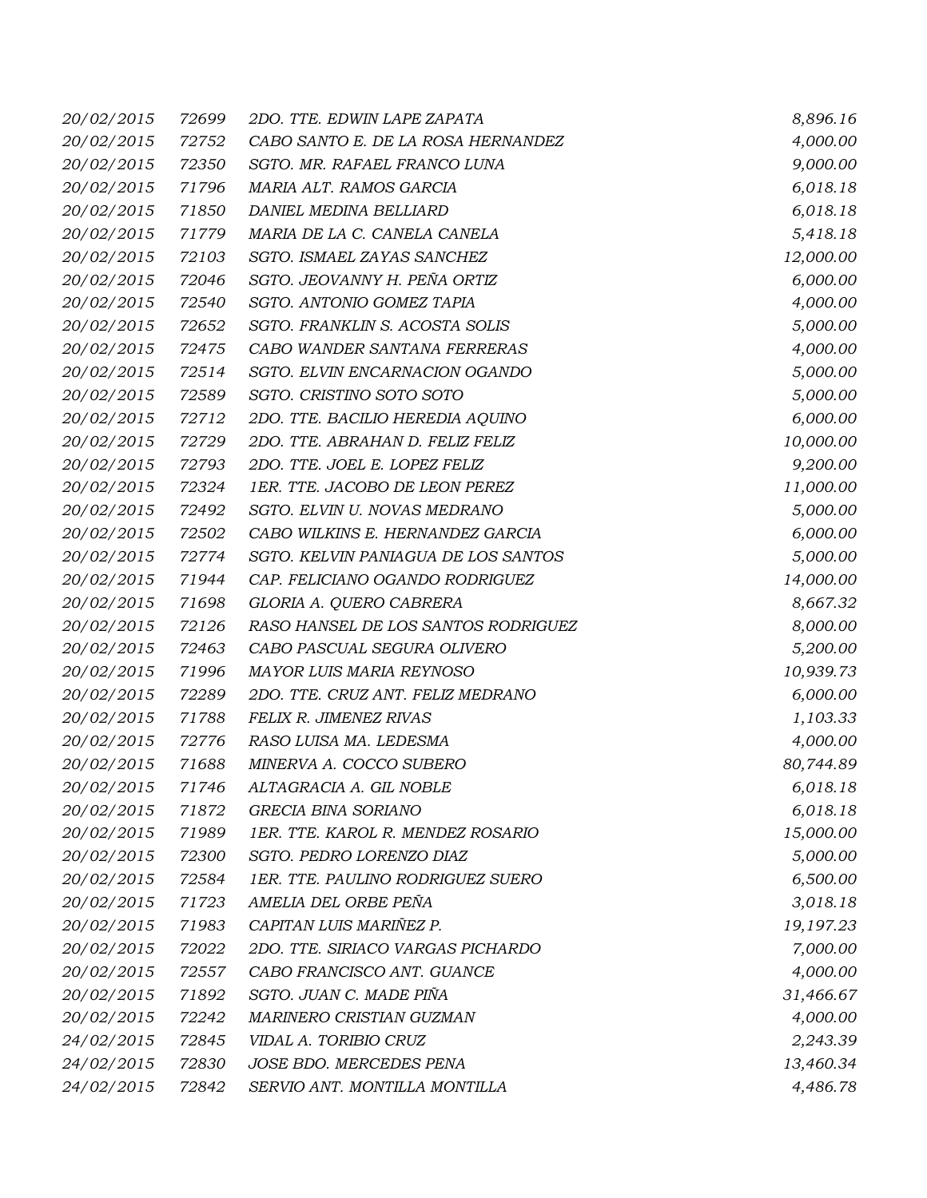| | | | |
|---|---|---|---|
| 20/02/2015 | 72699 | 2DO. TTE. EDWIN LAPE ZAPATA | 8,896.16 |
| 20/02/2015 | 72752 | CABO SANTO E. DE LA ROSA HERNANDEZ | 4,000.00 |
| 20/02/2015 | 72350 | SGTO. MR. RAFAEL FRANCO LUNA | 9,000.00 |
| 20/02/2015 | 71796 | MARIA ALT. RAMOS GARCIA | 6,018.18 |
| 20/02/2015 | 71850 | DANIEL MEDINA BELLIARD | 6,018.18 |
| 20/02/2015 | 71779 | MARIA DE LA C. CANELA CANELA | 5,418.18 |
| 20/02/2015 | 72103 | SGTO. ISMAEL ZAYAS SANCHEZ | 12,000.00 |
| 20/02/2015 | 72046 | SGTO. JEOVANNY H. PEÑA ORTIZ | 6,000.00 |
| 20/02/2015 | 72540 | SGTO. ANTONIO GOMEZ TAPIA | 4,000.00 |
| 20/02/2015 | 72652 | SGTO. FRANKLIN S. ACOSTA SOLIS | 5,000.00 |
| 20/02/2015 | 72475 | CABO WANDER SANTANA FERRERAS | 4,000.00 |
| 20/02/2015 | 72514 | SGTO. ELVIN ENCARNACION OGANDO | 5,000.00 |
| 20/02/2015 | 72589 | SGTO. CRISTINO SOTO SOTO | 5,000.00 |
| 20/02/2015 | 72712 | 2DO. TTE. BACILIO HEREDIA AQUINO | 6,000.00 |
| 20/02/2015 | 72729 | 2DO. TTE. ABRAHAN D. FELIZ FELIZ | 10,000.00 |
| 20/02/2015 | 72793 | 2DO. TTE. JOEL E. LOPEZ FELIZ | 9,200.00 |
| 20/02/2015 | 72324 | 1ER. TTE. JACOBO DE LEON PEREZ | 11,000.00 |
| 20/02/2015 | 72492 | SGTO. ELVIN U. NOVAS MEDRANO | 5,000.00 |
| 20/02/2015 | 72502 | CABO WILKINS E. HERNANDEZ GARCIA | 6,000.00 |
| 20/02/2015 | 72774 | SGTO. KELVIN PANIAGUA DE LOS SANTOS | 5,000.00 |
| 20/02/2015 | 71944 | CAP. FELICIANO OGANDO RODRIGUEZ | 14,000.00 |
| 20/02/2015 | 71698 | GLORIA A. QUERO CABRERA | 8,667.32 |
| 20/02/2015 | 72126 | RASO HANSEL DE LOS SANTOS RODRIGUEZ | 8,000.00 |
| 20/02/2015 | 72463 | CABO PASCUAL SEGURA OLIVERO | 5,200.00 |
| 20/02/2015 | 71996 | MAYOR LUIS MARIA REYNOSO | 10,939.73 |
| 20/02/2015 | 72289 | 2DO. TTE. CRUZ ANT. FELIZ MEDRANO | 6,000.00 |
| 20/02/2015 | 71788 | FELIX R. JIMENEZ RIVAS | 1,103.33 |
| 20/02/2015 | 72776 | RASO LUISA MA. LEDESMA | 4,000.00 |
| 20/02/2015 | 71688 | MINERVA A. COCCO SUBERO | 80,744.89 |
| 20/02/2015 | 71746 | ALTAGRACIA A. GIL NOBLE | 6,018.18 |
| 20/02/2015 | 71872 | GRECIA BINA SORIANO | 6,018.18 |
| 20/02/2015 | 71989 | 1ER. TTE. KAROL R. MENDEZ ROSARIO | 15,000.00 |
| 20/02/2015 | 72300 | SGTO. PEDRO LORENZO DIAZ | 5,000.00 |
| 20/02/2015 | 72584 | 1ER. TTE. PAULINO RODRIGUEZ SUERO | 6,500.00 |
| 20/02/2015 | 71723 | AMELIA DEL ORBE PEÑA | 3,018.18 |
| 20/02/2015 | 71983 | CAPITAN LUIS MARIÑEZ P. | 19,197.23 |
| 20/02/2015 | 72022 | 2DO. TTE. SIRIACO VARGAS PICHARDO | 7,000.00 |
| 20/02/2015 | 72557 | CABO FRANCISCO ANT. GUANCE | 4,000.00 |
| 20/02/2015 | 71892 | SGTO. JUAN C. MADE PIÑA | 31,466.67 |
| 20/02/2015 | 72242 | MARINERO CRISTIAN GUZMAN | 4,000.00 |
| 24/02/2015 | 72845 | VIDAL A. TORIBIO CRUZ | 2,243.39 |
| 24/02/2015 | 72830 | JOSE BDO. MERCEDES PENA | 13,460.34 |
| 24/02/2015 | 72842 | SERVIO ANT. MONTILLA MONTILLA | 4,486.78 |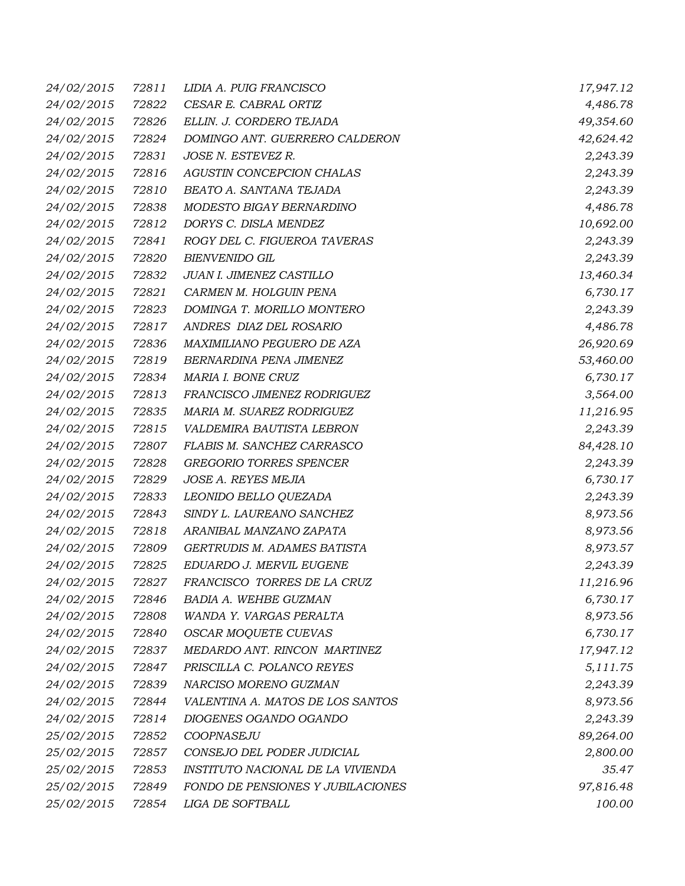| | | | |
|---|---|---|---|
| *24/02/2015* | *72811* | *LIDIA A. PUIG FRANCISCO* | *17,947.12* |
| *24/02/2015* | *72822* | *CESAR E. CABRAL ORTIZ* | *4,486.78* |
| *24/02/2015* | *72826* | *ELLIN. J. CORDERO TEJADA* | *49,354.60* |
| *24/02/2015* | *72824* | *DOMINGO ANT. GUERRERO CALDERON* | *42,624.42* |
| *24/02/2015* | *72831* | *JOSE N. ESTEVEZ R.* | *2,243.39* |
| *24/02/2015* | *72816* | *AGUSTIN CONCEPCION CHALAS* | *2,243.39* |
| *24/02/2015* | *72810* | *BEATO A. SANTANA TEJADA* | *2,243.39* |
| *24/02/2015* | *72838* | *MODESTO BIGAY BERNARDINO* | *4,486.78* |
| *24/02/2015* | *72812* | *DORYS C. DISLA MENDEZ* | *10,692.00* |
| *24/02/2015* | *72841* | *ROGY DEL C. FIGUEROA TAVERAS* | *2,243.39* |
| *24/02/2015* | *72820* | *BIENVENIDO GIL* | *2,243.39* |
| *24/02/2015* | *72832* | *JUAN I. JIMENEZ CASTILLO* | *13,460.34* |
| *24/02/2015* | *72821* | *CARMEN M. HOLGUIN PENA* | *6,730.17* |
| *24/02/2015* | *72823* | *DOMINGA T. MORILLO MONTERO* | *2,243.39* |
| *24/02/2015* | *72817* | *ANDRES DIAZ DEL ROSARIO* | *4,486.78* |
| *24/02/2015* | *72836* | *MAXIMILIANO PEGUERO DE AZA* | *26,920.69* |
| *24/02/2015* | *72819* | *BERNARDINA PENA JIMENEZ* | *53,460.00* |
| *24/02/2015* | *72834* | *MARIA I. BONE CRUZ* | *6,730.17* |
| *24/02/2015* | *72813* | *FRANCISCO JIMENEZ RODRIGUEZ* | *3,564.00* |
| *24/02/2015* | *72835* | *MARIA M. SUAREZ RODRIGUEZ* | *11,216.95* |
| *24/02/2015* | *72815* | *VALDEMIRA BAUTISTA LEBRON* | *2,243.39* |
| *24/02/2015* | *72807* | *FLABIS M. SANCHEZ CARRASCO* | *84,428.10* |
| *24/02/2015* | *72828* | *GREGORIO TORRES SPENCER* | *2,243.39* |
| *24/02/2015* | *72829* | *JOSE A. REYES MEJIA* | *6,730.17* |
| *24/02/2015* | *72833* | *LEONIDO BELLO QUEZADA* | *2,243.39* |
| *24/02/2015* | *72843* | *SINDY L. LAUREANO SANCHEZ* | *8,973.56* |
| *24/02/2015* | *72818* | *ARANIBAL MANZANO ZAPATA* | *8,973.56* |
| *24/02/2015* | *72809* | *GERTRUDIS M. ADAMES BATISTA* | *8,973.57* |
| *24/02/2015* | *72825* | *EDUARDO J. MERVIL EUGENE* | *2,243.39* |
| *24/02/2015* | *72827* | *FRANCISCO TORRES DE LA CRUZ* | *11,216.96* |
| *24/02/2015* | *72846* | *BADIA A. WEHBE GUZMAN* | *6,730.17* |
| *24/02/2015* | *72808* | *WANDA Y. VARGAS PERALTA* | *8,973.56* |
| *24/02/2015* | *72840* | *OSCAR MOQUETE CUEVAS* | *6,730.17* |
| *24/02/2015* | *72837* | *MEDARDO ANT. RINCON MARTINEZ* | *17,947.12* |
| *24/02/2015* | *72847* | *PRISCILLA C. POLANCO REYES* | *5,111.75* |
| *24/02/2015* | *72839* | *NARCISO MORENO GUZMAN* | *2,243.39* |
| *24/02/2015* | *72844* | *VALENTINA A. MATOS DE LOS SANTOS* | *8,973.56* |
| *24/02/2015* | *72814* | *DIOGENES OGANDO OGANDO* | *2,243.39* |
| *25/02/2015* | *72852* | *COOPNASEJU* | *89,264.00* |
| *25/02/2015* | *72857* | *CONSEJO DEL PODER JUDICIAL* | *2,800.00* |
| *25/02/2015* | *72853* | *INSTITUTO NACIONAL DE LA VIVIENDA* | *35.47* |
| *25/02/2015* | *72849* | *FONDO DE PENSIONES Y JUBILACIONES* | *97,816.48* |
| *25/02/2015* | *72854* | *LIGA DE SOFTBALL* | *100.00* |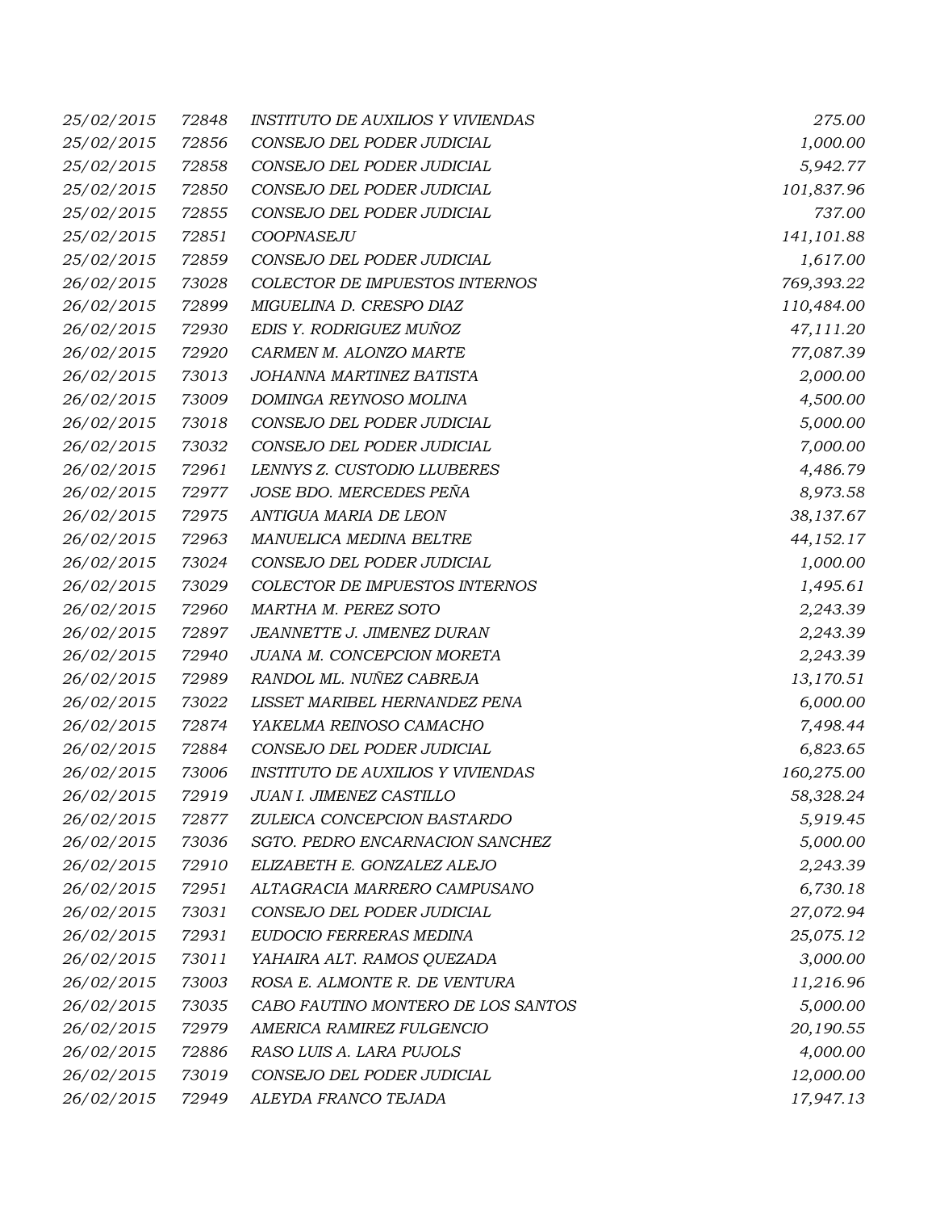| | | | |
|---|---|---|---|
| 25/02/2015 | 72848 | INSTITUTO DE AUXILIOS Y VIVIENDAS | 275.00 |
| 25/02/2015 | 72856 | CONSEJO DEL PODER JUDICIAL | 1,000.00 |
| 25/02/2015 | 72858 | CONSEJO DEL PODER JUDICIAL | 5,942.77 |
| 25/02/2015 | 72850 | CONSEJO DEL PODER JUDICIAL | 101,837.96 |
| 25/02/2015 | 72855 | CONSEJO DEL PODER JUDICIAL | 737.00 |
| 25/02/2015 | 72851 | COOPNASEJU | 141,101.88 |
| 25/02/2015 | 72859 | CONSEJO DEL PODER JUDICIAL | 1,617.00 |
| 26/02/2015 | 73028 | COLECTOR DE IMPUESTOS INTERNOS | 769,393.22 |
| 26/02/2015 | 72899 | MIGUELINA D. CRESPO DIAZ | 110,484.00 |
| 26/02/2015 | 72930 | EDIS Y. RODRIGUEZ MUÑOZ | 47,111.20 |
| 26/02/2015 | 72920 | CARMEN M. ALONZO MARTE | 77,087.39 |
| 26/02/2015 | 73013 | JOHANNA MARTINEZ BATISTA | 2,000.00 |
| 26/02/2015 | 73009 | DOMINGA REYNOSO MOLINA | 4,500.00 |
| 26/02/2015 | 73018 | CONSEJO DEL PODER JUDICIAL | 5,000.00 |
| 26/02/2015 | 73032 | CONSEJO DEL PODER JUDICIAL | 7,000.00 |
| 26/02/2015 | 72961 | LENNYS Z. CUSTODIO LLUBERES | 4,486.79 |
| 26/02/2015 | 72977 | JOSE BDO. MERCEDES PEÑA | 8,973.58 |
| 26/02/2015 | 72975 | ANTIGUA MARIA DE LEON | 38,137.67 |
| 26/02/2015 | 72963 | MANUELICA MEDINA BELTRE | 44,152.17 |
| 26/02/2015 | 73024 | CONSEJO DEL PODER JUDICIAL | 1,000.00 |
| 26/02/2015 | 73029 | COLECTOR DE IMPUESTOS INTERNOS | 1,495.61 |
| 26/02/2015 | 72960 | MARTHA M. PEREZ SOTO | 2,243.39 |
| 26/02/2015 | 72897 | JEANNETTE J. JIMENEZ DURAN | 2,243.39 |
| 26/02/2015 | 72940 | JUANA M. CONCEPCION MORETA | 2,243.39 |
| 26/02/2015 | 72989 | RANDOL ML. NUÑEZ CABREJA | 13,170.51 |
| 26/02/2015 | 73022 | LISSET MARIBEL HERNANDEZ PENA | 6,000.00 |
| 26/02/2015 | 72874 | YAKELMA REINOSO CAMACHO | 7,498.44 |
| 26/02/2015 | 72884 | CONSEJO DEL PODER JUDICIAL | 6,823.65 |
| 26/02/2015 | 73006 | INSTITUTO DE AUXILIOS Y VIVIENDAS | 160,275.00 |
| 26/02/2015 | 72919 | JUAN I. JIMENEZ CASTILLO | 58,328.24 |
| 26/02/2015 | 72877 | ZULEICA CONCEPCION BASTARDO | 5,919.45 |
| 26/02/2015 | 73036 | SGTO. PEDRO ENCARNACION SANCHEZ | 5,000.00 |
| 26/02/2015 | 72910 | ELIZABETH E. GONZALEZ ALEJO | 2,243.39 |
| 26/02/2015 | 72951 | ALTAGRACIA MARRERO CAMPUSANO | 6,730.18 |
| 26/02/2015 | 73031 | CONSEJO DEL PODER JUDICIAL | 27,072.94 |
| 26/02/2015 | 72931 | EUDOCIO FERRERAS MEDINA | 25,075.12 |
| 26/02/2015 | 73011 | YAHAIRA ALT. RAMOS QUEZADA | 3,000.00 |
| 26/02/2015 | 73003 | ROSA E. ALMONTE R. DE VENTURA | 11,216.96 |
| 26/02/2015 | 73035 | CABO FAUTINO MONTERO DE LOS SANTOS | 5,000.00 |
| 26/02/2015 | 72979 | AMERICA RAMIREZ FULGENCIO | 20,190.55 |
| 26/02/2015 | 72886 | RASO LUIS A. LARA PUJOLS | 4,000.00 |
| 26/02/2015 | 73019 | CONSEJO DEL PODER JUDICIAL | 12,000.00 |
| 26/02/2015 | 72949 | ALEYDA FRANCO TEJADA | 17,947.13 |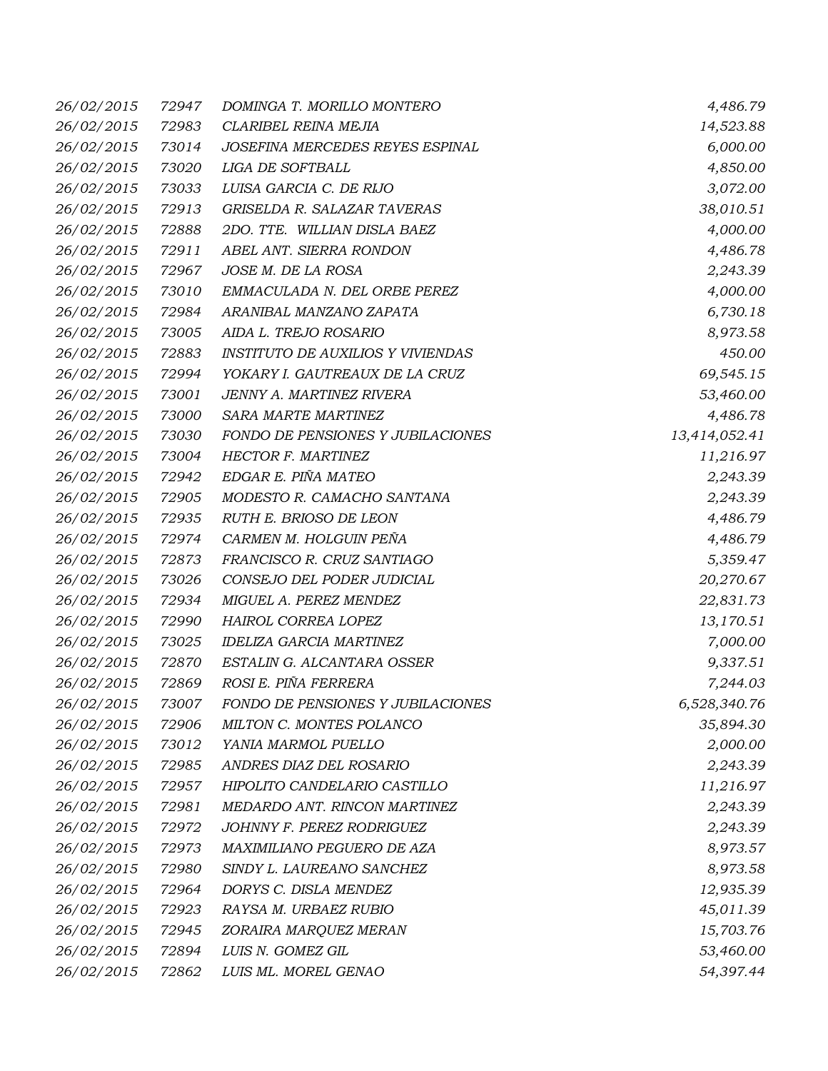| | | | |
|---|---|---|---|
| *26/02/2015* | *72947* | *DOMINGA T. MORILLO MONTERO* | *4,486.79* |
| *26/02/2015* | *72983* | *CLARIBEL REINA MEJIA* | *14,523.88* |
| *26/02/2015* | *73014* | *JOSEFINA MERCEDES REYES ESPINAL* | *6,000.00* |
| *26/02/2015* | *73020* | *LIGA DE SOFTBALL* | *4,850.00* |
| *26/02/2015* | *73033* | *LUISA GARCIA C. DE RIJO* | *3,072.00* |
| *26/02/2015* | *72913* | *GRISELDA R. SALAZAR TAVERAS* | *38,010.51* |
| *26/02/2015* | *72888* | *2DO. TTE. WILLIAN DISLA BAEZ* | *4,000.00* |
| *26/02/2015* | *72911* | *ABEL ANT. SIERRA RONDON* | *4,486.78* |
| *26/02/2015* | *72967* | *JOSE M. DE LA ROSA* | *2,243.39* |
| *26/02/2015* | *73010* | *EMMACULADA N. DEL ORBE PEREZ* | *4,000.00* |
| *26/02/2015* | *72984* | *ARANIBAL MANZANO ZAPATA* | *6,730.18* |
| *26/02/2015* | *73005* | *AIDA L. TREJO ROSARIO* | *8,973.58* |
| *26/02/2015* | *72883* | *INSTITUTO DE AUXILIOS Y VIVIENDAS* | *450.00* |
| *26/02/2015* | *72994* | *YOKARY I. GAUTREAUX DE LA CRUZ* | *69,545.15* |
| *26/02/2015* | *73001* | *JENNY A. MARTINEZ RIVERA* | *53,460.00* |
| *26/02/2015* | *73000* | *SARA MARTE MARTINEZ* | *4,486.78* |
| *26/02/2015* | *73030* | *FONDO DE PENSIONES Y JUBILACIONES* | *13,414,052.41* |
| *26/02/2015* | *73004* | *HECTOR F. MARTINEZ* | *11,216.97* |
| *26/02/2015* | *72942* | *EDGAR E. PIÑA MATEO* | *2,243.39* |
| *26/02/2015* | *72905* | *MODESTO R. CAMACHO SANTANA* | *2,243.39* |
| *26/02/2015* | *72935* | *RUTH E. BRIOSO DE LEON* | *4,486.79* |
| *26/02/2015* | *72974* | *CARMEN M. HOLGUIN PEÑA* | *4,486.79* |
| *26/02/2015* | *72873* | *FRANCISCO R. CRUZ SANTIAGO* | *5,359.47* |
| *26/02/2015* | *73026* | *CONSEJO DEL PODER JUDICIAL* | *20,270.67* |
| *26/02/2015* | *72934* | *MIGUEL A. PEREZ MENDEZ* | *22,831.73* |
| *26/02/2015* | *72990* | *HAIROL CORREA LOPEZ* | *13,170.51* |
| *26/02/2015* | *73025* | *IDELIZA GARCIA MARTINEZ* | *7,000.00* |
| *26/02/2015* | *72870* | *ESTALIN G. ALCANTARA OSSER* | *9,337.51* |
| *26/02/2015* | *72869* | *ROSI E. PIÑA FERRERA* | *7,244.03* |
| *26/02/2015* | *73007* | *FONDO DE PENSIONES Y JUBILACIONES* | *6,528,340.76* |
| *26/02/2015* | *72906* | *MILTON C. MONTES POLANCO* | *35,894.30* |
| *26/02/2015* | *73012* | *YANIA MARMOL PUELLO* | *2,000.00* |
| *26/02/2015* | *72985* | *ANDRES DIAZ DEL ROSARIO* | *2,243.39* |
| *26/02/2015* | *72957* | *HIPOLITO CANDELARIO CASTILLO* | *11,216.97* |
| *26/02/2015* | *72981* | *MEDARDO ANT. RINCON MARTINEZ* | *2,243.39* |
| *26/02/2015* | *72972* | *JOHNNY F. PEREZ RODRIGUEZ* | *2,243.39* |
| *26/02/2015* | *72973* | *MAXIMILIANO PEGUERO DE AZA* | *8,973.57* |
| *26/02/2015* | *72980* | *SINDY L. LAUREANO SANCHEZ* | *8,973.58* |
| *26/02/2015* | *72964* | *DORYS C. DISLA MENDEZ* | *12,935.39* |
| *26/02/2015* | *72923* | *RAYSA M. URBAEZ RUBIO* | *45,011.39* |
| *26/02/2015* | *72945* | *ZORAIRA MARQUEZ MERAN* | *15,703.76* |
| *26/02/2015* | *72894* | *LUIS N. GOMEZ GIL* | *53,460.00* |
| *26/02/2015* | *72862* | *LUIS ML. MOREL GENAO* | *54,397.44* |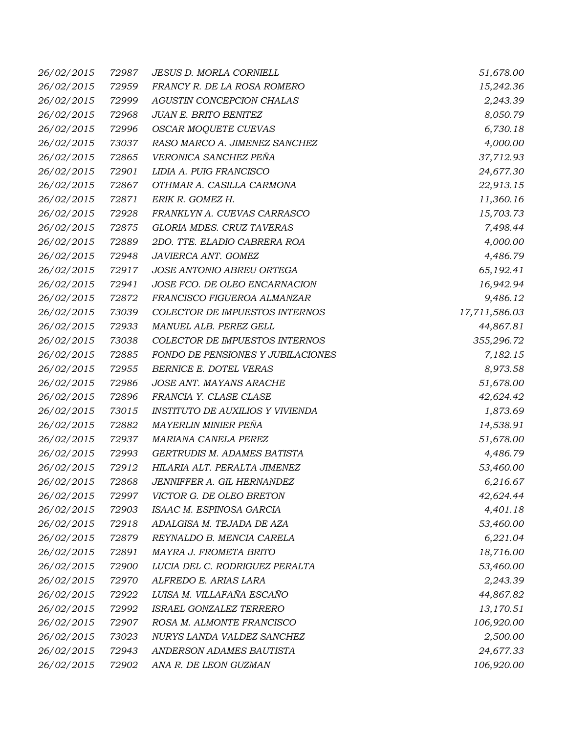| | | | |
|---|---|---|---|
| 26/02/2015 | 72987 | JESUS D. MORLA CORNIELL | 51,678.00 |
| 26/02/2015 | 72959 | FRANCY R. DE LA ROSA ROMERO | 15,242.36 |
| 26/02/2015 | 72999 | AGUSTIN CONCEPCION CHALAS | 2,243.39 |
| 26/02/2015 | 72968 | JUAN E. BRITO BENITEZ | 8,050.79 |
| 26/02/2015 | 72996 | OSCAR MOQUETE CUEVAS | 6,730.18 |
| 26/02/2015 | 73037 | RASO MARCO A. JIMENEZ SANCHEZ | 4,000.00 |
| 26/02/2015 | 72865 | VERONICA SANCHEZ PEÑA | 37,712.93 |
| 26/02/2015 | 72901 | LIDIA A. PUIG FRANCISCO | 24,677.30 |
| 26/02/2015 | 72867 | OTHMAR A. CASILLA CARMONA | 22,913.15 |
| 26/02/2015 | 72871 | ERIK R. GOMEZ H. | 11,360.16 |
| 26/02/2015 | 72928 | FRANKLYN A. CUEVAS CARRASCO | 15,703.73 |
| 26/02/2015 | 72875 | GLORIA MDES. CRUZ TAVERAS | 7,498.44 |
| 26/02/2015 | 72889 | 2DO. TTE. ELADIO CABRERA ROA | 4,000.00 |
| 26/02/2015 | 72948 | JAVIERCA ANT. GOMEZ | 4,486.79 |
| 26/02/2015 | 72917 | JOSE ANTONIO ABREU ORTEGA | 65,192.41 |
| 26/02/2015 | 72941 | JOSE FCO. DE OLEO ENCARNACION | 16,942.94 |
| 26/02/2015 | 72872 | FRANCISCO FIGUEROA ALMANZAR | 9,486.12 |
| 26/02/2015 | 73039 | COLECTOR DE IMPUESTOS INTERNOS | 17,711,586.03 |
| 26/02/2015 | 72933 | MANUEL ALB. PEREZ GELL | 44,867.81 |
| 26/02/2015 | 73038 | COLECTOR DE IMPUESTOS INTERNOS | 355,296.72 |
| 26/02/2015 | 72885 | FONDO DE PENSIONES Y JUBILACIONES | 7,182.15 |
| 26/02/2015 | 72955 | BERNICE E. DOTEL VERAS | 8,973.58 |
| 26/02/2015 | 72986 | JOSE ANT. MAYANS ARACHE | 51,678.00 |
| 26/02/2015 | 72896 | FRANCIA Y. CLASE CLASE | 42,624.42 |
| 26/02/2015 | 73015 | INSTITUTO DE AUXILIOS Y VIVIENDA | 1,873.69 |
| 26/02/2015 | 72882 | MAYERLIN MINIER PEÑA | 14,538.91 |
| 26/02/2015 | 72937 | MARIANA CANELA PEREZ | 51,678.00 |
| 26/02/2015 | 72993 | GERTRUDIS M. ADAMES BATISTA | 4,486.79 |
| 26/02/2015 | 72912 | HILARIA ALT. PERALTA JIMENEZ | 53,460.00 |
| 26/02/2015 | 72868 | JENNIFFER A. GIL HERNANDEZ | 6,216.67 |
| 26/02/2015 | 72997 | VICTOR G. DE OLEO BRETON | 42,624.44 |
| 26/02/2015 | 72903 | ISAAC M. ESPINOSA GARCIA | 4,401.18 |
| 26/02/2015 | 72918 | ADALGISA M. TEJADA DE AZA | 53,460.00 |
| 26/02/2015 | 72879 | REYNALDO B. MENCIA CARELA | 6,221.04 |
| 26/02/2015 | 72891 | MAYRA J. FROMETA BRITO | 18,716.00 |
| 26/02/2015 | 72900 | LUCIA DEL C. RODRIGUEZ PERALTA | 53,460.00 |
| 26/02/2015 | 72970 | ALFREDO E. ARIAS LARA | 2,243.39 |
| 26/02/2015 | 72922 | LUISA M. VILLAFAÑA ESCAÑO | 44,867.82 |
| 26/02/2015 | 72992 | ISRAEL GONZALEZ TERRERO | 13,170.51 |
| 26/02/2015 | 72907 | ROSA M. ALMONTE FRANCISCO | 106,920.00 |
| 26/02/2015 | 73023 | NURYS LANDA VALDEZ SANCHEZ | 2,500.00 |
| 26/02/2015 | 72943 | ANDERSON ADAMES BAUTISTA | 24,677.33 |
| 26/02/2015 | 72902 | ANA R. DE LEON GUZMAN | 106,920.00 |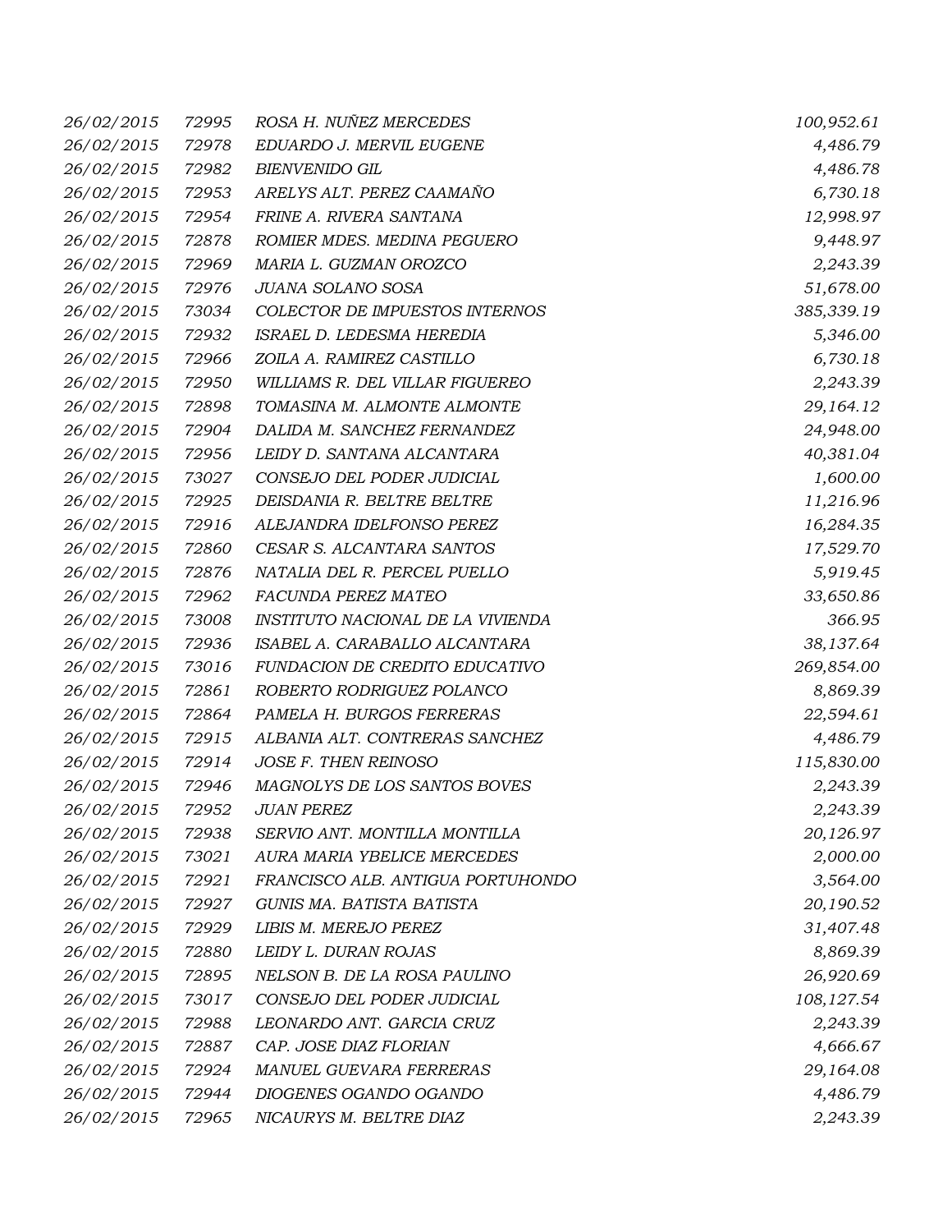| | | | |
|---|---|---|---|
| 26/02/2015 | 72995 | ROSA H. NUÑEZ MERCEDES | 100,952.61 |
| 26/02/2015 | 72978 | EDUARDO J. MERVIL EUGENE | 4,486.79 |
| 26/02/2015 | 72982 | BIENVENIDO GIL | 4,486.78 |
| 26/02/2015 | 72953 | ARELYS ALT. PEREZ CAAMAÑO | 6,730.18 |
| 26/02/2015 | 72954 | FRINE A. RIVERA SANTANA | 12,998.97 |
| 26/02/2015 | 72878 | ROMIER MDES. MEDINA PEGUERO | 9,448.97 |
| 26/02/2015 | 72969 | MARIA L. GUZMAN OROZCO | 2,243.39 |
| 26/02/2015 | 72976 | JUANA SOLANO SOSA | 51,678.00 |
| 26/02/2015 | 73034 | COLECTOR DE IMPUESTOS INTERNOS | 385,339.19 |
| 26/02/2015 | 72932 | ISRAEL D. LEDESMA HEREDIA | 5,346.00 |
| 26/02/2015 | 72966 | ZOILA A. RAMIREZ CASTILLO | 6,730.18 |
| 26/02/2015 | 72950 | WILLIAMS R. DEL VILLAR FIGUEREO | 2,243.39 |
| 26/02/2015 | 72898 | TOMASINA M. ALMONTE ALMONTE | 29,164.12 |
| 26/02/2015 | 72904 | DALIDA M. SANCHEZ FERNANDEZ | 24,948.00 |
| 26/02/2015 | 72956 | LEIDY D. SANTANA ALCANTARA | 40,381.04 |
| 26/02/2015 | 73027 | CONSEJO DEL PODER JUDICIAL | 1,600.00 |
| 26/02/2015 | 72925 | DEISDANIA R. BELTRE BELTRE | 11,216.96 |
| 26/02/2015 | 72916 | ALEJANDRA IDELFONSO PEREZ | 16,284.35 |
| 26/02/2015 | 72860 | CESAR S. ALCANTARA SANTOS | 17,529.70 |
| 26/02/2015 | 72876 | NATALIA DEL R. PERCEL PUELLO | 5,919.45 |
| 26/02/2015 | 72962 | FACUNDA PEREZ MATEO | 33,650.86 |
| 26/02/2015 | 73008 | INSTITUTO NACIONAL DE LA VIVIENDA | 366.95 |
| 26/02/2015 | 72936 | ISABEL A. CARABALLO ALCANTARA | 38,137.64 |
| 26/02/2015 | 73016 | FUNDACION DE CREDITO EDUCATIVO | 269,854.00 |
| 26/02/2015 | 72861 | ROBERTO RODRIGUEZ POLANCO | 8,869.39 |
| 26/02/2015 | 72864 | PAMELA H. BURGOS FERRERAS | 22,594.61 |
| 26/02/2015 | 72915 | ALBANIA ALT. CONTRERAS SANCHEZ | 4,486.79 |
| 26/02/2015 | 72914 | JOSE F. THEN REINOSO | 115,830.00 |
| 26/02/2015 | 72946 | MAGNOLYS DE LOS SANTOS BOVES | 2,243.39 |
| 26/02/2015 | 72952 | JUAN PEREZ | 2,243.39 |
| 26/02/2015 | 72938 | SERVIO ANT. MONTILLA MONTILLA | 20,126.97 |
| 26/02/2015 | 73021 | AURA MARIA YBELICE MERCEDES | 2,000.00 |
| 26/02/2015 | 72921 | FRANCISCO ALB. ANTIGUA PORTUHONDO | 3,564.00 |
| 26/02/2015 | 72927 | GUNIS MA. BATISTA BATISTA | 20,190.52 |
| 26/02/2015 | 72929 | LIBIS M. MEREJO PEREZ | 31,407.48 |
| 26/02/2015 | 72880 | LEIDY L. DURAN ROJAS | 8,869.39 |
| 26/02/2015 | 72895 | NELSON B. DE LA ROSA PAULINO | 26,920.69 |
| 26/02/2015 | 73017 | CONSEJO DEL PODER JUDICIAL | 108,127.54 |
| 26/02/2015 | 72988 | LEONARDO ANT. GARCIA CRUZ | 2,243.39 |
| 26/02/2015 | 72887 | CAP. JOSE DIAZ FLORIAN | 4,666.67 |
| 26/02/2015 | 72924 | MANUEL GUEVARA FERRERAS | 29,164.08 |
| 26/02/2015 | 72944 | DIOGENES OGANDO OGANDO | 4,486.79 |
| 26/02/2015 | 72965 | NICAURYS M. BELTRE DIAZ | 2,243.39 |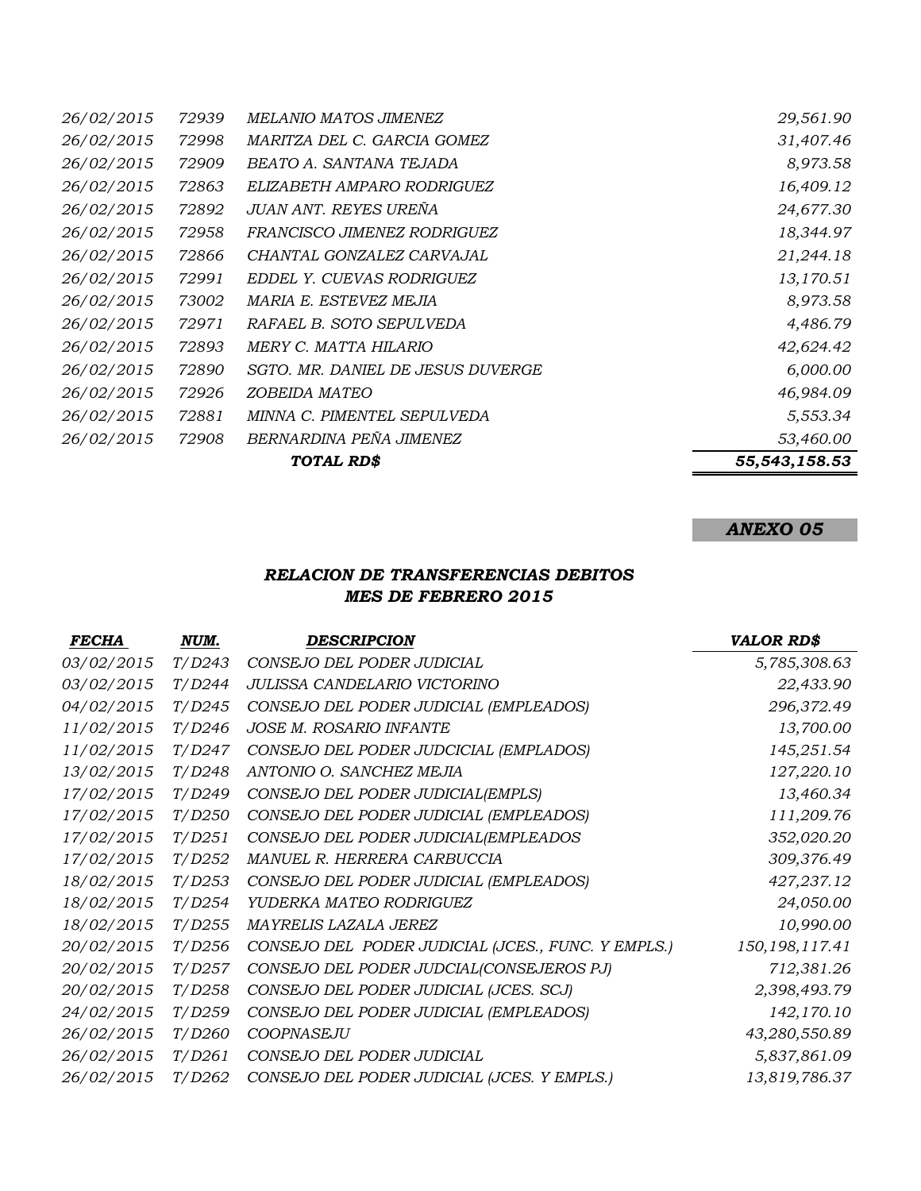| | | | |
|---|---|---|---|
| *26/02/2015* | *72939* | *MELANIO MATOS JIMENEZ* | *29,561.90* |
| *26/02/2015* | *72998* | *MARITZA DEL C. GARCIA GOMEZ* | *31,407.46* |
| *26/02/2015* | *72909* | *BEATO A. SANTANA TEJADA* | *8,973.58* |
| *26/02/2015* | *72863* | *ELIZABETH AMPARO RODRIGUEZ* | *16,409.12* |
| *26/02/2015* | *72892* | *JUAN ANT. REYES UREÑA* | *24,677.30* |
| *26/02/2015* | *72958* | *FRANCISCO JIMENEZ RODRIGUEZ* | *18,344.97* |
| *26/02/2015* | *72866* | *CHANTAL GONZALEZ CARVAJAL* | *21,244.18* |
| *26/02/2015* | *72991* | *EDDEL Y. CUEVAS RODRIGUEZ* | *13,170.51* |
| *26/02/2015* | *73002* | *MARIA E. ESTEVEZ MEJIA* | *8,973.58* |
| *26/02/2015* | *72971* | *RAFAEL B. SOTO SEPULVEDA* | *4,486.79* |
| *26/02/2015* | *72893* | *MERY C. MATTA HILARIO* | *42,624.42* |
| *26/02/2015* | *72890* | *SGTO. MR. DANIEL DE JESUS DUVERGE* | *6,000.00* |
| *26/02/2015* | *72926* | *ZOBEIDA MATEO* | *46,984.09* |
| *26/02/2015* | *72881* | *MINNA C. PIMENTEL SEPULVEDA* | *5,553.34* |
| *26/02/2015* | *72908* | *BERNARDINA PEÑA JIMENEZ* | *53,460.00* |
| | | ***TOTAL RD$*** | ***55,543,158.53*** |

***ANEXO 05***

## *RELACION DE TRANSFERENCIAS DEBITOS*
## *MES DE FEBRERO 2015*

| ***FECHA*** | ***NUM.*** | ***DESCRIPCION*** | ***VALOR RD$*** |
|---|---|---|---|
| *03/02/2015* | *T/D243* | *CONSEJO DEL PODER JUDICIAL* | *5,785,308.63* |
| *03/02/2015* | *T/D244* | *JULISSA CANDELARIO VICTORINO* | *22,433.90* |
| *04/02/2015* | *T/D245* | *CONSEJO DEL PODER JUDICIAL (EMPLEADOS)* | *296,372.49* |
| *11/02/2015* | *T/D246* | *JOSE M. ROSARIO INFANTE* | *13,700.00* |
| *11/02/2015* | *T/D247* | *CONSEJO DEL PODER JUDCICIAL (EMPLADOS)* | *145,251.54* |
| *13/02/2015* | *T/D248* | *ANTONIO O. SANCHEZ MEJIA* | *127,220.10* |
| *17/02/2015* | *T/D249* | *CONSEJO DEL PODER JUDICIAL(EMPLS)* | *13,460.34* |
| *17/02/2015* | *T/D250* | *CONSEJO DEL PODER JUDICIAL (EMPLEADOS)* | *111,209.76* |
| *17/02/2015* | *T/D251* | *CONSEJO DEL PODER JUDICIAL(EMPLEADOS* | *352,020.20* |
| *17/02/2015* | *T/D252* | *MANUEL R. HERRERA CARBUCCIA* | *309,376.49* |
| *18/02/2015* | *T/D253* | *CONSEJO DEL PODER JUDICIAL (EMPLEADOS)* | *427,237.12* |
| *18/02/2015* | *T/D254* | *YUDERKA MATEO RODRIGUEZ* | *24,050.00* |
| *18/02/2015* | *T/D255* | *MAYRELIS LAZALA JEREZ* | *10,990.00* |
| *20/02/2015* | *T/D256* | *CONSEJO DEL PODER JUDICIAL (JCES., FUNC. Y EMPLS.)* | *150,198,117.41* |
| *20/02/2015* | *T/D257* | *CONSEJO DEL PODER JUDCIAL(CONSEJEROS PJ)* | *712,381.26* |
| *20/02/2015* | *T/D258* | *CONSEJO DEL PODER JUDICIAL (JCES. SCJ)* | *2,398,493.79* |
| *24/02/2015* | *T/D259* | *CONSEJO DEL PODER JUDICIAL (EMPLEADOS)* | *142,170.10* |
| *26/02/2015* | *T/D260* | *COOPNASEJU* | *43,280,550.89* |
| *26/02/2015* | *T/D261* | *CONSEJO DEL PODER JUDICIAL* | *5,837,861.09* |
| *26/02/2015* | *T/D262* | *CONSEJO DEL PODER JUDICIAL (JCES. Y EMPLS.)* | *13,819,786.37* |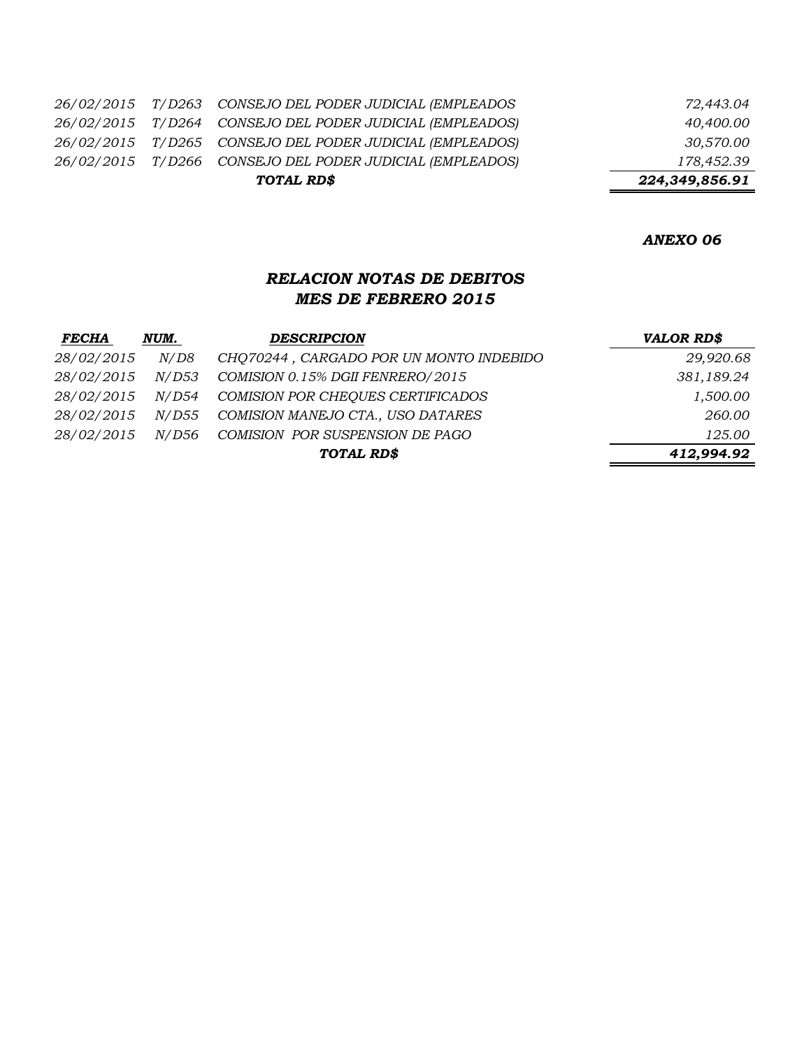| | | | |
|---|---|---|---|
| 26/02/2015 | T/D263 | CONSEJO DEL PODER JUDICIAL (EMPLEADOS | 72,443.04 |
| 26/02/2015 | T/D264 | CONSEJO DEL PODER JUDICIAL (EMPLEADOS) | 40,400.00 |
| 26/02/2015 | T/D265 | CONSEJO DEL PODER JUDICIAL (EMPLEADOS) | 30,570.00 |
| 26/02/2015 | T/D266 | CONSEJO DEL PODER JUDICIAL (EMPLEADOS) | 178,452.39 |
| | | **TOTAL RD$** | **224,349,856.91** |

***ANEXO 06***

## *RELACION NOTAS DE DEBITOS*
## *MES DE FEBRERO 2015*

| *FECHA* | *NUM.* | *DESCRIPCION* | *VALOR RD$* |
|---|---|---|---|
| 28/02/2015 | N/D8 | CHQ70244 , CARGADO POR UN MONTO INDEBIDO | 29,920.68 |
| 28/02/2015 | N/D53 | COMISION 0.15% DGII FENRERO/2015 | 381,189.24 |
| 28/02/2015 | N/D54 | COMISION POR CHEQUES CERTIFICADOS | 1,500.00 |
| 28/02/2015 | N/D55 | COMISION MANEJO CTA., USO DATARES | 260.00 |
| 28/02/2015 | N/D56 | COMISION POR SUSPENSION DE PAGO | 125.00 |
| | | **TOTAL RD$** | **412,994.92** |